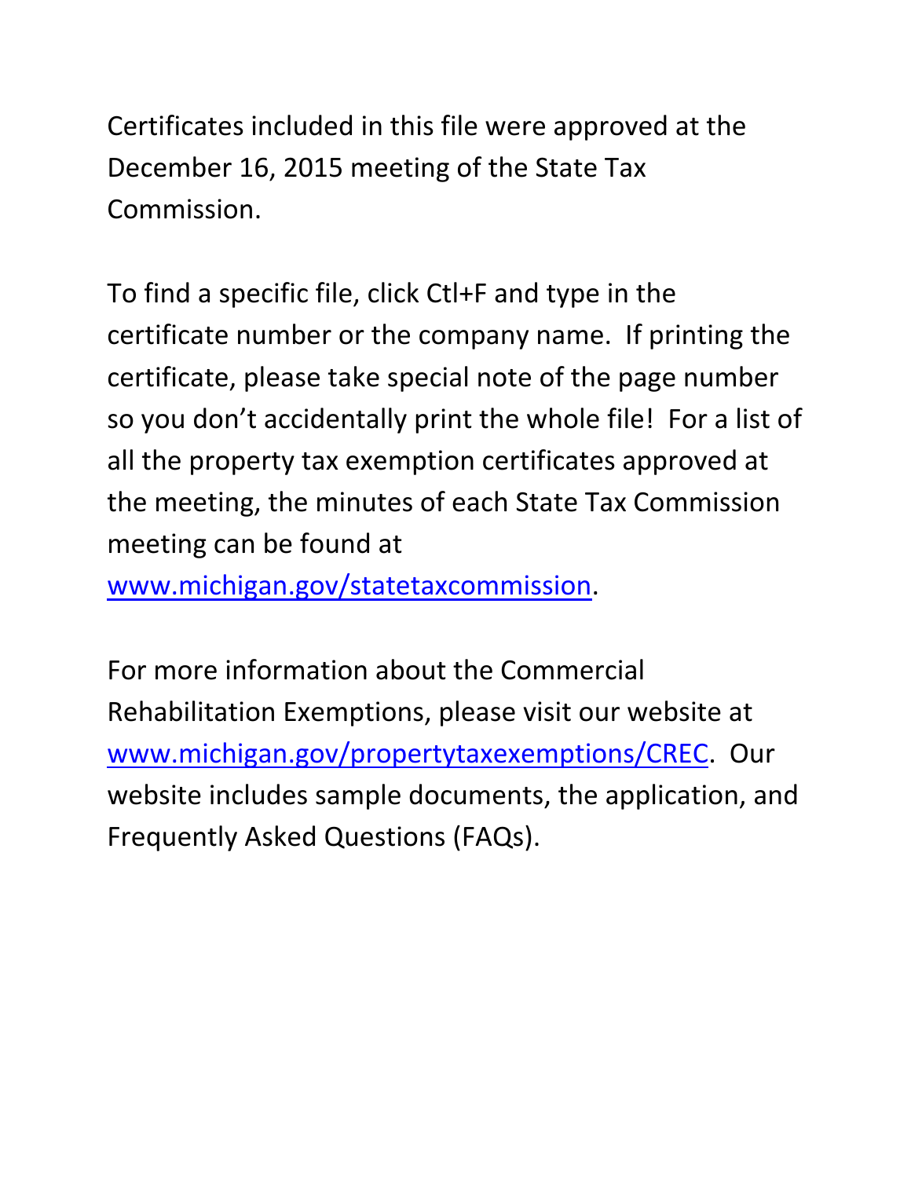Certificates included in this file were approved at the December 16, 2015 meeting of the State Tax Commission.

To find a specific file, click Ctl+F and type in the certificate number or the company name. If printing the certificate, please take special note of the page number so you don't accidentally print the whole file! For a list of all the property tax exemption certificates approved at the meeting, the minutes of each State Tax Commission meeting can be found at www.michigan.gov/statetaxcommission.

For more information about the Commercial Rehabilitation Exemptions, please visit our website at www.michigan.gov/propertytaxexemptions/CREC. Our website includes sample documents, the application, and Frequently Asked Questions (FAQs).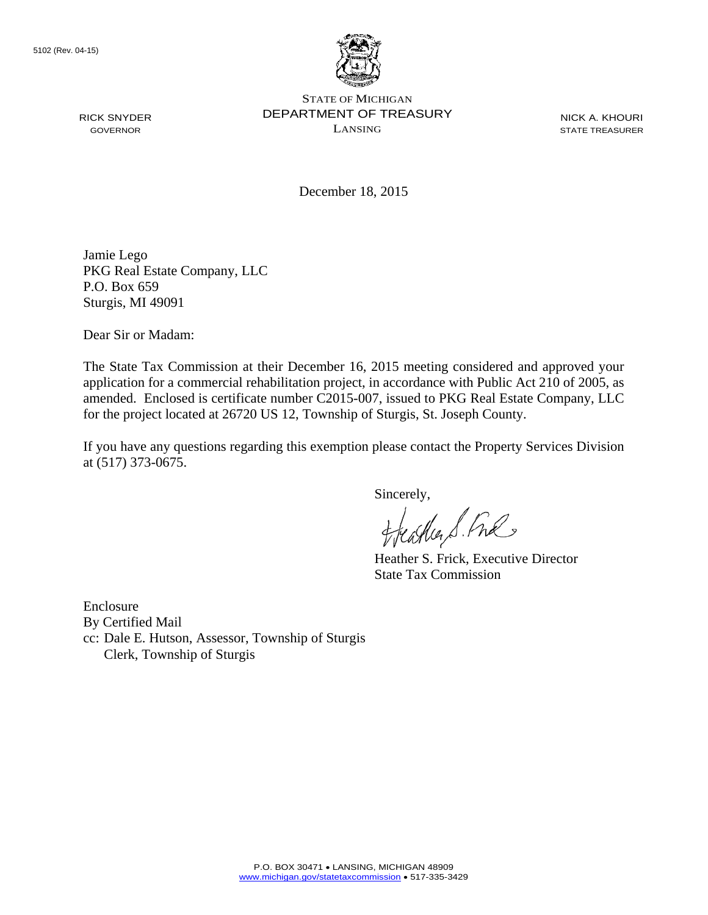5102 (Rev. 04-15)

STATE OF MICHIGAN
DEPARTMENT OF TREASURY
LANSING

RICK SNYDER
GOVERNOR

NICK A. KHOURI
STATE TREASURER

December 18, 2015

Jamie Lego
PKG Real Estate Company, LLC
P.O. Box 659
Sturgis, MI 49091

Dear Sir or Madam:

The State Tax Commission at their December 16, 2015 meeting considered and approved your application for a commercial rehabilitation project, in accordance with Public Act 210 of 2005, as amended. Enclosed is certificate number C2015-007, issued to PKG Real Estate Company, LLC for the project located at 26720 US 12, Township of Sturgis, St. Joseph County.

If you have any questions regarding this exemption please contact the Property Services Division at (517) 373-0675.

Sincerely,

Heather S. Frick, Executive Director
State Tax Commission

Enclosure
By Certified Mail
cc: Dale E. Hutson, Assessor, Township of Sturgis
Clerk, Township of Sturgis

P.O. BOX 30471 • LANSING, MICHIGAN 48909
www.michigan.gov/statetaxcommission • 517-335-3429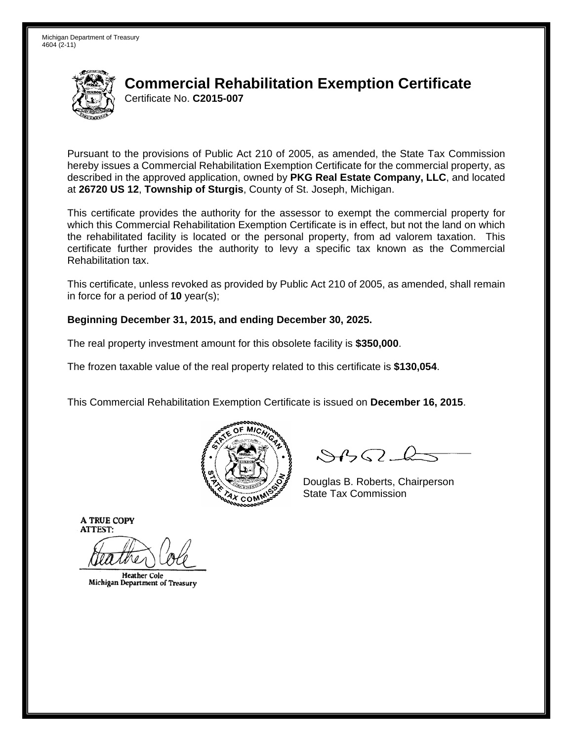Michigan Department of Treasury
4604 (2-11)

# Commercial Rehabilitation Exemption Certificate

Certificate No. **C2015-007**

Pursuant to the provisions of Public Act 210 of 2005, as amended, the State Tax Commission hereby issues a Commercial Rehabilitation Exemption Certificate for the commercial property, as described in the approved application, owned by **PKG Real Estate Company, LLC**, and located at **26720 US 12**, **Township of Sturgis**, County of St. Joseph, Michigan.

This certificate provides the authority for the assessor to exempt the commercial property for which this Commercial Rehabilitation Exemption Certificate is in effect, but not the land on which the rehabilitated facility is located or the personal property, from ad valorem taxation. This certificate further provides the authority to levy a specific tax known as the Commercial Rehabilitation tax.

This certificate, unless revoked as provided by Public Act 210 of 2005, as amended, shall remain in force for a period of **10** year(s);

**Beginning December 31, 2015, and ending December 30, 2025.**

The real property investment amount for this obsolete facility is **$350,000**.

The frozen taxable value of the real property related to this certificate is **$130,054**.

This Commercial Rehabilitation Exemption Certificate is issued on **December 16, 2015**.

Douglas B. Roberts, Chairperson
State Tax Commission

A TRUE COPY
ATTEST:

Heather Cole
Michigan Department of Treasury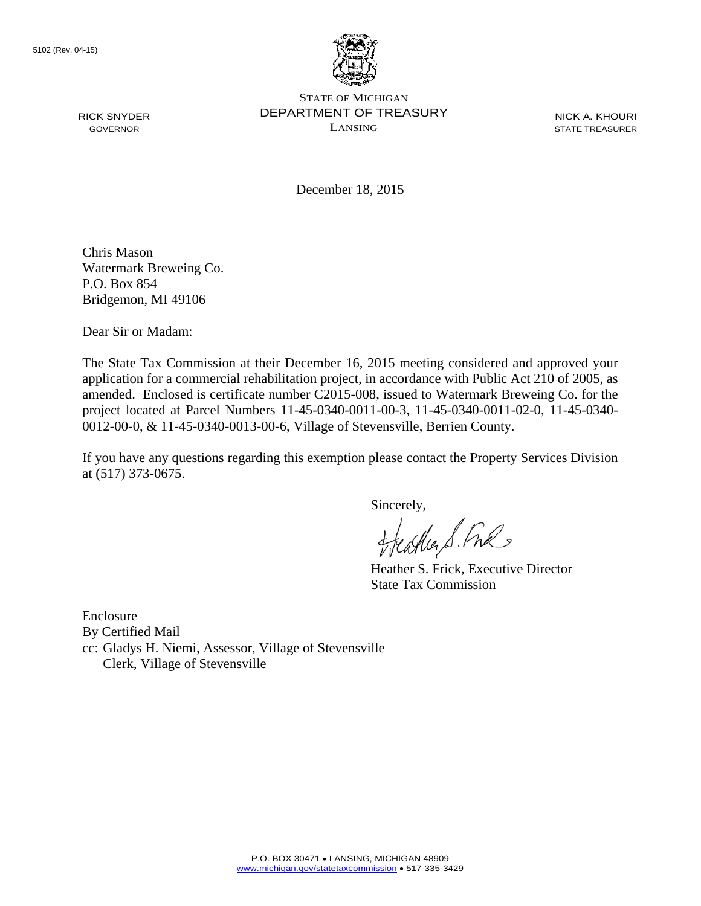5102 (Rev. 04-15)

STATE OF MICHIGAN
DEPARTMENT OF TREASURY
LANSING

RICK SNYDER
GOVERNOR

NICK A. KHOURI
STATE TREASURER

December 18, 2015

Chris Mason
Watermark Breweing Co.
P.O. Box 854
Bridgemon, MI 49106

Dear Sir or Madam:

The State Tax Commission at their December 16, 2015 meeting considered and approved your application for a commercial rehabilitation project, in accordance with Public Act 210 of 2005, as amended. Enclosed is certificate number C2015-008, issued to Watermark Breweing Co. for the project located at Parcel Numbers 11-45-0340-0011-00-3, 11-45-0340-0011-02-0, 11-45-0340-0012-00-0, & 11-45-0340-0013-00-6, Village of Stevensville, Berrien County.

If you have any questions regarding this exemption please contact the Property Services Division at (517) 373-0675.

Sincerely,

Heather S. Frick, Executive Director
State Tax Commission

Enclosure
By Certified Mail
cc: Gladys H. Niemi, Assessor, Village of Stevensville
Clerk, Village of Stevensville

P.O. BOX 30471 • LANSING, MICHIGAN 48909
www.michigan.gov/statetaxcommission • 517-335-3429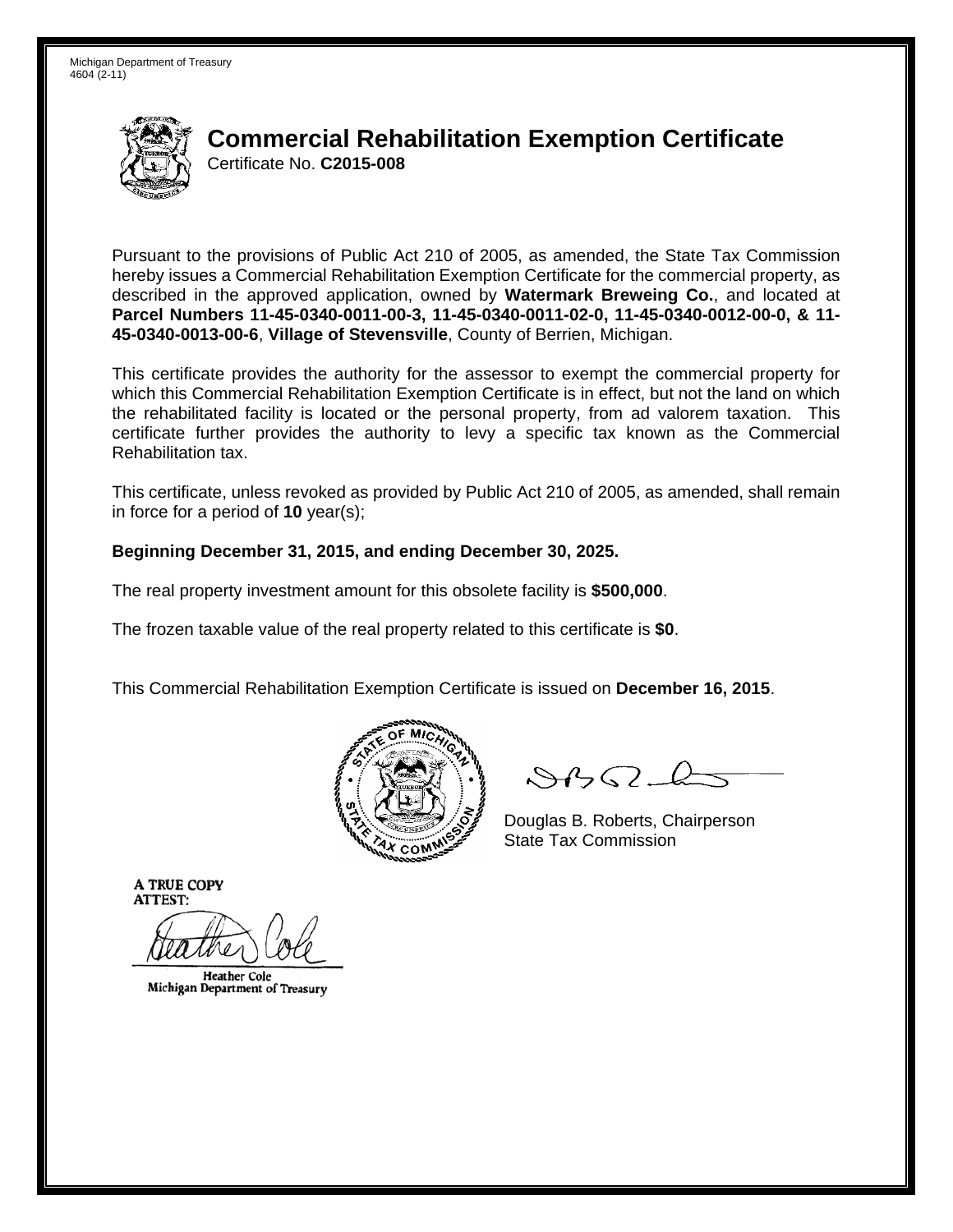Michigan Department of Treasury
4604 (2-11)

# Commercial Rehabilitation Exemption Certificate

Certificate No. **C2015-008**

Pursuant to the provisions of Public Act 210 of 2005, as amended, the State Tax Commission hereby issues a Commercial Rehabilitation Exemption Certificate for the commercial property, as described in the approved application, owned by **Watermark Breweing Co.**, and located at **Parcel Numbers 11-45-0340-0011-00-3, 11-45-0340-0011-02-0, 11-45-0340-0012-00-0, & 11-45-0340-0013-00-6**, **Village of Stevensville**, County of Berrien, Michigan.

This certificate provides the authority for the assessor to exempt the commercial property for which this Commercial Rehabilitation Exemption Certificate is in effect, but not the land on which the rehabilitated facility is located or the personal property, from ad valorem taxation. This certificate further provides the authority to levy a specific tax known as the Commercial Rehabilitation tax.

This certificate, unless revoked as provided by Public Act 210 of 2005, as amended, shall remain in force for a period of **10** year(s);

**Beginning December 31, 2015, and ending December 30, 2025.**

The real property investment amount for this obsolete facility is **$500,000**.

The frozen taxable value of the real property related to this certificate is **$0**.

This Commercial Rehabilitation Exemption Certificate is issued on **December 16, 2015**.

Douglas B. Roberts, Chairperson
State Tax Commission

A TRUE COPY
ATTEST:

Heather Cole
Michigan Department of Treasury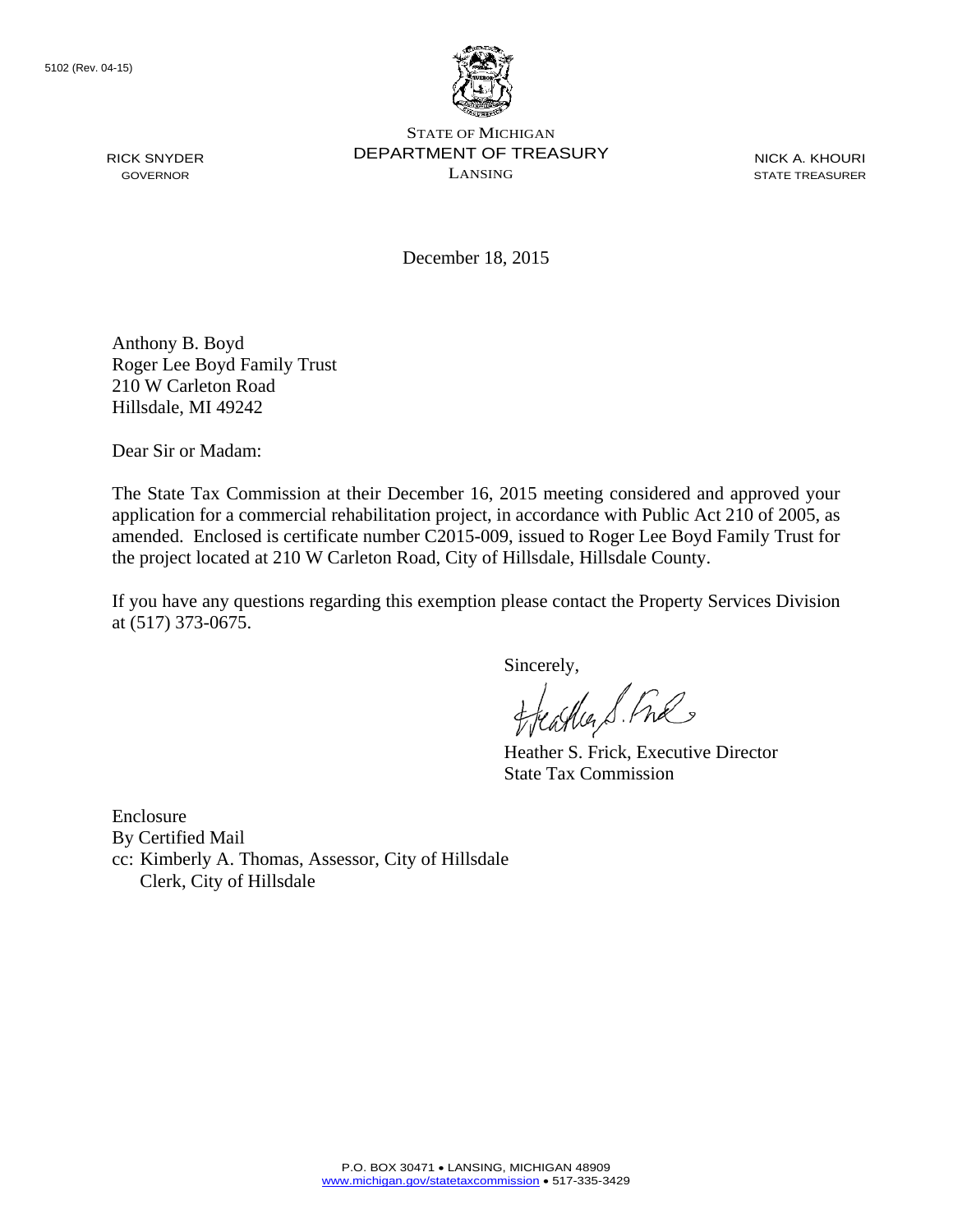5102 (Rev. 04-15)

RICK SNYDER
GOVERNOR

STATE OF MICHIGAN
DEPARTMENT OF TREASURY
LANSING

NICK A. KHOURI
STATE TREASURER

December 18, 2015

Anthony B. Boyd
Roger Lee Boyd Family Trust
210 W Carleton Road
Hillsdale, MI 49242

Dear Sir or Madam:

The State Tax Commission at their December 16, 2015 meeting considered and approved your application for a commercial rehabilitation project, in accordance with Public Act 210 of 2005, as amended. Enclosed is certificate number C2015-009, issued to Roger Lee Boyd Family Trust for the project located at 210 W Carleton Road, City of Hillsdale, Hillsdale County.

If you have any questions regarding this exemption please contact the Property Services Division at (517) 373-0675.

Sincerely,

Heather S. Frick, Executive Director
State Tax Commission

Enclosure
By Certified Mail
cc: Kimberly A. Thomas, Assessor, City of Hillsdale
Clerk, City of Hillsdale

P.O. BOX 30471 • LANSING, MICHIGAN 48909
www.michigan.gov/statetaxcommission • 517-335-3429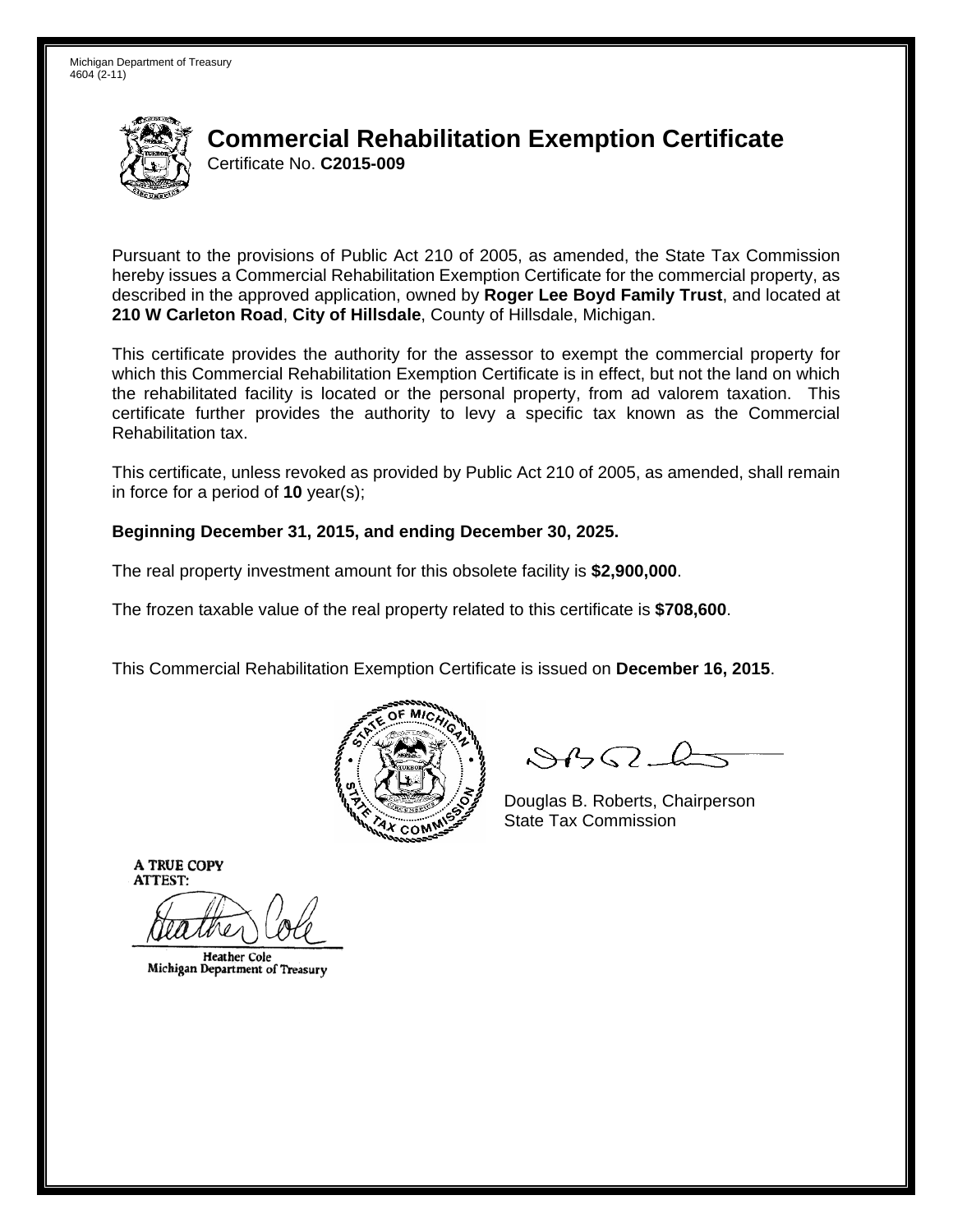Michigan Department of Treasury
4604 (2-11)

# Commercial Rehabilitation Exemption Certificate

Certificate No. **C2015-009**

Pursuant to the provisions of Public Act 210 of 2005, as amended, the State Tax Commission hereby issues a Commercial Rehabilitation Exemption Certificate for the commercial property, as described in the approved application, owned by **Roger Lee Boyd Family Trust**, and located at **210 W Carleton Road**, **City of Hillsdale**, County of Hillsdale, Michigan.

This certificate provides the authority for the assessor to exempt the commercial property for which this Commercial Rehabilitation Exemption Certificate is in effect, but not the land on which the rehabilitated facility is located or the personal property, from ad valorem taxation. This certificate further provides the authority to levy a specific tax known as the Commercial Rehabilitation tax.

This certificate, unless revoked as provided by Public Act 210 of 2005, as amended, shall remain in force for a period of **10** year(s);

**Beginning December 31, 2015, and ending December 30, 2025.**

The real property investment amount for this obsolete facility is **$2,900,000**.

The frozen taxable value of the real property related to this certificate is **$708,600**.

This Commercial Rehabilitation Exemption Certificate is issued on **December 16, 2015**.

Douglas B. Roberts, Chairperson
State Tax Commission

A TRUE COPY
ATTEST:

Heather Cole
Michigan Department of Treasury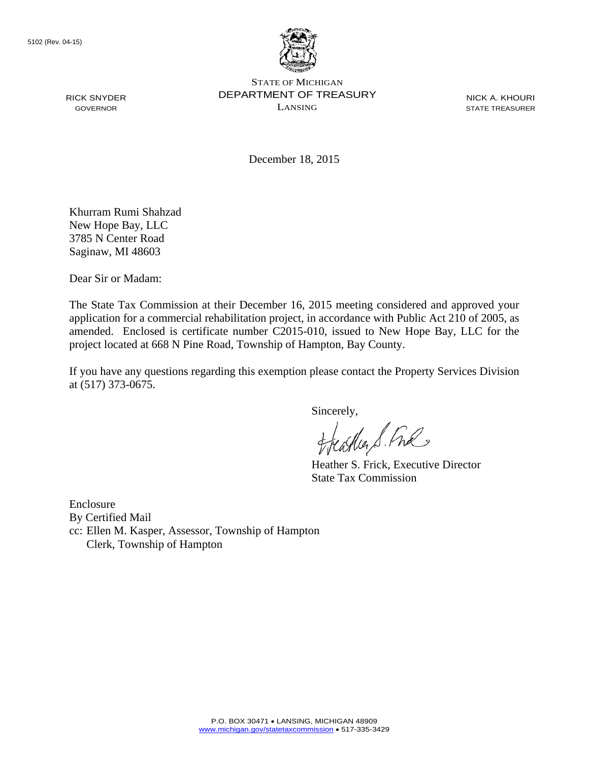5102 (Rev. 04-15)

STATE OF MICHIGAN
DEPARTMENT OF TREASURY
LANSING

RICK SNYDER
GOVERNOR

NICK A. KHOURI
STATE TREASURER

December 18, 2015

Khurram Rumi Shahzad
New Hope Bay, LLC
3785 N Center Road
Saginaw, MI 48603

Dear Sir or Madam:

The State Tax Commission at their December 16, 2015 meeting considered and approved your application for a commercial rehabilitation project, in accordance with Public Act 210 of 2005, as amended. Enclosed is certificate number C2015-010, issued to New Hope Bay, LLC for the project located at 668 N Pine Road, Township of Hampton, Bay County.

If you have any questions regarding this exemption please contact the Property Services Division at (517) 373-0675.

Sincerely,

Heather S. Frick, Executive Director
State Tax Commission

Enclosure
By Certified Mail
cc: Ellen M. Kasper, Assessor, Township of Hampton
Clerk, Township of Hampton

P.O. BOX 30471 • LANSING, MICHIGAN 48909
www.michigan.gov/statetaxcommission • 517-335-3429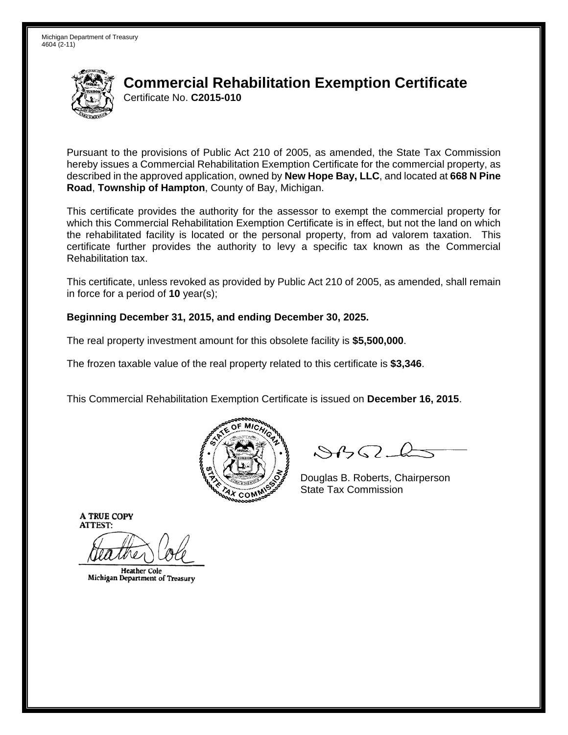Michigan Department of Treasury
4604 (2-11)

# Commercial Rehabilitation Exemption Certificate

Certificate No. **C2015-010**

Pursuant to the provisions of Public Act 210 of 2005, as amended, the State Tax Commission hereby issues a Commercial Rehabilitation Exemption Certificate for the commercial property, as described in the approved application, owned by **New Hope Bay, LLC**, and located at **668 N Pine Road**, **Township of Hampton**, County of Bay, Michigan.

This certificate provides the authority for the assessor to exempt the commercial property for which this Commercial Rehabilitation Exemption Certificate is in effect, but not the land on which the rehabilitated facility is located or the personal property, from ad valorem taxation. This certificate further provides the authority to levy a specific tax known as the Commercial Rehabilitation tax.

This certificate, unless revoked as provided by Public Act 210 of 2005, as amended, shall remain in force for a period of **10** year(s);

**Beginning December 31, 2015, and ending December 30, 2025.**

The real property investment amount for this obsolete facility is **$5,500,000**.

The frozen taxable value of the real property related to this certificate is **$3,346**.

This Commercial Rehabilitation Exemption Certificate is issued on **December 16, 2015**.

Douglas B. Roberts, Chairperson
State Tax Commission

A TRUE COPY
ATTEST:

Heather Cole
Michigan Department of Treasury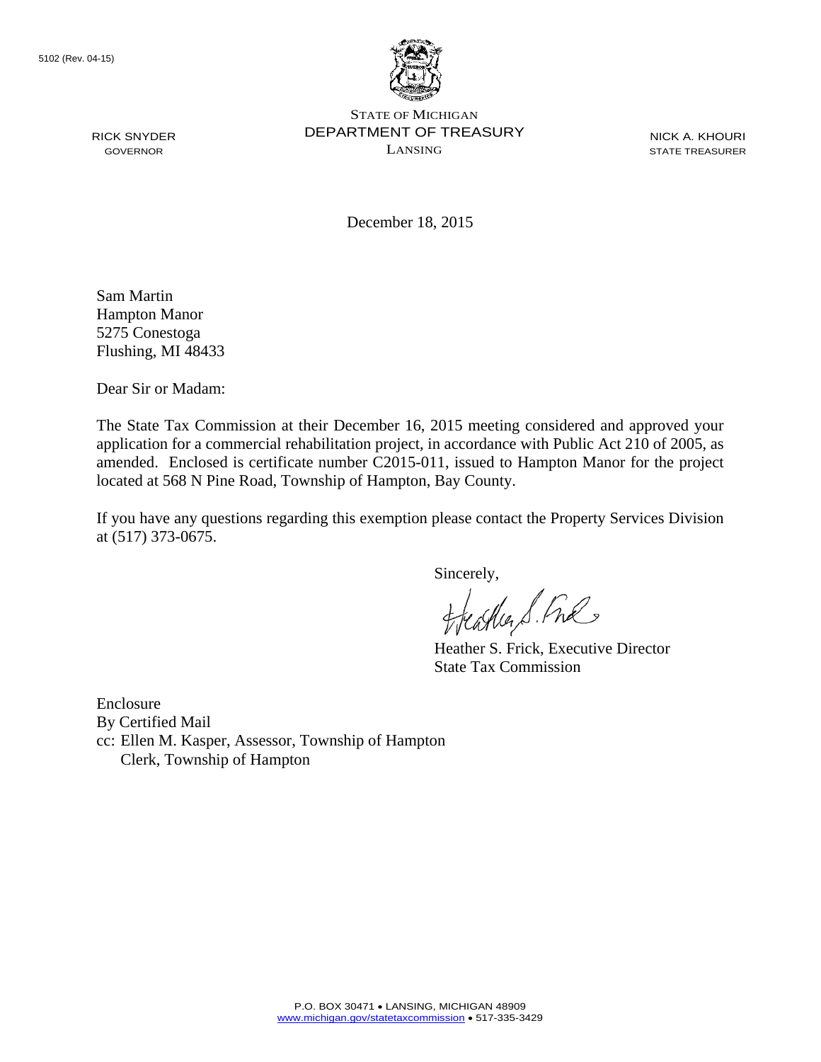5102 (Rev. 04-15)

RICK SNYDER
GOVERNOR

STATE OF MICHIGAN
DEPARTMENT OF TREASURY
LANSING

NICK A. KHOURI
STATE TREASURER

December 18, 2015

Sam Martin
Hampton Manor
5275 Conestoga
Flushing, MI 48433

Dear Sir or Madam:

The State Tax Commission at their December 16, 2015 meeting considered and approved your application for a commercial rehabilitation project, in accordance with Public Act 210 of 2005, as amended. Enclosed is certificate number C2015-011, issued to Hampton Manor for the project located at 568 N Pine Road, Township of Hampton, Bay County.

If you have any questions regarding this exemption please contact the Property Services Division at (517) 373-0675.

Sincerely,

Heather S. Frick, Executive Director
State Tax Commission

Enclosure
By Certified Mail
cc: Ellen M. Kasper, Assessor, Township of Hampton
Clerk, Township of Hampton

P.O. BOX 30471 • LANSING, MICHIGAN 48909
www.michigan.gov/statetaxcommission • 517-335-3429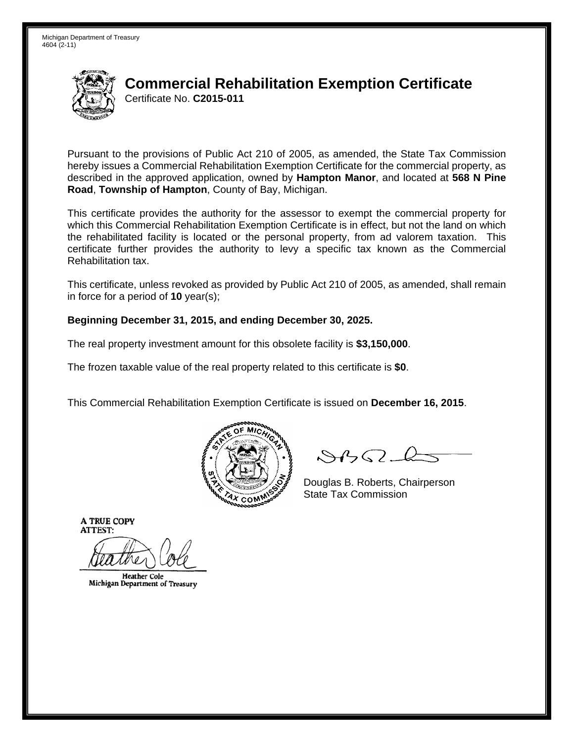Michigan Department of Treasury
4604 (2-11)

# Commercial Rehabilitation Exemption Certificate

Certificate No. **C2015-011**

Pursuant to the provisions of Public Act 210 of 2005, as amended, the State Tax Commission hereby issues a Commercial Rehabilitation Exemption Certificate for the commercial property, as described in the approved application, owned by **Hampton Manor**, and located at **568 N Pine Road**, **Township of Hampton**, County of Bay, Michigan.

This certificate provides the authority for the assessor to exempt the commercial property for which this Commercial Rehabilitation Exemption Certificate is in effect, but not the land on which the rehabilitated facility is located or the personal property, from ad valorem taxation. This certificate further provides the authority to levy a specific tax known as the Commercial Rehabilitation tax.

This certificate, unless revoked as provided by Public Act 210 of 2005, as amended, shall remain in force for a period of **10** year(s);

**Beginning December 31, 2015, and ending December 30, 2025.**

The real property investment amount for this obsolete facility is **$3,150,000**.

The frozen taxable value of the real property related to this certificate is **$0**.

This Commercial Rehabilitation Exemption Certificate is issued on **December 16, 2015**.

Douglas B. Roberts, Chairperson
State Tax Commission

A TRUE COPY
ATTEST:

Heather Cole
Michigan Department of Treasury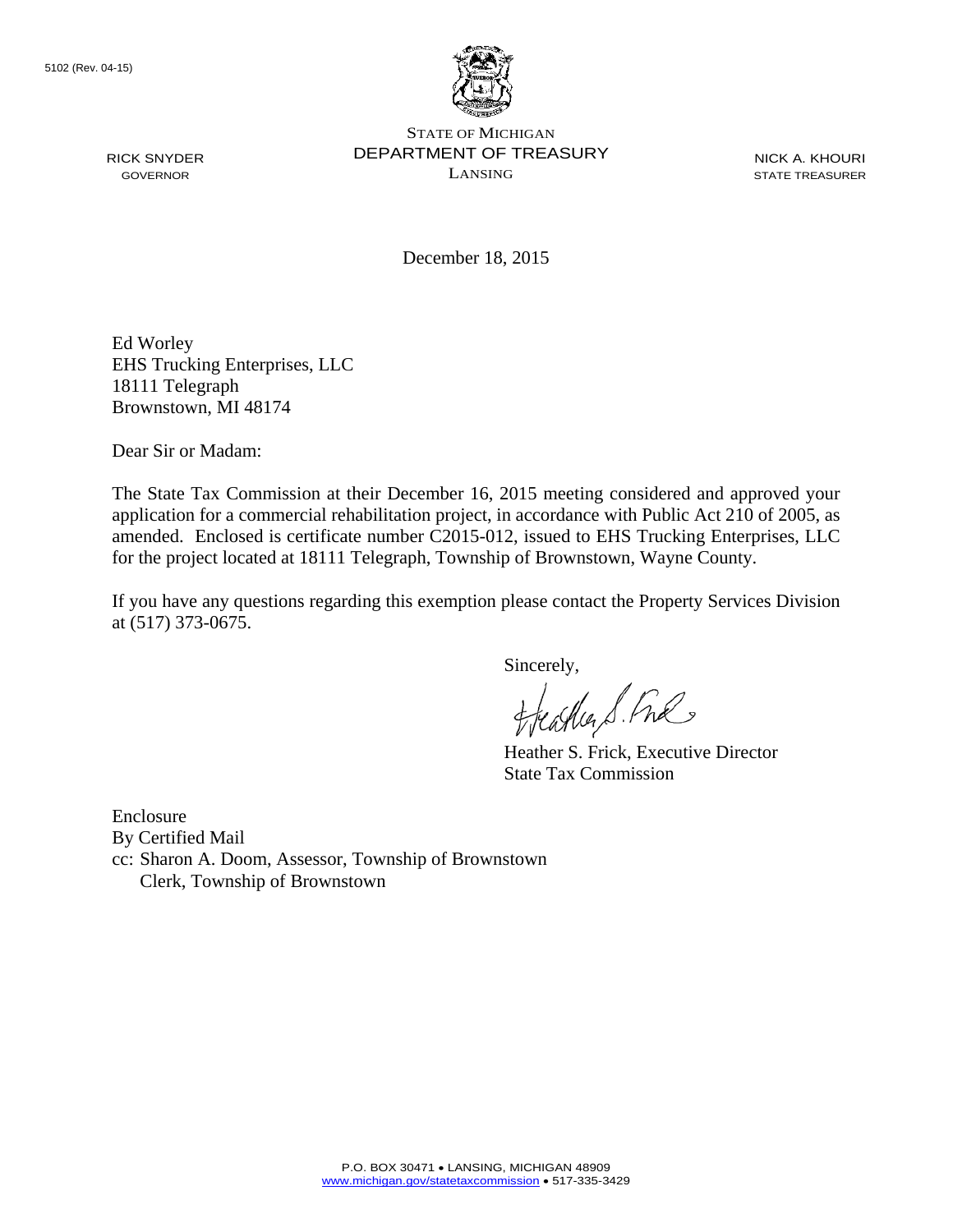5102 (Rev. 04-15)

RICK SNYDER
GOVERNOR

STATE OF MICHIGAN
DEPARTMENT OF TREASURY
LANSING

NICK A. KHOURI
STATE TREASURER

December 18, 2015

Ed Worley
EHS Trucking Enterprises, LLC
18111 Telegraph
Brownstown, MI 48174

Dear Sir or Madam:

The State Tax Commission at their December 16, 2015 meeting considered and approved your application for a commercial rehabilitation project, in accordance with Public Act 210 of 2005, as amended. Enclosed is certificate number C2015-012, issued to EHS Trucking Enterprises, LLC for the project located at 18111 Telegraph, Township of Brownstown, Wayne County.

If you have any questions regarding this exemption please contact the Property Services Division at (517) 373-0675.

Sincerely,

Heather S. Frick, Executive Director
State Tax Commission

Enclosure
By Certified Mail
cc: Sharon A. Doom, Assessor, Township of Brownstown
Clerk, Township of Brownstown

P.O. BOX 30471 • LANSING, MICHIGAN 48909
www.michigan.gov/statetaxcommission • 517-335-3429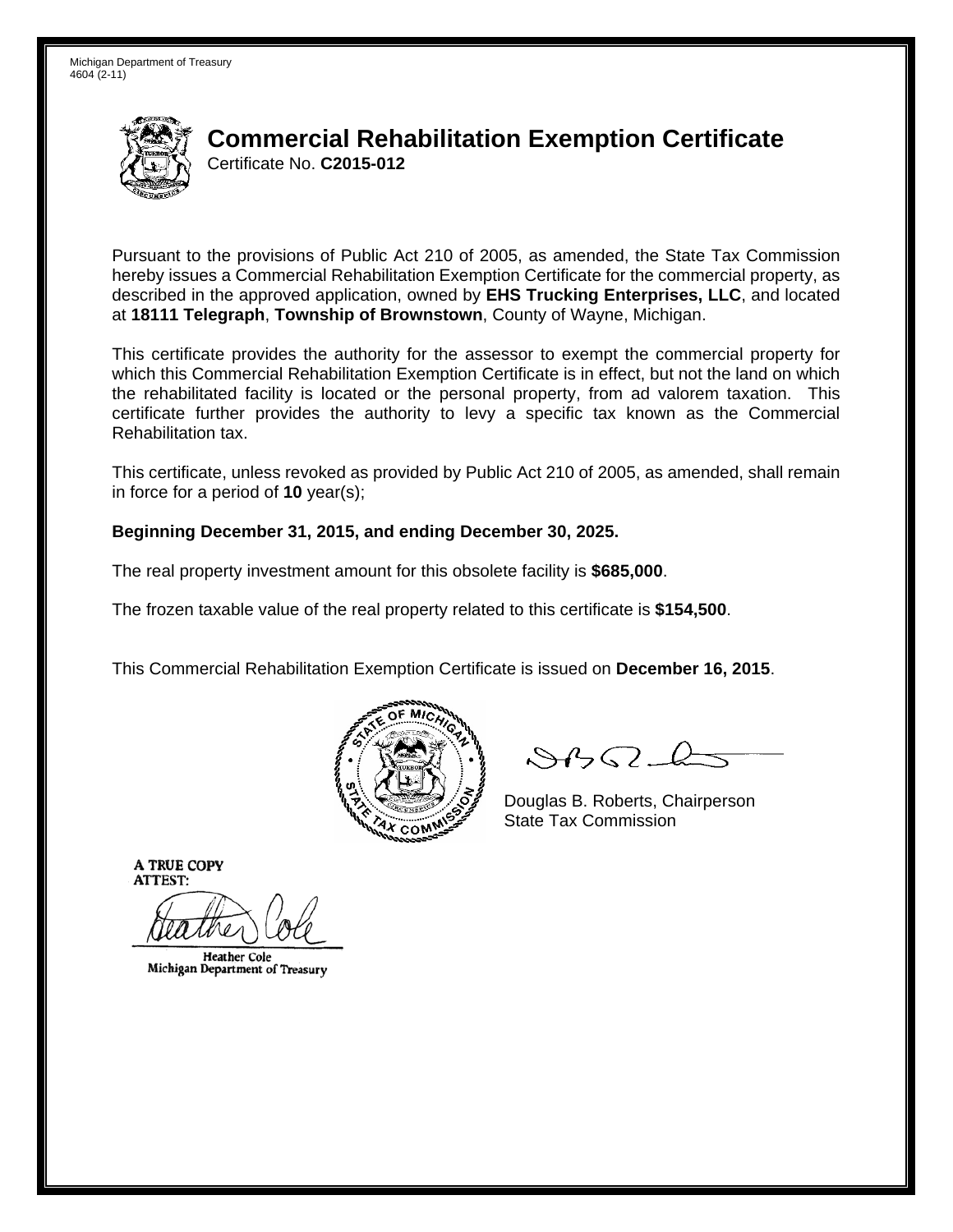Michigan Department of Treasury
4604 (2-11)

# Commercial Rehabilitation Exemption Certificate

Certificate No. **C2015-012**

Pursuant to the provisions of Public Act 210 of 2005, as amended, the State Tax Commission hereby issues a Commercial Rehabilitation Exemption Certificate for the commercial property, as described in the approved application, owned by **EHS Trucking Enterprises, LLC**, and located at **18111 Telegraph**, **Township of Brownstown**, County of Wayne, Michigan.

This certificate provides the authority for the assessor to exempt the commercial property for which this Commercial Rehabilitation Exemption Certificate is in effect, but not the land on which the rehabilitated facility is located or the personal property, from ad valorem taxation. This certificate further provides the authority to levy a specific tax known as the Commercial Rehabilitation tax.

This certificate, unless revoked as provided by Public Act 210 of 2005, as amended, shall remain in force for a period of **10** year(s);

**Beginning December 31, 2015, and ending December 30, 2025.**

The real property investment amount for this obsolete facility is **$685,000**.

The frozen taxable value of the real property related to this certificate is **$154,500**.

This Commercial Rehabilitation Exemption Certificate is issued on **December 16, 2015**.

Douglas B. Roberts, Chairperson
State Tax Commission

A TRUE COPY
ATTEST:

Heather Cole
Michigan Department of Treasury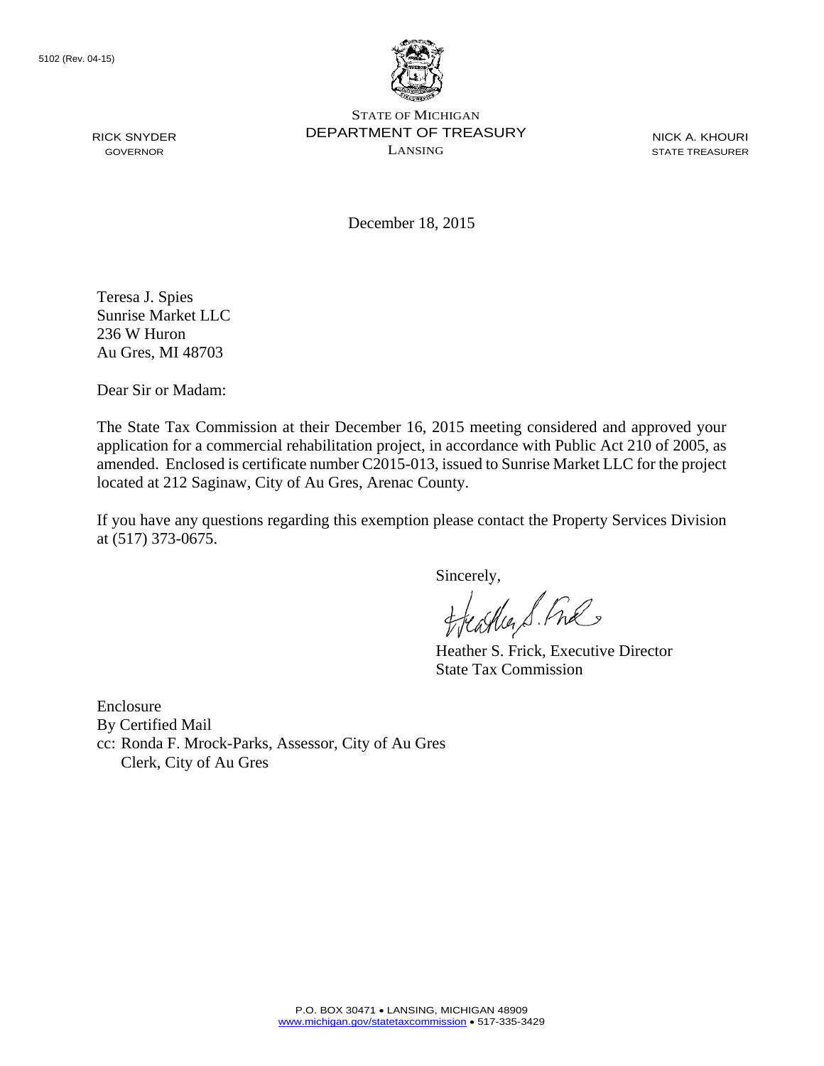5102 (Rev. 04-15)

STATE OF MICHIGAN
DEPARTMENT OF TREASURY
LANSING

RICK SNYDER
GOVERNOR

NICK A. KHOURI
STATE TREASURER

December 18, 2015

Teresa J. Spies
Sunrise Market LLC
236 W Huron
Au Gres, MI 48703

Dear Sir or Madam:

The State Tax Commission at their December 16, 2015 meeting considered and approved your application for a commercial rehabilitation project, in accordance with Public Act 210 of 2005, as amended. Enclosed is certificate number C2015-013, issued to Sunrise Market LLC for the project located at 212 Saginaw, City of Au Gres, Arenac County.

If you have any questions regarding this exemption please contact the Property Services Division at (517) 373-0675.

Sincerely,

Heather S. Frick, Executive Director
State Tax Commission

Enclosure
By Certified Mail
cc: Ronda F. Mrock-Parks, Assessor, City of Au Gres
Clerk, City of Au Gres

P.O. BOX 30471 • LANSING, MICHIGAN 48909
www.michigan.gov/statetaxcommission • 517-335-3429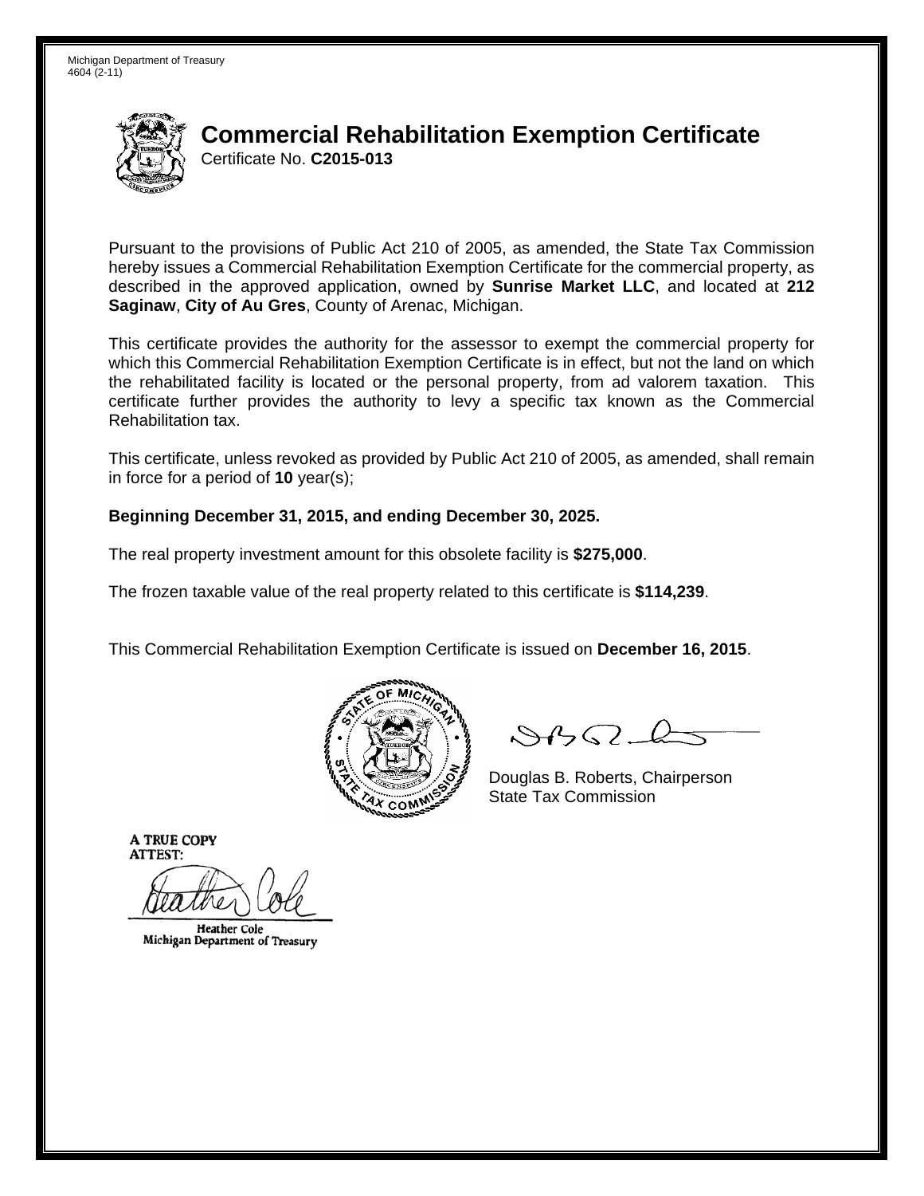Michigan Department of Treasury
4604 (2-11)

# Commercial Rehabilitation Exemption Certificate

Certificate No. **C2015-013**

Pursuant to the provisions of Public Act 210 of 2005, as amended, the State Tax Commission hereby issues a Commercial Rehabilitation Exemption Certificate for the commercial property, as described in the approved application, owned by **Sunrise Market LLC**, and located at **212 Saginaw**, **City of Au Gres**, County of Arenac, Michigan.

This certificate provides the authority for the assessor to exempt the commercial property for which this Commercial Rehabilitation Exemption Certificate is in effect, but not the land on which the rehabilitated facility is located or the personal property, from ad valorem taxation. This certificate further provides the authority to levy a specific tax known as the Commercial Rehabilitation tax.

This certificate, unless revoked as provided by Public Act 210 of 2005, as amended, shall remain in force for a period of **10** year(s);

**Beginning December 31, 2015, and ending December 30, 2025.**

The real property investment amount for this obsolete facility is **$275,000**.

The frozen taxable value of the real property related to this certificate is **$114,239**.

This Commercial Rehabilitation Exemption Certificate is issued on **December 16, 2015**.

Douglas B. Roberts, Chairperson
State Tax Commission

A TRUE COPY
ATTEST:

Heather Cole
Michigan Department of Treasury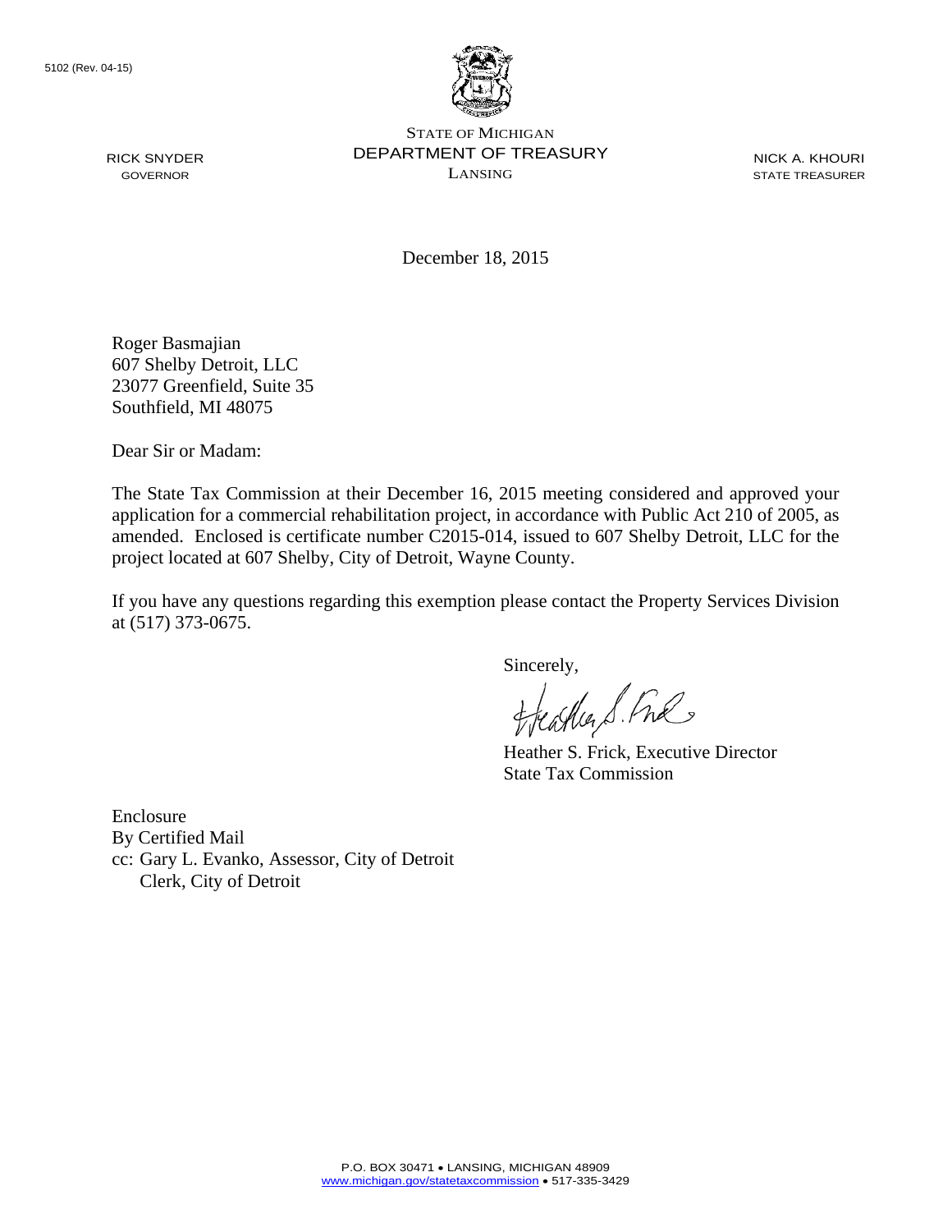5102 (Rev. 04-15)

STATE OF MICHIGAN
DEPARTMENT OF TREASURY
LANSING

RICK SNYDER
GOVERNOR

NICK A. KHOURI
STATE TREASURER

December 18, 2015

Roger Basmajian
607 Shelby Detroit, LLC
23077 Greenfield, Suite 35
Southfield, MI 48075

Dear Sir or Madam:

The State Tax Commission at their December 16, 2015 meeting considered and approved your application for a commercial rehabilitation project, in accordance with Public Act 210 of 2005, as amended. Enclosed is certificate number C2015-014, issued to 607 Shelby Detroit, LLC for the project located at 607 Shelby, City of Detroit, Wayne County.

If you have any questions regarding this exemption please contact the Property Services Division at (517) 373-0675.

Sincerely,

Heather S. Frick, Executive Director
State Tax Commission

Enclosure
By Certified Mail
cc: Gary L. Evanko, Assessor, City of Detroit
Clerk, City of Detroit

P.O. BOX 30471 • LANSING, MICHIGAN 48909
www.michigan.gov/statetaxcommission • 517-335-3429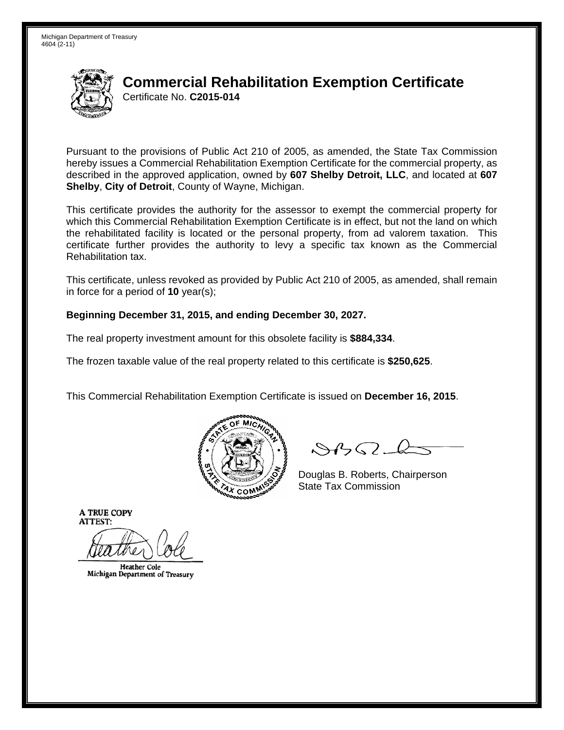Michigan Department of Treasury
4604 (2-11)

# Commercial Rehabilitation Exemption Certificate

Certificate No. **C2015-014**

Pursuant to the provisions of Public Act 210 of 2005, as amended, the State Tax Commission hereby issues a Commercial Rehabilitation Exemption Certificate for the commercial property, as described in the approved application, owned by **607 Shelby Detroit, LLC**, and located at **607 Shelby**, **City of Detroit**, County of Wayne, Michigan.

This certificate provides the authority for the assessor to exempt the commercial property for which this Commercial Rehabilitation Exemption Certificate is in effect, but not the land on which the rehabilitated facility is located or the personal property, from ad valorem taxation. This certificate further provides the authority to levy a specific tax known as the Commercial Rehabilitation tax.

This certificate, unless revoked as provided by Public Act 210 of 2005, as amended, shall remain in force for a period of **10** year(s);

**Beginning December 31, 2015, and ending December 30, 2027.**

The real property investment amount for this obsolete facility is **$884,334**.

The frozen taxable value of the real property related to this certificate is **$250,625**.

This Commercial Rehabilitation Exemption Certificate is issued on **December 16, 2015**.

Douglas B. Roberts, Chairperson
State Tax Commission

A TRUE COPY
ATTEST:

Heather Cole
Michigan Department of Treasury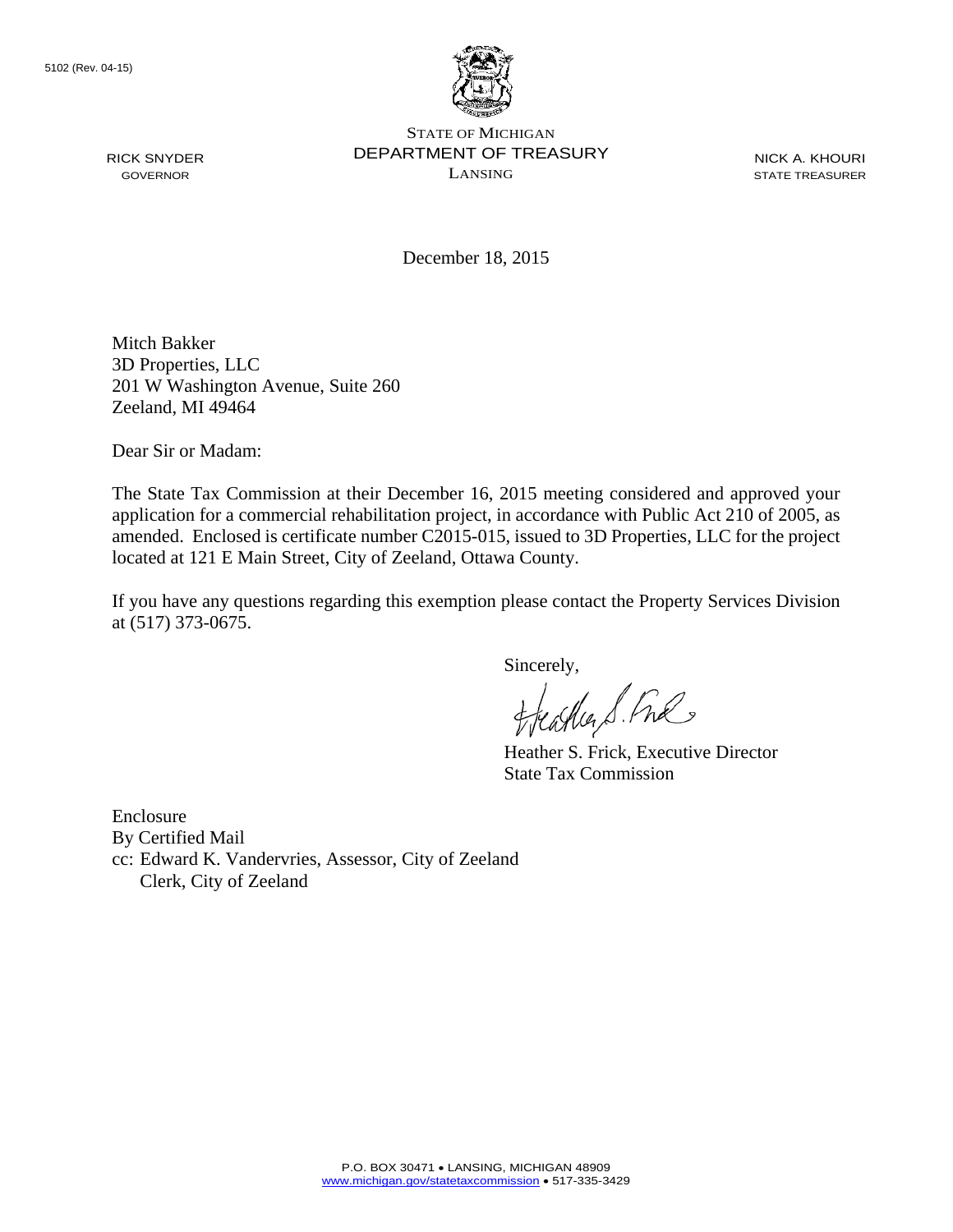5102 (Rev. 04-15)

STATE OF MICHIGAN
DEPARTMENT OF TREASURY
LANSING

RICK SNYDER
GOVERNOR

NICK A. KHOURI
STATE TREASURER

December 18, 2015

Mitch Bakker
3D Properties, LLC
201 W Washington Avenue, Suite 260
Zeeland, MI 49464

Dear Sir or Madam:

The State Tax Commission at their December 16, 2015 meeting considered and approved your application for a commercial rehabilitation project, in accordance with Public Act 210 of 2005, as amended. Enclosed is certificate number C2015-015, issued to 3D Properties, LLC for the project located at 121 E Main Street, City of Zeeland, Ottawa County.

If you have any questions regarding this exemption please contact the Property Services Division at (517) 373-0675.

Sincerely,

Heather S. Frick, Executive Director
State Tax Commission

Enclosure
By Certified Mail
cc: Edward K. Vandervries, Assessor, City of Zeeland
Clerk, City of Zeeland

P.O. BOX 30471 • LANSING, MICHIGAN 48909
www.michigan.gov/statetaxcommission • 517-335-3429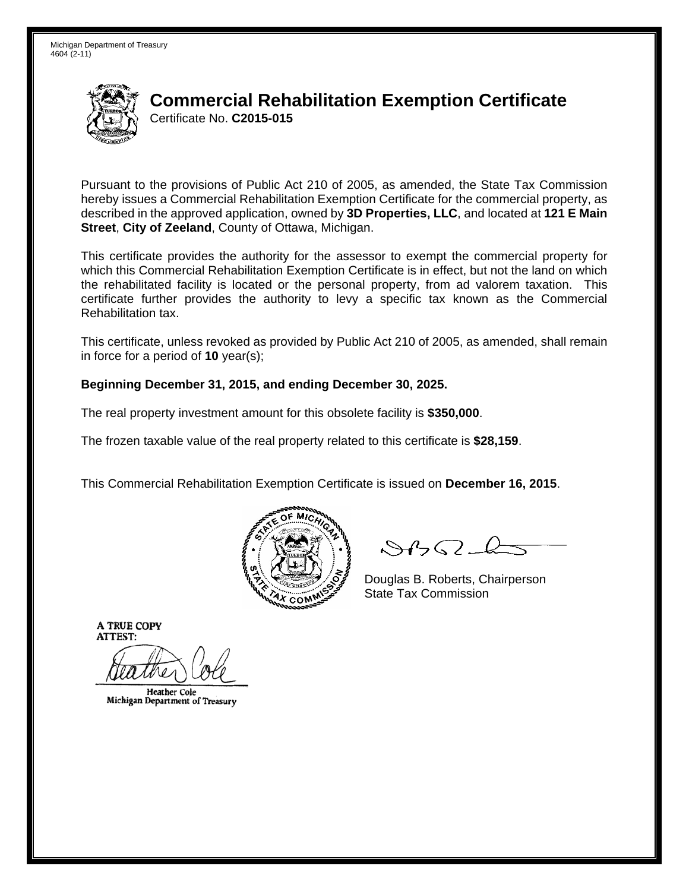Michigan Department of Treasury
4604 (2-11)

# Commercial Rehabilitation Exemption Certificate

Certificate No. **C2015-015**

Pursuant to the provisions of Public Act 210 of 2005, as amended, the State Tax Commission hereby issues a Commercial Rehabilitation Exemption Certificate for the commercial property, as described in the approved application, owned by **3D Properties, LLC**, and located at **121 E Main Street**, **City of Zeeland**, County of Ottawa, Michigan.

This certificate provides the authority for the assessor to exempt the commercial property for which this Commercial Rehabilitation Exemption Certificate is in effect, but not the land on which the rehabilitated facility is located or the personal property, from ad valorem taxation. This certificate further provides the authority to levy a specific tax known as the Commercial Rehabilitation tax.

This certificate, unless revoked as provided by Public Act 210 of 2005, as amended, shall remain in force for a period of **10** year(s);

**Beginning December 31, 2015, and ending December 30, 2025.**

The real property investment amount for this obsolete facility is **$350,000**.

The frozen taxable value of the real property related to this certificate is **$28,159**.

This Commercial Rehabilitation Exemption Certificate is issued on **December 16, 2015**.

Douglas B. Roberts, Chairperson
State Tax Commission

A TRUE COPY
ATTEST:

Heather Cole
Michigan Department of Treasury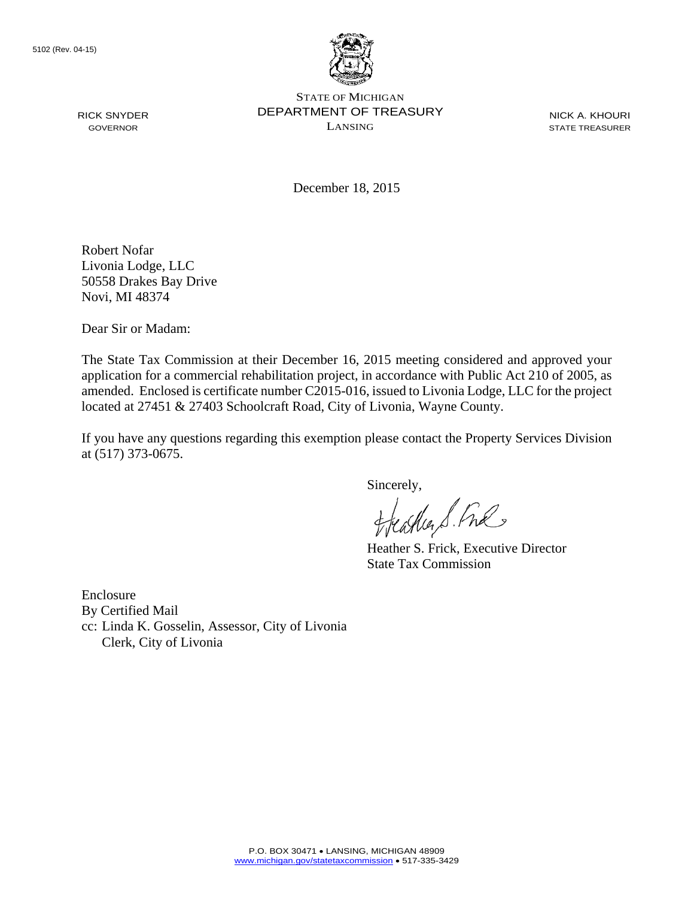5102 (Rev. 04-15)

STATE OF MICHIGAN
DEPARTMENT OF TREASURY
LANSING

RICK SNYDER
GOVERNOR

NICK A. KHOURI
STATE TREASURER

December 18, 2015

Robert Nofar
Livonia Lodge, LLC
50558 Drakes Bay Drive
Novi, MI 48374

Dear Sir or Madam:

The State Tax Commission at their December 16, 2015 meeting considered and approved your application for a commercial rehabilitation project, in accordance with Public Act 210 of 2005, as amended. Enclosed is certificate number C2015-016, issued to Livonia Lodge, LLC for the project located at 27451 & 27403 Schoolcraft Road, City of Livonia, Wayne County.

If you have any questions regarding this exemption please contact the Property Services Division at (517) 373-0675.

Sincerely,

Heather S. Frick, Executive Director
State Tax Commission

Enclosure
By Certified Mail
cc: Linda K. Gosselin, Assessor, City of Livonia
Clerk, City of Livonia

P.O. BOX 30471 • LANSING, MICHIGAN 48909
www.michigan.gov/statetaxcommission • 517-335-3429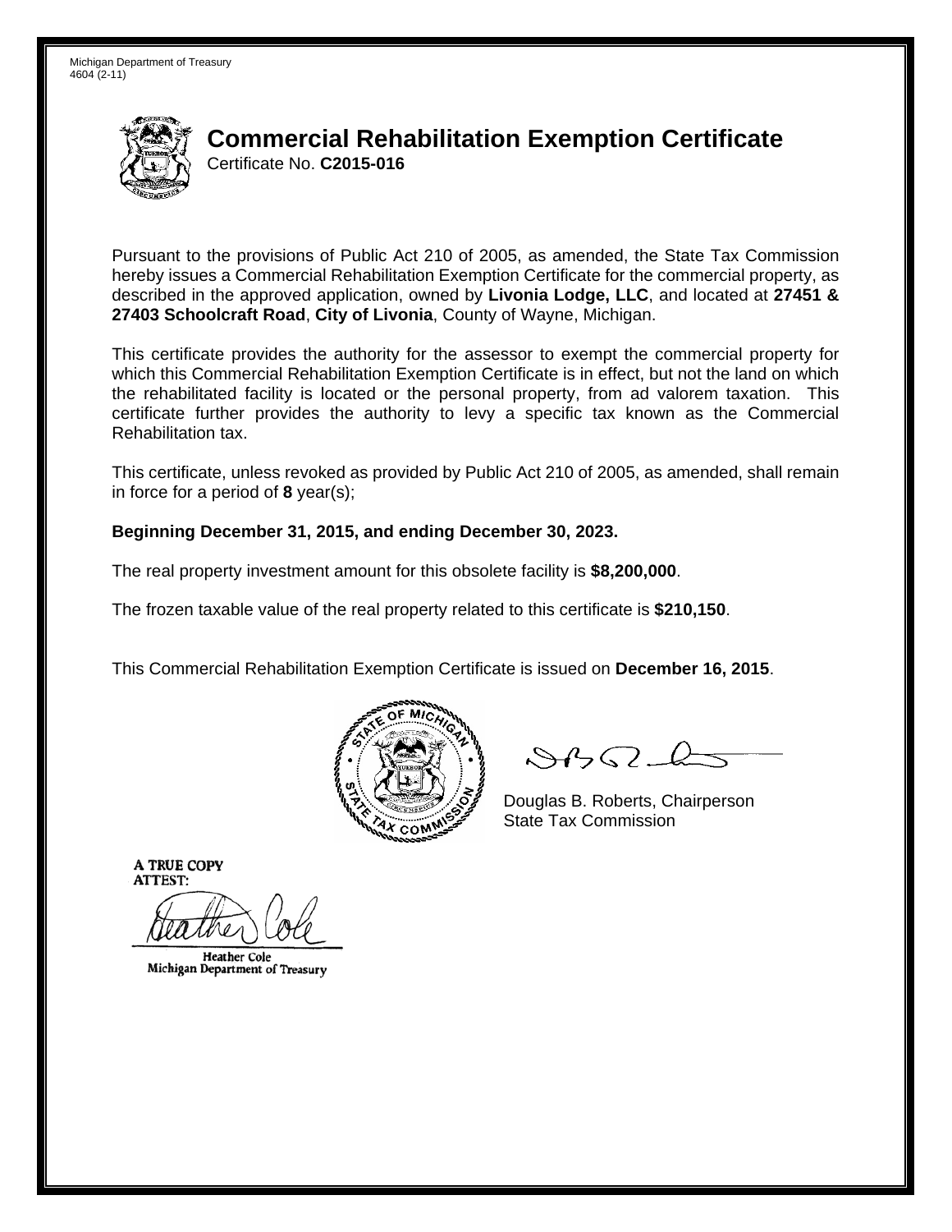Michigan Department of Treasury
4604 (2-11)

# Commercial Rehabilitation Exemption Certificate

Certificate No. **C2015-016**

Pursuant to the provisions of Public Act 210 of 2005, as amended, the State Tax Commission hereby issues a Commercial Rehabilitation Exemption Certificate for the commercial property, as described in the approved application, owned by **Livonia Lodge, LLC**, and located at **27451 & 27403 Schoolcraft Road**, **City of Livonia**, County of Wayne, Michigan.

This certificate provides the authority for the assessor to exempt the commercial property for which this Commercial Rehabilitation Exemption Certificate is in effect, but not the land on which the rehabilitated facility is located or the personal property, from ad valorem taxation. This certificate further provides the authority to levy a specific tax known as the Commercial Rehabilitation tax.

This certificate, unless revoked as provided by Public Act 210 of 2005, as amended, shall remain in force for a period of **8** year(s);

**Beginning December 31, 2015, and ending December 30, 2023.**

The real property investment amount for this obsolete facility is **$8,200,000**.

The frozen taxable value of the real property related to this certificate is **$210,150**.

This Commercial Rehabilitation Exemption Certificate is issued on **December 16, 2015**.

Douglas B. Roberts, Chairperson
State Tax Commission

A TRUE COPY
ATTEST:

Heather Cole
Michigan Department of Treasury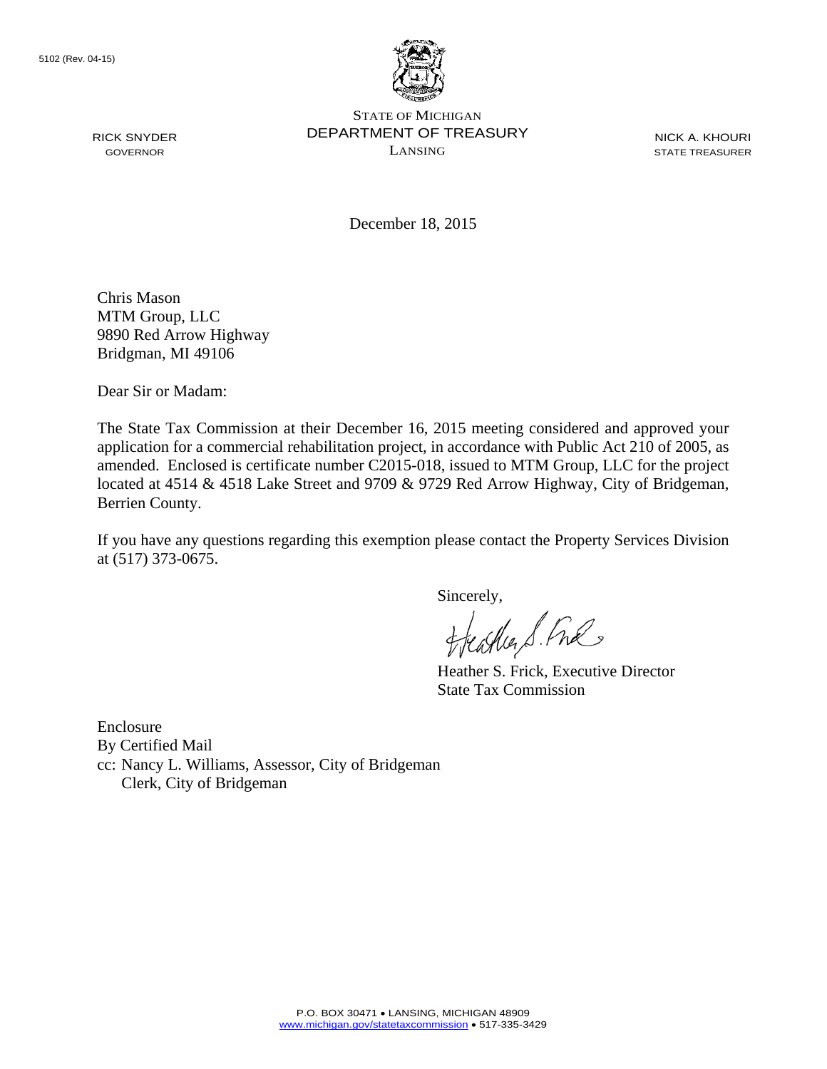5102 (Rev. 04-15)

STATE OF MICHIGAN
DEPARTMENT OF TREASURY
LANSING

RICK SNYDER
GOVERNOR

NICK A. KHOURI
STATE TREASURER

December 18, 2015

Chris Mason
MTM Group, LLC
9890 Red Arrow Highway
Bridgman, MI 49106

Dear Sir or Madam:

The State Tax Commission at their December 16, 2015 meeting considered and approved your application for a commercial rehabilitation project, in accordance with Public Act 210 of 2005, as amended. Enclosed is certificate number C2015-018, issued to MTM Group, LLC for the project located at 4514 & 4518 Lake Street and 9709 & 9729 Red Arrow Highway, City of Bridgeman, Berrien County.

If you have any questions regarding this exemption please contact the Property Services Division at (517) 373-0675.

Sincerely,

Heather S. Frick, Executive Director
State Tax Commission

Enclosure
By Certified Mail
cc: Nancy L. Williams, Assessor, City of Bridgeman
Clerk, City of Bridgeman

P.O. BOX 30471 • LANSING, MICHIGAN 48909
www.michigan.gov/statetaxcommission • 517-335-3429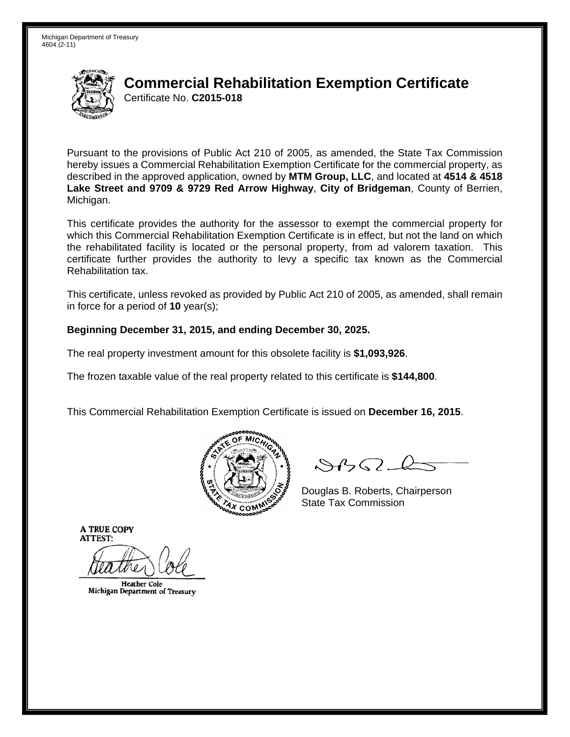Michigan Department of Treasury
4604 (2-11)

# Commercial Rehabilitation Exemption Certificate

Certificate No. **C2015-018**

Pursuant to the provisions of Public Act 210 of 2005, as amended, the State Tax Commission hereby issues a Commercial Rehabilitation Exemption Certificate for the commercial property, as described in the approved application, owned by **MTM Group, LLC**, and located at **4514 & 4518 Lake Street and 9709 & 9729 Red Arrow Highway**, **City of Bridgeman**, County of Berrien, Michigan.

This certificate provides the authority for the assessor to exempt the commercial property for which this Commercial Rehabilitation Exemption Certificate is in effect, but not the land on which the rehabilitated facility is located or the personal property, from ad valorem taxation. This certificate further provides the authority to levy a specific tax known as the Commercial Rehabilitation tax.

This certificate, unless revoked as provided by Public Act 210 of 2005, as amended, shall remain in force for a period of **10** year(s);

**Beginning December 31, 2015, and ending December 30, 2025.**

The real property investment amount for this obsolete facility is **$1,093,926**.

The frozen taxable value of the real property related to this certificate is **$144,800**.

This Commercial Rehabilitation Exemption Certificate is issued on **December 16, 2015**.

Douglas B. Roberts, Chairperson
State Tax Commission

A TRUE COPY
ATTEST:

Heather Cole
Michigan Department of Treasury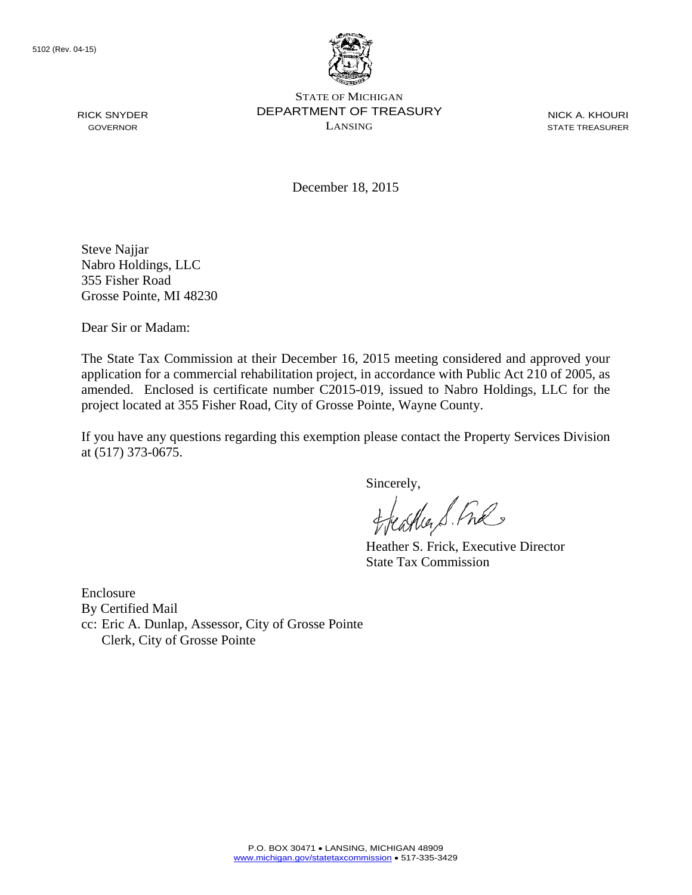5102 (Rev. 04-15)

STATE OF MICHIGAN
DEPARTMENT OF TREASURY
LANSING

RICK SNYDER
GOVERNOR

NICK A. KHOURI
STATE TREASURER

December 18, 2015

Steve Najjar
Nabro Holdings, LLC
355 Fisher Road
Grosse Pointe, MI 48230

Dear Sir or Madam:

The State Tax Commission at their December 16, 2015 meeting considered and approved your application for a commercial rehabilitation project, in accordance with Public Act 210 of 2005, as amended. Enclosed is certificate number C2015-019, issued to Nabro Holdings, LLC for the project located at 355 Fisher Road, City of Grosse Pointe, Wayne County.

If you have any questions regarding this exemption please contact the Property Services Division at (517) 373-0675.

Sincerely,

Heather S. Frick, Executive Director
State Tax Commission

Enclosure
By Certified Mail
cc: Eric A. Dunlap, Assessor, City of Grosse Pointe
Clerk, City of Grosse Pointe

P.O. BOX 30471 • LANSING, MICHIGAN 48909
www.michigan.gov/statetaxcommission • 517-335-3429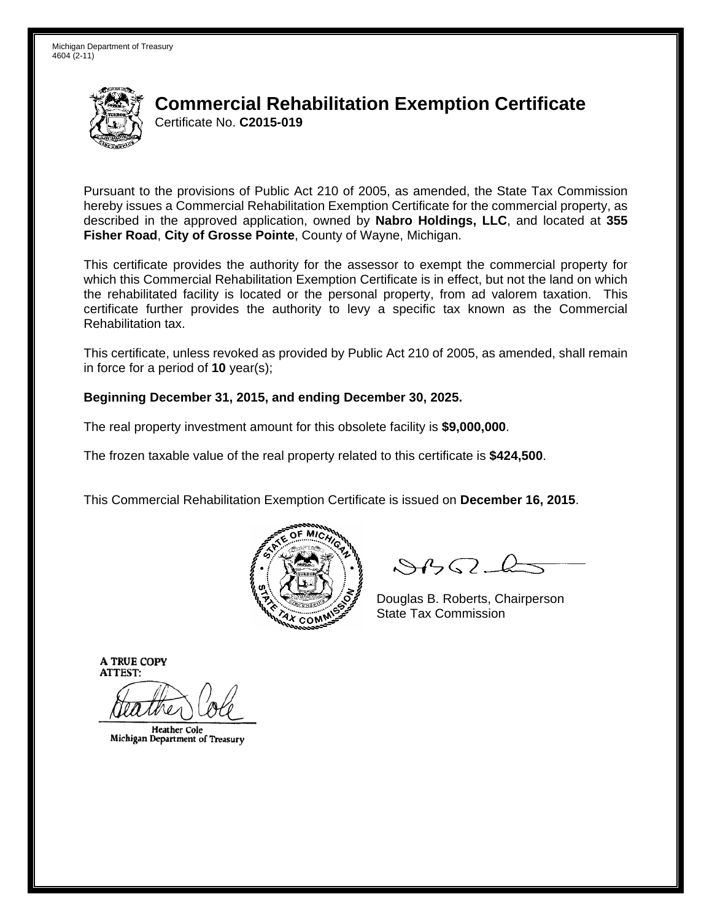Michigan Department of Treasury
4604 (2-11)

# Commercial Rehabilitation Exemption Certificate

Certificate No. **C2015-019**

Pursuant to the provisions of Public Act 210 of 2005, as amended, the State Tax Commission hereby issues a Commercial Rehabilitation Exemption Certificate for the commercial property, as described in the approved application, owned by **Nabro Holdings, LLC**, and located at **355 Fisher Road**, **City of Grosse Pointe**, County of Wayne, Michigan.

This certificate provides the authority for the assessor to exempt the commercial property for which this Commercial Rehabilitation Exemption Certificate is in effect, but not the land on which the rehabilitated facility is located or the personal property, from ad valorem taxation. This certificate further provides the authority to levy a specific tax known as the Commercial Rehabilitation tax.

This certificate, unless revoked as provided by Public Act 210 of 2005, as amended, shall remain in force for a period of **10** year(s);

**Beginning December 31, 2015, and ending December 30, 2025.**

The real property investment amount for this obsolete facility is **$9,000,000**.

The frozen taxable value of the real property related to this certificate is **$424,500**.

This Commercial Rehabilitation Exemption Certificate is issued on **December 16, 2015**.

Douglas B. Roberts, Chairperson
State Tax Commission

A TRUE COPY
ATTEST:

Heather Cole
Michigan Department of Treasury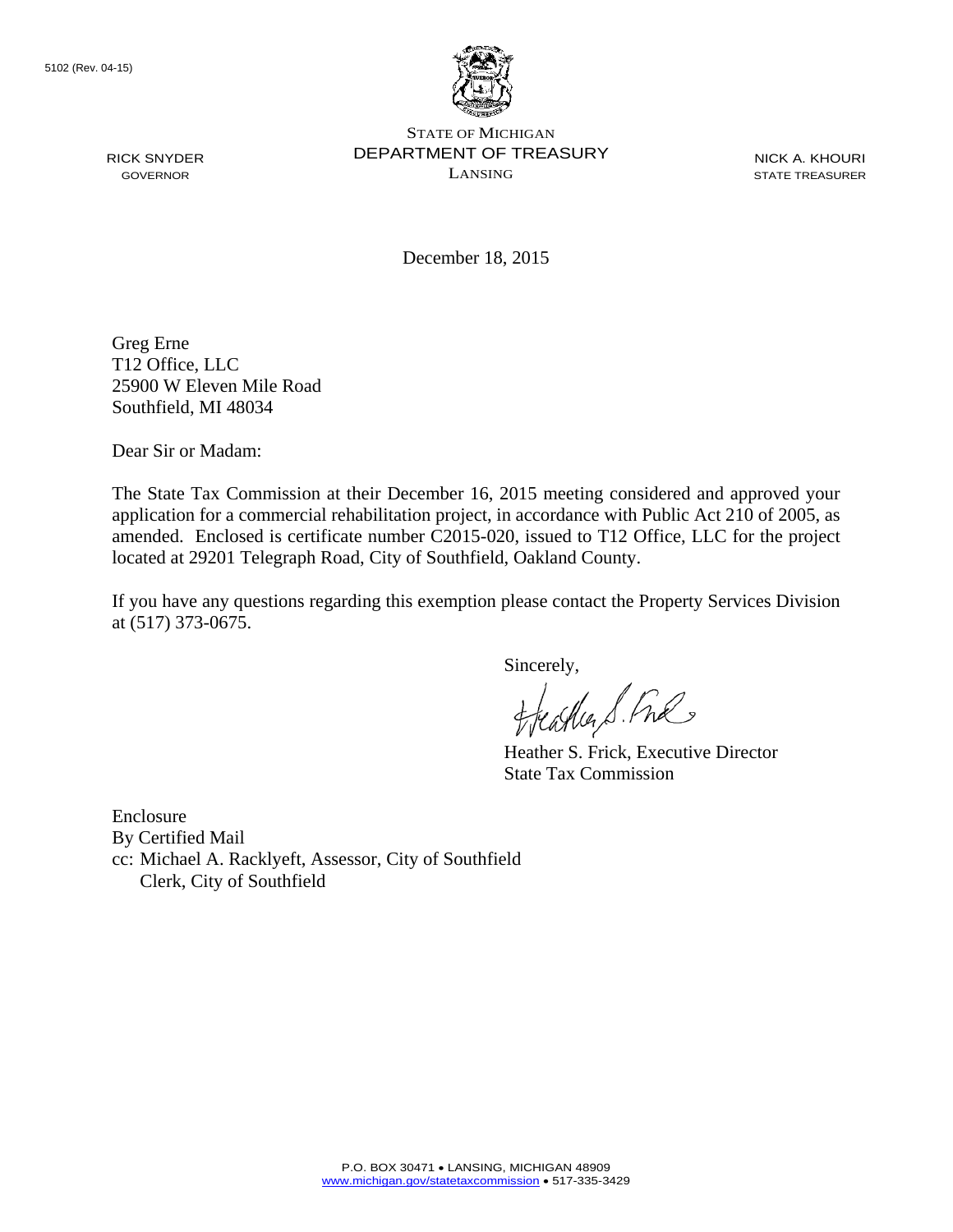5102 (Rev. 04-15)

STATE OF MICHIGAN
DEPARTMENT OF TREASURY
LANSING

RICK SNYDER
GOVERNOR

NICK A. KHOURI
STATE TREASURER

December 18, 2015

Greg Erne
T12 Office, LLC
25900 W Eleven Mile Road
Southfield, MI 48034

Dear Sir or Madam:

The State Tax Commission at their December 16, 2015 meeting considered and approved your application for a commercial rehabilitation project, in accordance with Public Act 210 of 2005, as amended. Enclosed is certificate number C2015-020, issued to T12 Office, LLC for the project located at 29201 Telegraph Road, City of Southfield, Oakland County.

If you have any questions regarding this exemption please contact the Property Services Division at (517) 373-0675.

Sincerely,

Heather S. Frick, Executive Director
State Tax Commission

Enclosure
By Certified Mail
cc: Michael A. Racklyeft, Assessor, City of Southfield
Clerk, City of Southfield

P.O. BOX 30471 • LANSING, MICHIGAN 48909
www.michigan.gov/statetaxcommission • 517-335-3429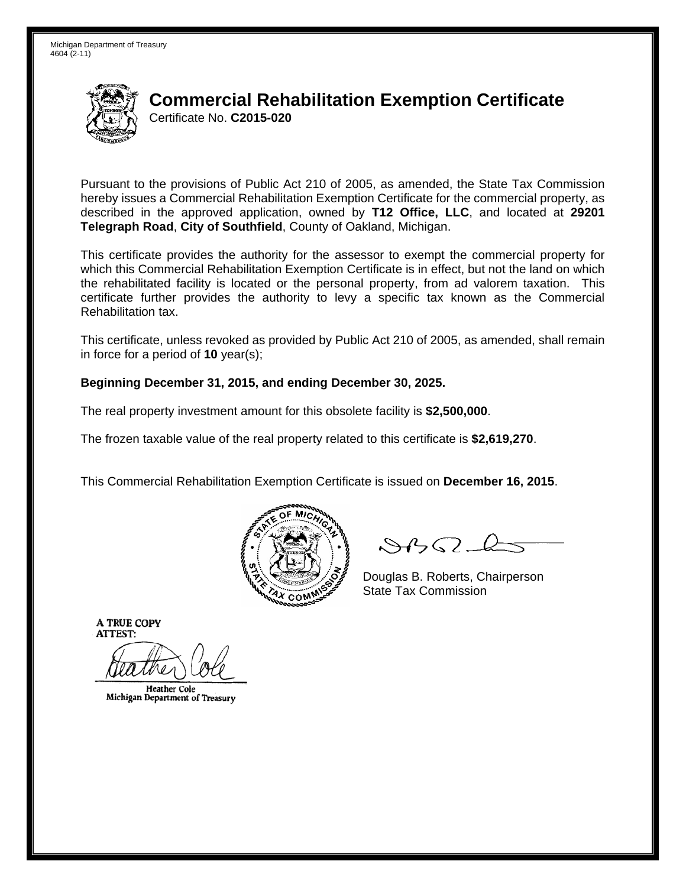Michigan Department of Treasury
4604 (2-11)

# Commercial Rehabilitation Exemption Certificate

Certificate No. **C2015-020**

Pursuant to the provisions of Public Act 210 of 2005, as amended, the State Tax Commission hereby issues a Commercial Rehabilitation Exemption Certificate for the commercial property, as described in the approved application, owned by **T12 Office, LLC**, and located at **29201 Telegraph Road**, **City of Southfield**, County of Oakland, Michigan.

This certificate provides the authority for the assessor to exempt the commercial property for which this Commercial Rehabilitation Exemption Certificate is in effect, but not the land on which the rehabilitated facility is located or the personal property, from ad valorem taxation. This certificate further provides the authority to levy a specific tax known as the Commercial Rehabilitation tax.

This certificate, unless revoked as provided by Public Act 210 of 2005, as amended, shall remain in force for a period of **10** year(s);

**Beginning December 31, 2015, and ending December 30, 2025.**

The real property investment amount for this obsolete facility is **$2,500,000**.

The frozen taxable value of the real property related to this certificate is **$2,619,270**.

This Commercial Rehabilitation Exemption Certificate is issued on **December 16, 2015**.

Douglas B. Roberts, Chairperson
State Tax Commission

A TRUE COPY
ATTEST:

Heather Cole
Michigan Department of Treasury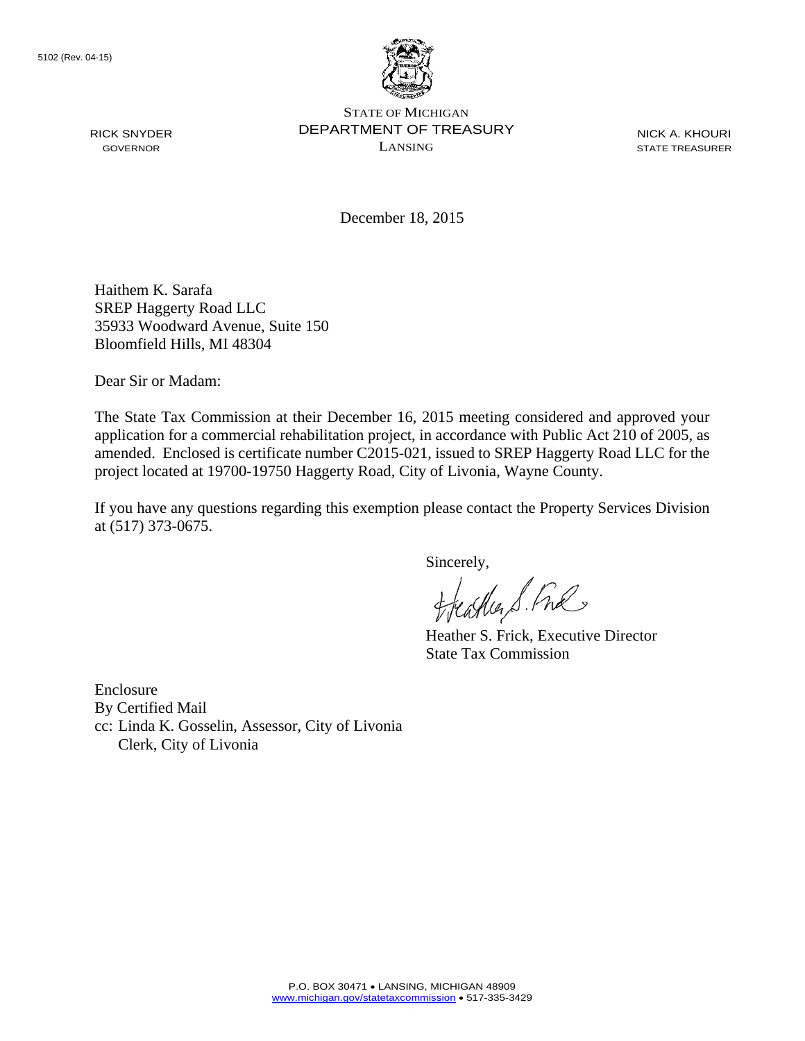5102 (Rev. 04-15)

STATE OF MICHIGAN
DEPARTMENT OF TREASURY
LANSING

RICK SNYDER
GOVERNOR

NICK A. KHOURI
STATE TREASURER

December 18, 2015

Haithem K. Sarafa
SREP Haggerty Road LLC
35933 Woodward Avenue, Suite 150
Bloomfield Hills, MI 48304

Dear Sir or Madam:

The State Tax Commission at their December 16, 2015 meeting considered and approved your application for a commercial rehabilitation project, in accordance with Public Act 210 of 2005, as amended. Enclosed is certificate number C2015-021, issued to SREP Haggerty Road LLC for the project located at 19700-19750 Haggerty Road, City of Livonia, Wayne County.

If you have any questions regarding this exemption please contact the Property Services Division at (517) 373-0675.

Sincerely,

Heather S. Frick, Executive Director
State Tax Commission

Enclosure
By Certified Mail
cc: Linda K. Gosselin, Assessor, City of Livonia
Clerk, City of Livonia

P.O. BOX 30471 • LANSING, MICHIGAN 48909
www.michigan.gov/statetaxcommission • 517-335-3429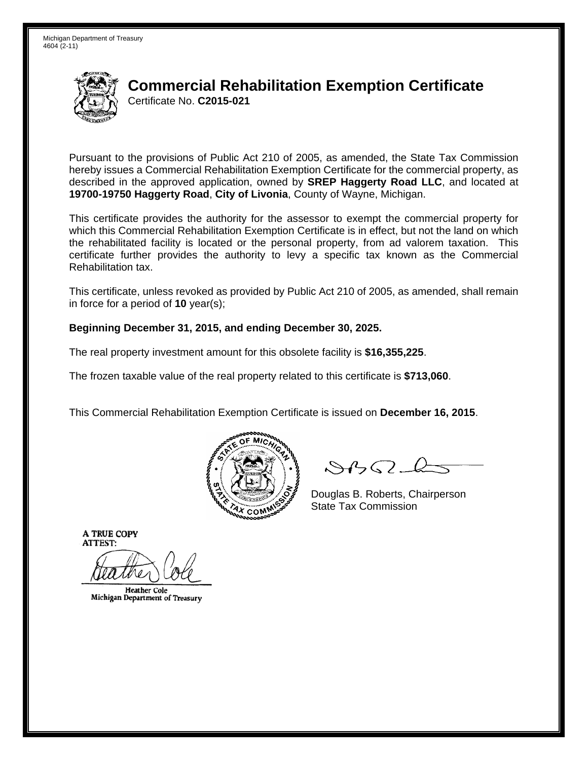Michigan Department of Treasury
4604 (2-11)

# Commercial Rehabilitation Exemption Certificate

Certificate No. **C2015-021**

Pursuant to the provisions of Public Act 210 of 2005, as amended, the State Tax Commission hereby issues a Commercial Rehabilitation Exemption Certificate for the commercial property, as described in the approved application, owned by **SREP Haggerty Road LLC**, and located at **19700-19750 Haggerty Road**, **City of Livonia**, County of Wayne, Michigan.

This certificate provides the authority for the assessor to exempt the commercial property for which this Commercial Rehabilitation Exemption Certificate is in effect, but not the land on which the rehabilitated facility is located or the personal property, from ad valorem taxation. This certificate further provides the authority to levy a specific tax known as the Commercial Rehabilitation tax.

This certificate, unless revoked as provided by Public Act 210 of 2005, as amended, shall remain in force for a period of **10** year(s);

**Beginning December 31, 2015, and ending December 30, 2025.**

The real property investment amount for this obsolete facility is **$16,355,225**.

The frozen taxable value of the real property related to this certificate is **$713,060**.

This Commercial Rehabilitation Exemption Certificate is issued on **December 16, 2015**.

Douglas B. Roberts, Chairperson
State Tax Commission

A TRUE COPY
ATTEST:

Heather Cole
Michigan Department of Treasury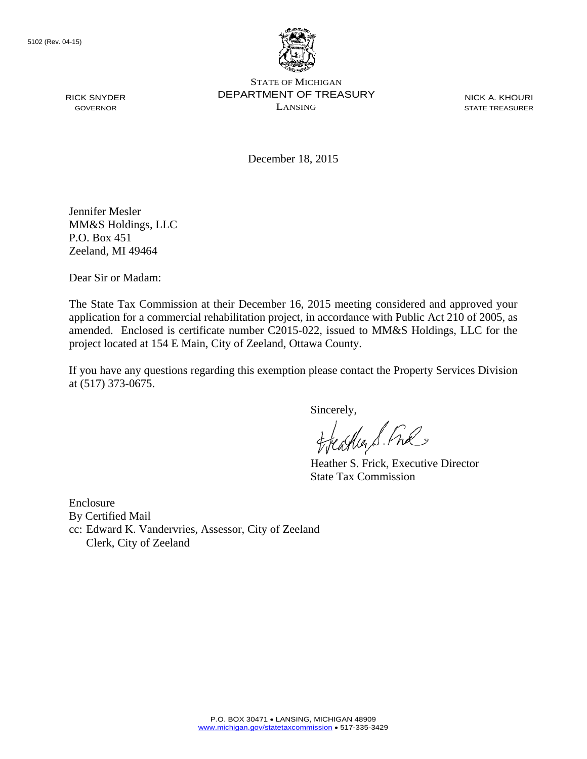5102 (Rev. 04-15)

STATE OF MICHIGAN
DEPARTMENT OF TREASURY
LANSING

RICK SNYDER
GOVERNOR

NICK A. KHOURI
STATE TREASURER

December 18, 2015

Jennifer Mesler
MM&S Holdings, LLC
P.O. Box 451
Zeeland, MI 49464

Dear Sir or Madam:

The State Tax Commission at their December 16, 2015 meeting considered and approved your application for a commercial rehabilitation project, in accordance with Public Act 210 of 2005, as amended. Enclosed is certificate number C2015-022, issued to MM&S Holdings, LLC for the project located at 154 E Main, City of Zeeland, Ottawa County.

If you have any questions regarding this exemption please contact the Property Services Division at (517) 373-0675.

Sincerely,

Heather S. Frick, Executive Director
State Tax Commission

Enclosure
By Certified Mail
cc: Edward K. Vandervries, Assessor, City of Zeeland
Clerk, City of Zeeland

P.O. BOX 30471 • LANSING, MICHIGAN 48909
www.michigan.gov/statetaxcommission • 517-335-3429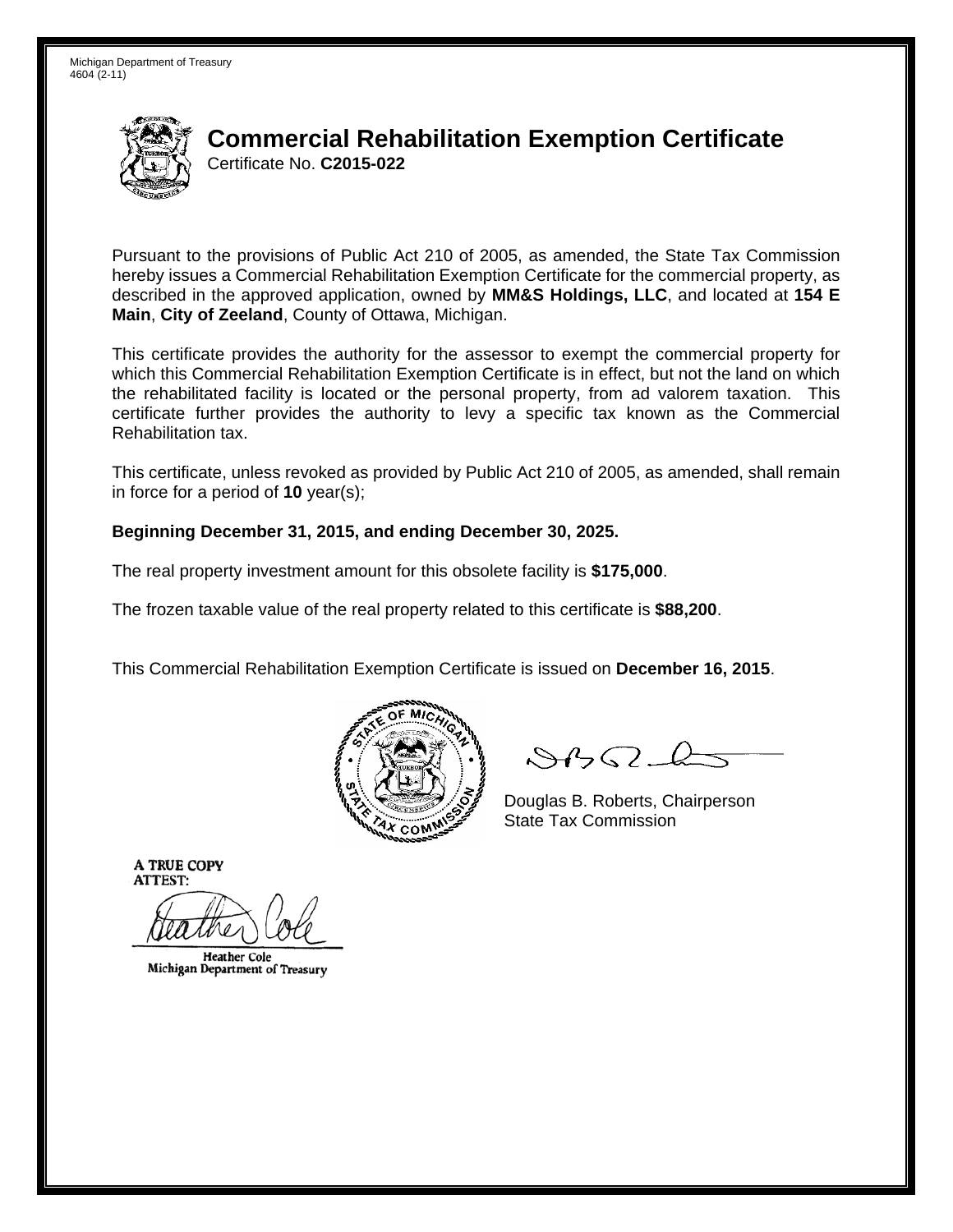Michigan Department of Treasury
4604 (2-11)

# Commercial Rehabilitation Exemption Certificate

Certificate No. **C2015-022**

Pursuant to the provisions of Public Act 210 of 2005, as amended, the State Tax Commission hereby issues a Commercial Rehabilitation Exemption Certificate for the commercial property, as described in the approved application, owned by **MM&S Holdings, LLC**, and located at **154 E Main**, **City of Zeeland**, County of Ottawa, Michigan.

This certificate provides the authority for the assessor to exempt the commercial property for which this Commercial Rehabilitation Exemption Certificate is in effect, but not the land on which the rehabilitated facility is located or the personal property, from ad valorem taxation. This certificate further provides the authority to levy a specific tax known as the Commercial Rehabilitation tax.

This certificate, unless revoked as provided by Public Act 210 of 2005, as amended, shall remain in force for a period of **10** year(s);

**Beginning December 31, 2015, and ending December 30, 2025.**

The real property investment amount for this obsolete facility is **$175,000**.

The frozen taxable value of the real property related to this certificate is **$88,200**.

This Commercial Rehabilitation Exemption Certificate is issued on **December 16, 2015**.

Douglas B. Roberts, Chairperson
State Tax Commission

A TRUE COPY
ATTEST:

Heather Cole
Michigan Department of Treasury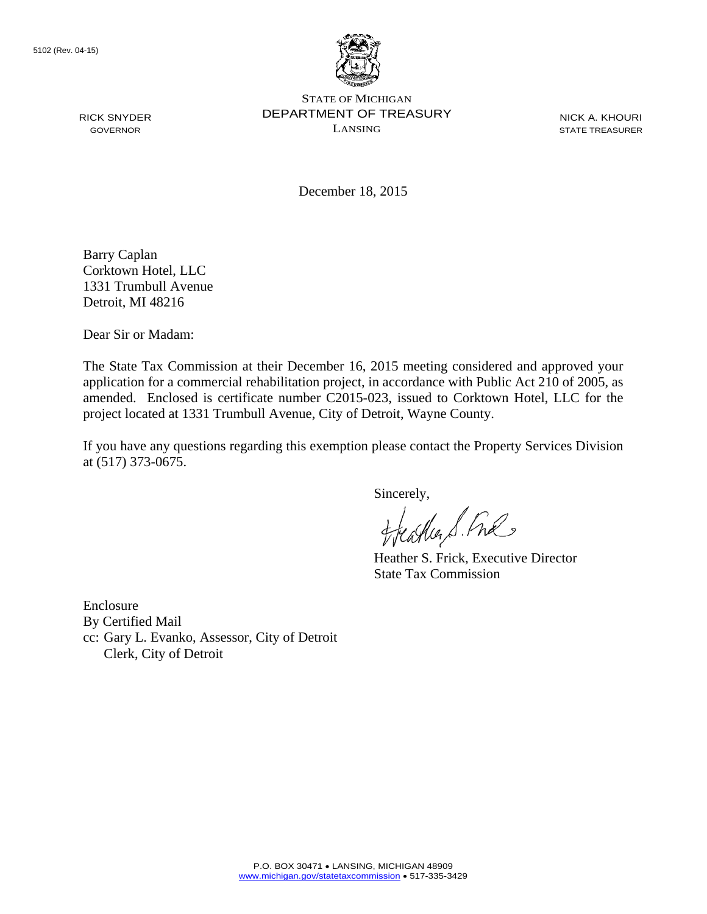5102 (Rev. 04-15)

STATE OF MICHIGAN
DEPARTMENT OF TREASURY
LANSING

RICK SNYDER
GOVERNOR

NICK A. KHOURI
STATE TREASURER

December 18, 2015

Barry Caplan
Corktown Hotel, LLC
1331 Trumbull Avenue
Detroit, MI 48216

Dear Sir or Madam:

The State Tax Commission at their December 16, 2015 meeting considered and approved your application for a commercial rehabilitation project, in accordance with Public Act 210 of 2005, as amended. Enclosed is certificate number C2015-023, issued to Corktown Hotel, LLC for the project located at 1331 Trumbull Avenue, City of Detroit, Wayne County.

If you have any questions regarding this exemption please contact the Property Services Division at (517) 373-0675.

Sincerely,

Heather S. Frick, Executive Director
State Tax Commission

Enclosure
By Certified Mail
cc: Gary L. Evanko, Assessor, City of Detroit
Clerk, City of Detroit

P.O. BOX 30471 • LANSING, MICHIGAN 48909
www.michigan.gov/statetaxcommission • 517-335-3429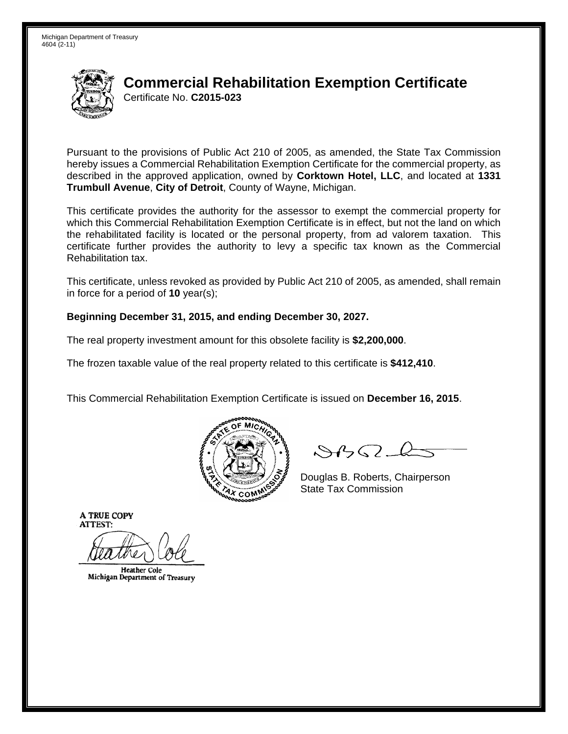Michigan Department of Treasury
4604 (2-11)

# Commercial Rehabilitation Exemption Certificate

Certificate No. **C2015-023**

Pursuant to the provisions of Public Act 210 of 2005, as amended, the State Tax Commission hereby issues a Commercial Rehabilitation Exemption Certificate for the commercial property, as described in the approved application, owned by **Corktown Hotel, LLC**, and located at **1331 Trumbull Avenue**, **City of Detroit**, County of Wayne, Michigan.

This certificate provides the authority for the assessor to exempt the commercial property for which this Commercial Rehabilitation Exemption Certificate is in effect, but not the land on which the rehabilitated facility is located or the personal property, from ad valorem taxation. This certificate further provides the authority to levy a specific tax known as the Commercial Rehabilitation tax.

This certificate, unless revoked as provided by Public Act 210 of 2005, as amended, shall remain in force for a period of **10** year(s);

**Beginning December 31, 2015, and ending December 30, 2027.**

The real property investment amount for this obsolete facility is **$2,200,000**.

The frozen taxable value of the real property related to this certificate is **$412,410**.

This Commercial Rehabilitation Exemption Certificate is issued on **December 16, 2015**.

Douglas B. Roberts, Chairperson
State Tax Commission

A TRUE COPY
ATTEST:

Heather Cole
Michigan Department of Treasury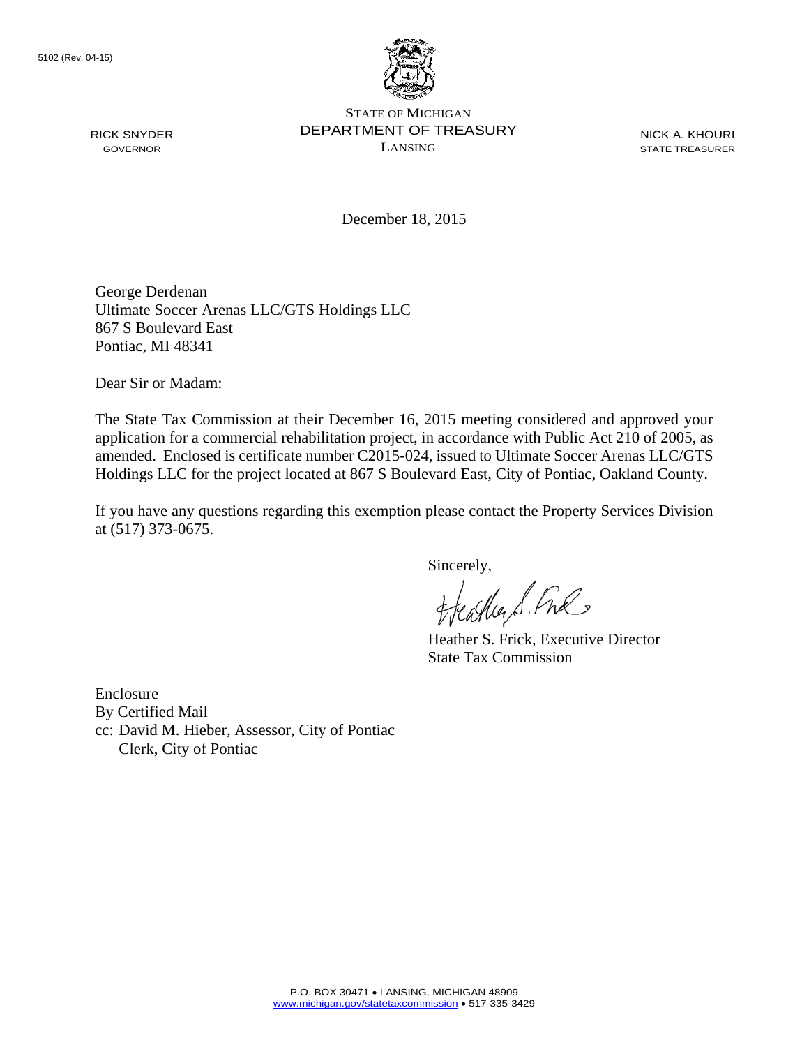5102 (Rev. 04-15)

STATE OF MICHIGAN
DEPARTMENT OF TREASURY
LANSING

RICK SNYDER
GOVERNOR

NICK A. KHOURI
STATE TREASURER

December 18, 2015

George Derdenan
Ultimate Soccer Arenas LLC/GTS Holdings LLC
867 S Boulevard East
Pontiac, MI 48341

Dear Sir or Madam:

The State Tax Commission at their December 16, 2015 meeting considered and approved your application for a commercial rehabilitation project, in accordance with Public Act 210 of 2005, as amended. Enclosed is certificate number C2015-024, issued to Ultimate Soccer Arenas LLC/GTS Holdings LLC for the project located at 867 S Boulevard East, City of Pontiac, Oakland County.

If you have any questions regarding this exemption please contact the Property Services Division at (517) 373-0675.

Sincerely,

Heather S. Frick, Executive Director
State Tax Commission

Enclosure
By Certified Mail
cc: David M. Hieber, Assessor, City of Pontiac
Clerk, City of Pontiac

P.O. BOX 30471 • LANSING, MICHIGAN 48909
www.michigan.gov/statetaxcommission • 517-335-3429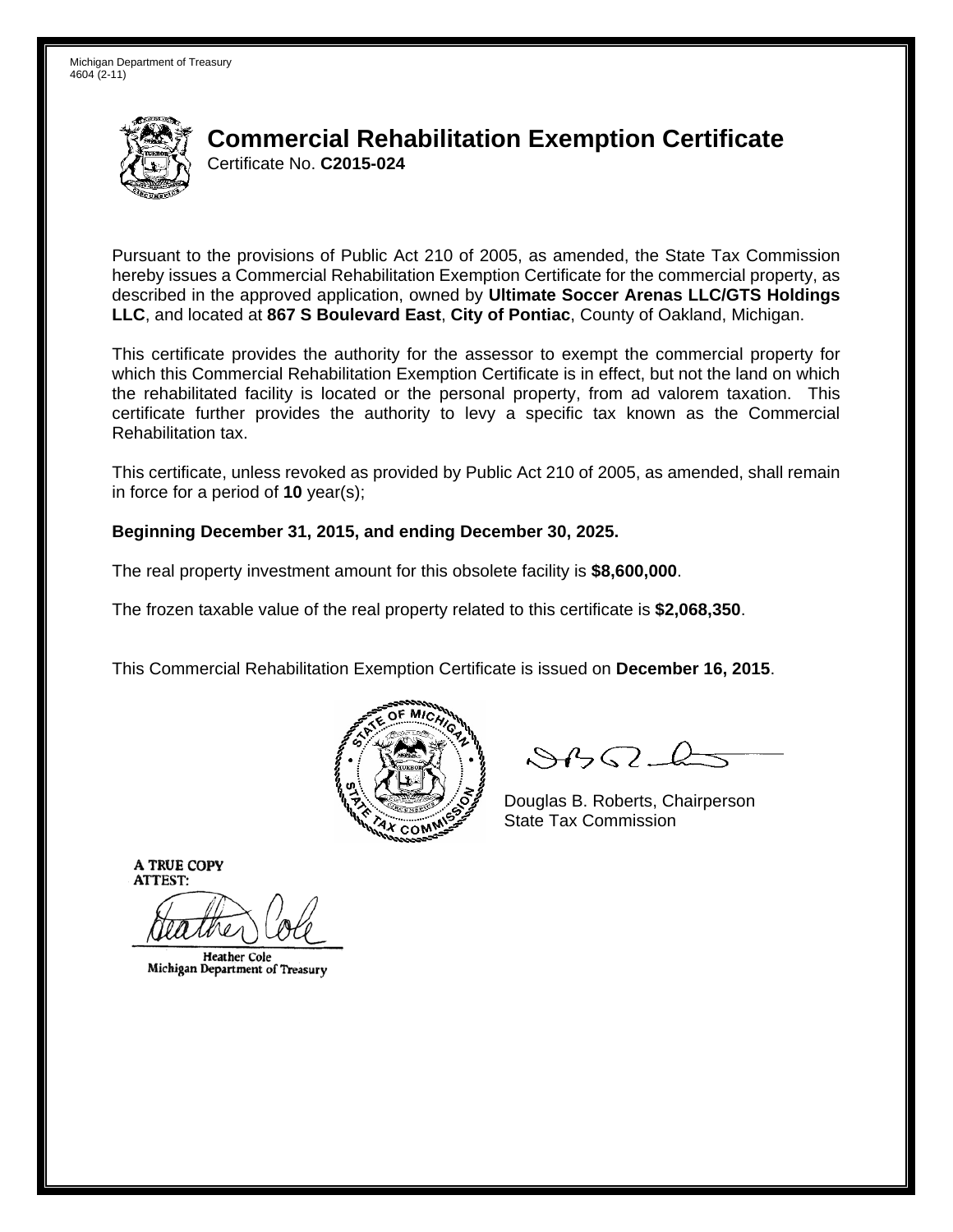Michigan Department of Treasury
4604 (2-11)

# Commercial Rehabilitation Exemption Certificate

Certificate No. **C2015-024**

Pursuant to the provisions of Public Act 210 of 2005, as amended, the State Tax Commission hereby issues a Commercial Rehabilitation Exemption Certificate for the commercial property, as described in the approved application, owned by **Ultimate Soccer Arenas LLC/GTS Holdings LLC**, and located at **867 S Boulevard East**, **City of Pontiac**, County of Oakland, Michigan.

This certificate provides the authority for the assessor to exempt the commercial property for which this Commercial Rehabilitation Exemption Certificate is in effect, but not the land on which the rehabilitated facility is located or the personal property, from ad valorem taxation. This certificate further provides the authority to levy a specific tax known as the Commercial Rehabilitation tax.

This certificate, unless revoked as provided by Public Act 210 of 2005, as amended, shall remain in force for a period of **10** year(s);

**Beginning December 31, 2015, and ending December 30, 2025.**

The real property investment amount for this obsolete facility is **$8,600,000**.

The frozen taxable value of the real property related to this certificate is **$2,068,350**.

This Commercial Rehabilitation Exemption Certificate is issued on **December 16, 2015**.

Douglas B. Roberts, Chairperson
State Tax Commission

A TRUE COPY
ATTEST:

Heather Cole
Michigan Department of Treasury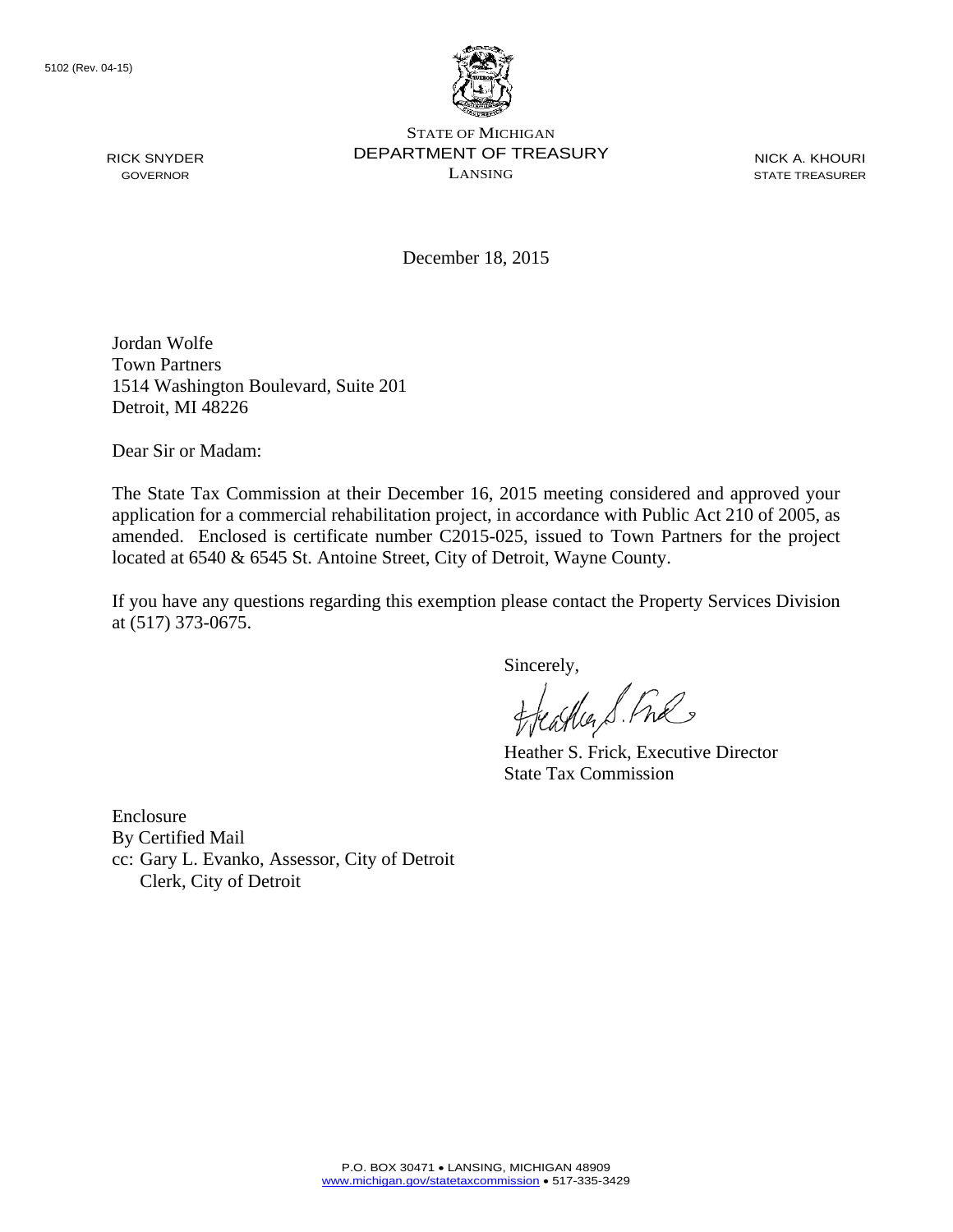5102 (Rev. 04-15)

STATE OF MICHIGAN
DEPARTMENT OF TREASURY
LANSING

RICK SNYDER
GOVERNOR

NICK A. KHOURI
STATE TREASURER

December 18, 2015

Jordan Wolfe
Town Partners
1514 Washington Boulevard, Suite 201
Detroit, MI 48226

Dear Sir or Madam:

The State Tax Commission at their December 16, 2015 meeting considered and approved your application for a commercial rehabilitation project, in accordance with Public Act 210 of 2005, as amended. Enclosed is certificate number C2015-025, issued to Town Partners for the project located at 6540 & 6545 St. Antoine Street, City of Detroit, Wayne County.

If you have any questions regarding this exemption please contact the Property Services Division at (517) 373-0675.

Sincerely,

Heather S. Frick, Executive Director
State Tax Commission

Enclosure
By Certified Mail
cc: Gary L. Evanko, Assessor, City of Detroit
Clerk, City of Detroit

P.O. BOX 30471 • LANSING, MICHIGAN 48909
www.michigan.gov/statetaxcommission • 517-335-3429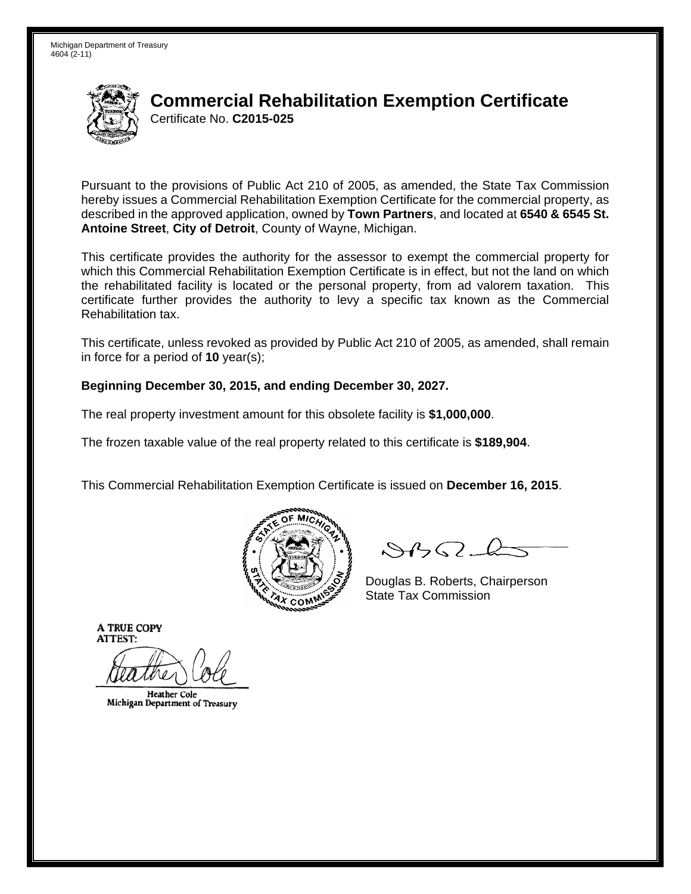Michigan Department of Treasury
4604 (2-11)

# Commercial Rehabilitation Exemption Certificate

Certificate No. **C2015-025**

Pursuant to the provisions of Public Act 210 of 2005, as amended, the State Tax Commission hereby issues a Commercial Rehabilitation Exemption Certificate for the commercial property, as described in the approved application, owned by **Town Partners**, and located at **6540 & 6545 St. Antoine Street**, **City of Detroit**, County of Wayne, Michigan.

This certificate provides the authority for the assessor to exempt the commercial property for which this Commercial Rehabilitation Exemption Certificate is in effect, but not the land on which the rehabilitated facility is located or the personal property, from ad valorem taxation. This certificate further provides the authority to levy a specific tax known as the Commercial Rehabilitation tax.

This certificate, unless revoked as provided by Public Act 210 of 2005, as amended, shall remain in force for a period of **10** year(s);

**Beginning December 30, 2015, and ending December 30, 2027.**

The real property investment amount for this obsolete facility is **$1,000,000**.

The frozen taxable value of the real property related to this certificate is **$189,904**.

This Commercial Rehabilitation Exemption Certificate is issued on **December 16, 2015**.

Douglas B. Roberts, Chairperson
State Tax Commission

A TRUE COPY
ATTEST:

Heather Cole
Michigan Department of Treasury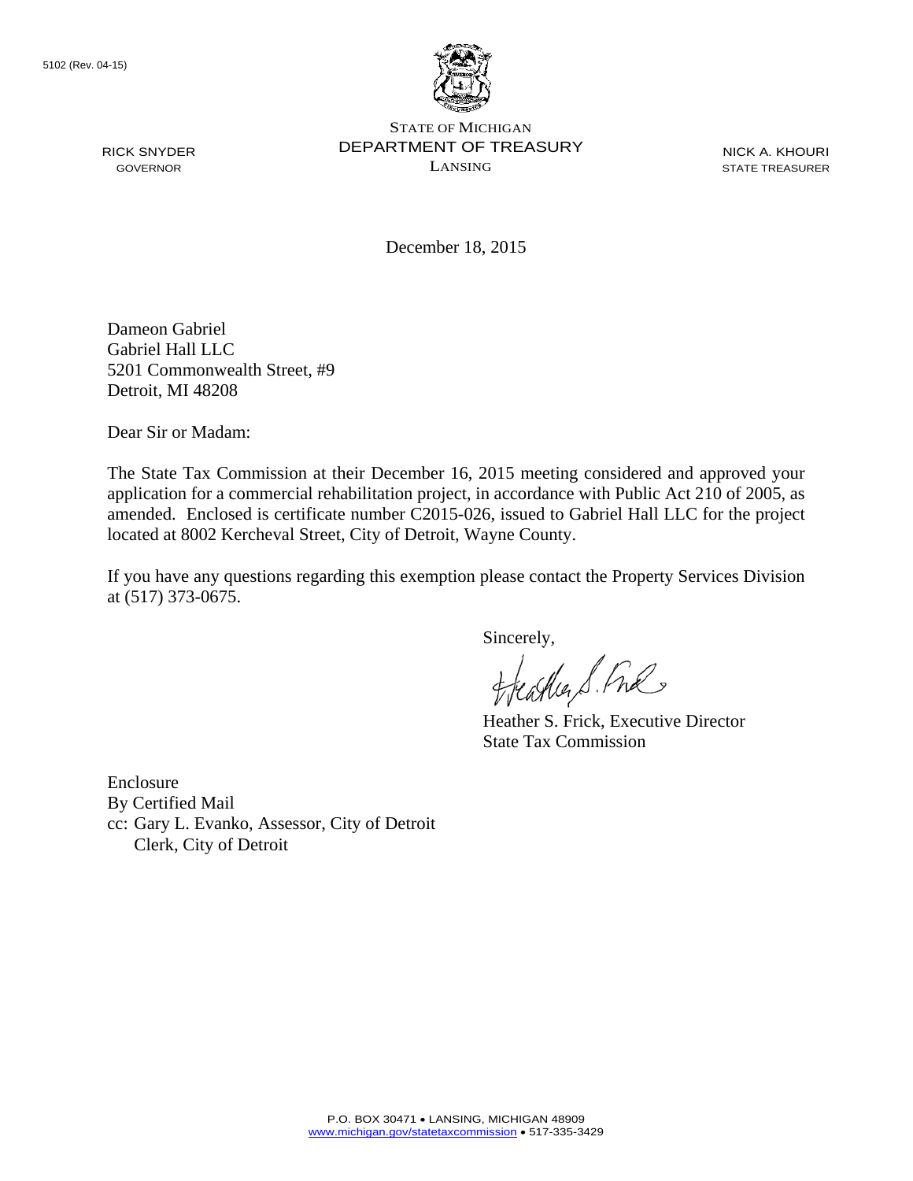5102 (Rev. 04-15)

STATE OF MICHIGAN
DEPARTMENT OF TREASURY
LANSING

RICK SNYDER
GOVERNOR

NICK A. KHOURI
STATE TREASURER

December 18, 2015

Dameon Gabriel
Gabriel Hall LLC
5201 Commonwealth Street, #9
Detroit, MI 48208

Dear Sir or Madam:

The State Tax Commission at their December 16, 2015 meeting considered and approved your application for a commercial rehabilitation project, in accordance with Public Act 210 of 2005, as amended. Enclosed is certificate number C2015-026, issued to Gabriel Hall LLC for the project located at 8002 Kercheval Street, City of Detroit, Wayne County.

If you have any questions regarding this exemption please contact the Property Services Division at (517) 373-0675.

Sincerely,

Heather S. Frick, Executive Director
State Tax Commission

Enclosure
By Certified Mail
cc: Gary L. Evanko, Assessor, City of Detroit
Clerk, City of Detroit

P.O. BOX 30471 • LANSING, MICHIGAN 48909
www.michigan.gov/statetaxcommission • 517-335-3429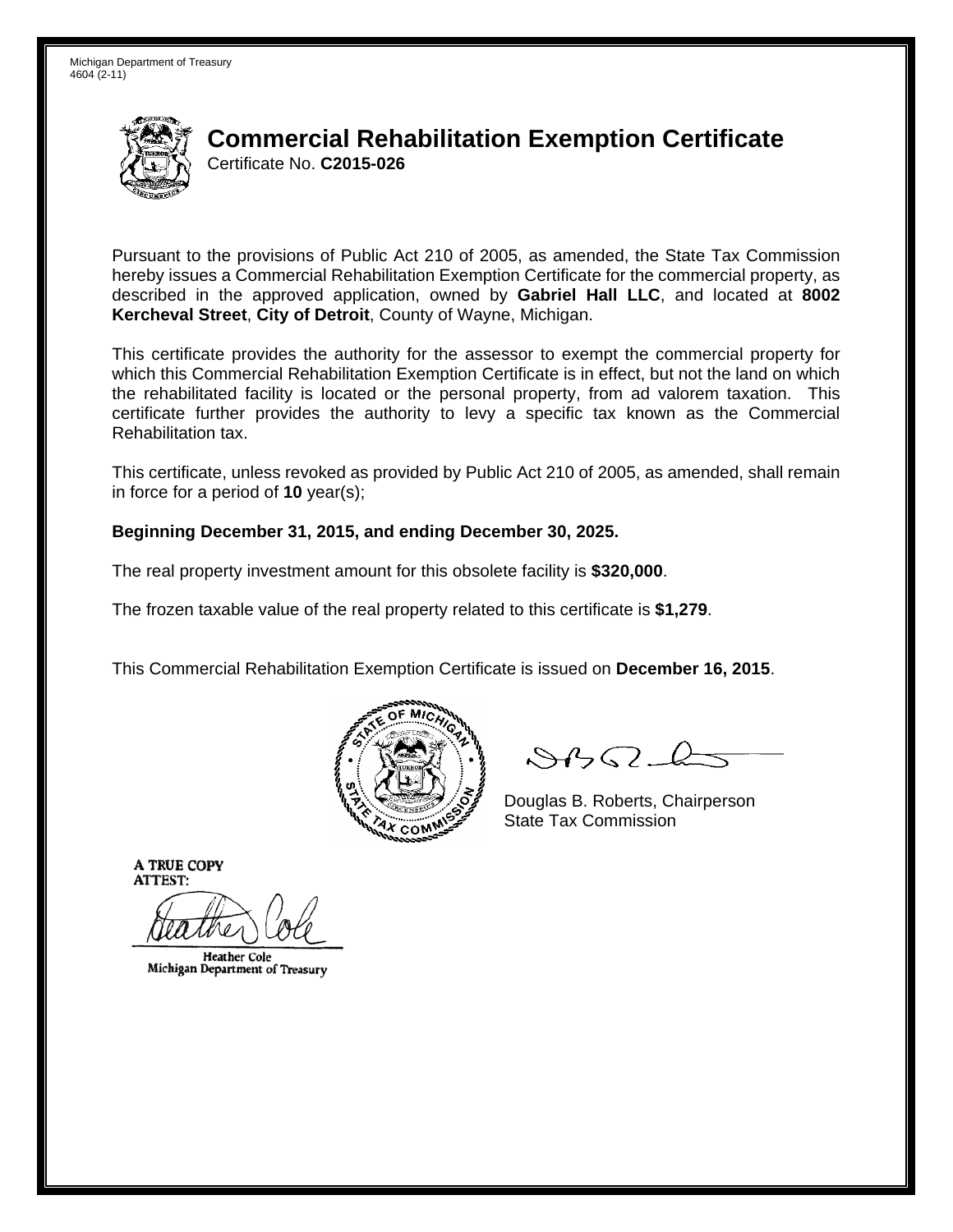Michigan Department of Treasury
4604 (2-11)

# Commercial Rehabilitation Exemption Certificate

Certificate No. **C2015-026**

Pursuant to the provisions of Public Act 210 of 2005, as amended, the State Tax Commission hereby issues a Commercial Rehabilitation Exemption Certificate for the commercial property, as described in the approved application, owned by **Gabriel Hall LLC**, and located at **8002 Kercheval Street**, **City of Detroit**, County of Wayne, Michigan.

This certificate provides the authority for the assessor to exempt the commercial property for which this Commercial Rehabilitation Exemption Certificate is in effect, but not the land on which the rehabilitated facility is located or the personal property, from ad valorem taxation. This certificate further provides the authority to levy a specific tax known as the Commercial Rehabilitation tax.

This certificate, unless revoked as provided by Public Act 210 of 2005, as amended, shall remain in force for a period of **10** year(s);

**Beginning December 31, 2015, and ending December 30, 2025.**

The real property investment amount for this obsolete facility is **$320,000**.

The frozen taxable value of the real property related to this certificate is **$1,279**.

This Commercial Rehabilitation Exemption Certificate is issued on **December 16, 2015**.

Douglas B. Roberts, Chairperson
State Tax Commission

A TRUE COPY
ATTEST:

Heather Cole
Michigan Department of Treasury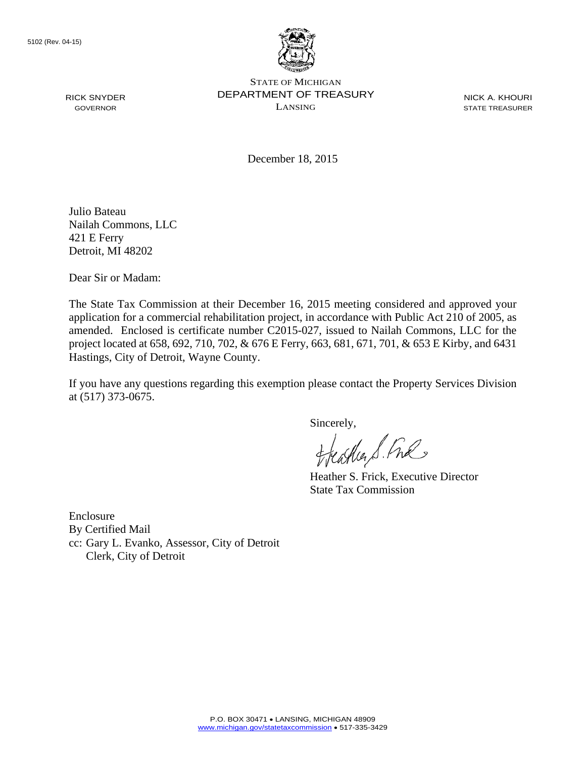5102 (Rev. 04-15)

STATE OF MICHIGAN
DEPARTMENT OF TREASURY
LANSING

RICK SNYDER
GOVERNOR

NICK A. KHOURI
STATE TREASURER

December 18, 2015

Julio Bateau
Nailah Commons, LLC
421 E Ferry
Detroit, MI 48202

Dear Sir or Madam:

The State Tax Commission at their December 16, 2015 meeting considered and approved your application for a commercial rehabilitation project, in accordance with Public Act 210 of 2005, as amended. Enclosed is certificate number C2015-027, issued to Nailah Commons, LLC for the project located at 658, 692, 710, 702, & 676 E Ferry, 663, 681, 671, 701, & 653 E Kirby, and 6431 Hastings, City of Detroit, Wayne County.

If you have any questions regarding this exemption please contact the Property Services Division at (517) 373-0675.

Sincerely,

Heather S. Frick, Executive Director
State Tax Commission

Enclosure
By Certified Mail
cc: Gary L. Evanko, Assessor, City of Detroit
 Clerk, City of Detroit

P.O. BOX 30471 • LANSING, MICHIGAN 48909
www.michigan.gov/statetaxcommission • 517-335-3429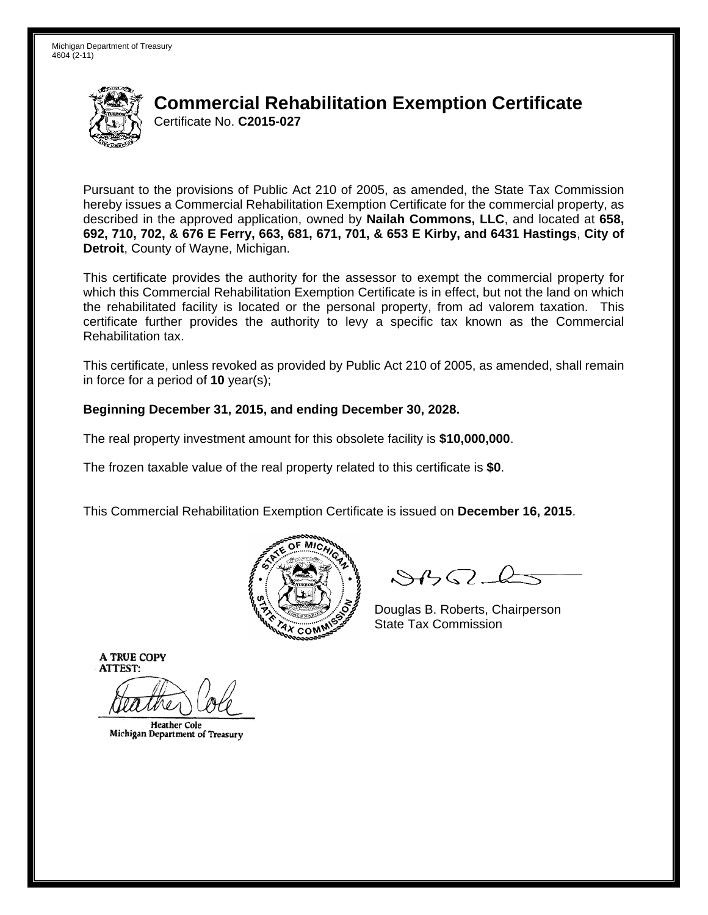Michigan Department of Treasury
4604 (2-11)

# Commercial Rehabilitation Exemption Certificate

Certificate No. **C2015-027**

Pursuant to the provisions of Public Act 210 of 2005, as amended, the State Tax Commission hereby issues a Commercial Rehabilitation Exemption Certificate for the commercial property, as described in the approved application, owned by **Nailah Commons, LLC**, and located at **658, 692, 710, 702, & 676 E Ferry, 663, 681, 671, 701, & 653 E Kirby, and 6431 Hastings**, **City of Detroit**, County of Wayne, Michigan.

This certificate provides the authority for the assessor to exempt the commercial property for which this Commercial Rehabilitation Exemption Certificate is in effect, but not the land on which the rehabilitated facility is located or the personal property, from ad valorem taxation. This certificate further provides the authority to levy a specific tax known as the Commercial Rehabilitation tax.

This certificate, unless revoked as provided by Public Act 210 of 2005, as amended, shall remain in force for a period of **10** year(s);

**Beginning December 31, 2015, and ending December 30, 2028.**

The real property investment amount for this obsolete facility is **$10,000,000**.

The frozen taxable value of the real property related to this certificate is **$0**.

This Commercial Rehabilitation Exemption Certificate is issued on **December 16, 2015**.

Douglas B. Roberts, Chairperson
State Tax Commission

A TRUE COPY
ATTEST:

Heather Cole
Michigan Department of Treasury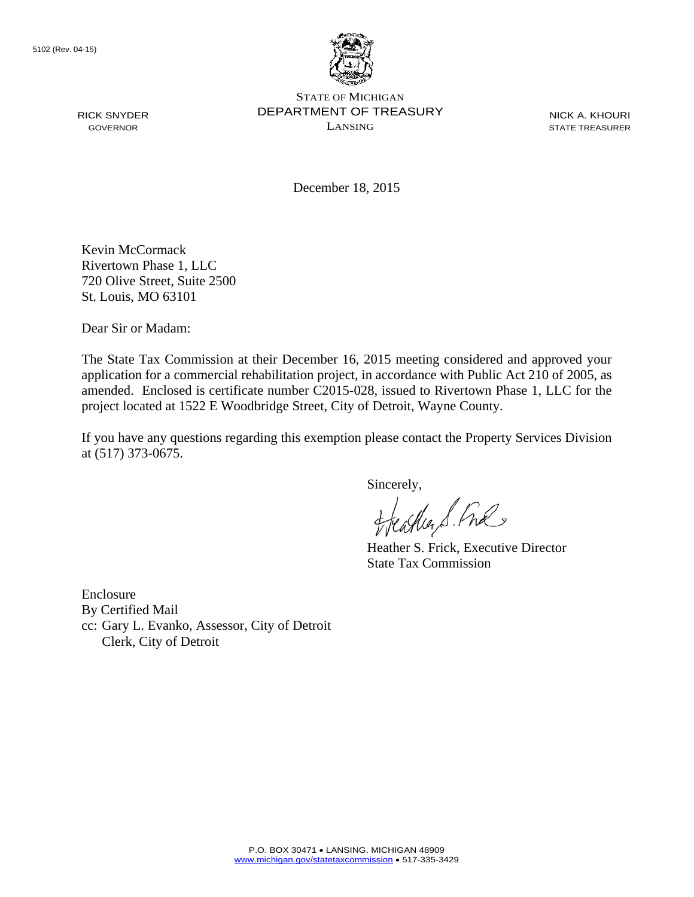5102 (Rev. 04-15)

STATE OF MICHIGAN
DEPARTMENT OF TREASURY
LANSING

RICK SNYDER
GOVERNOR

NICK A. KHOURI
STATE TREASURER

December 18, 2015

Kevin McCormack
Rivertown Phase 1, LLC
720 Olive Street, Suite 2500
St. Louis, MO 63101

Dear Sir or Madam:

The State Tax Commission at their December 16, 2015 meeting considered and approved your application for a commercial rehabilitation project, in accordance with Public Act 210 of 2005, as amended. Enclosed is certificate number C2015-028, issued to Rivertown Phase 1, LLC for the project located at 1522 E Woodbridge Street, City of Detroit, Wayne County.

If you have any questions regarding this exemption please contact the Property Services Division at (517) 373-0675.

Sincerely,

Heather S. Frick, Executive Director
State Tax Commission

Enclosure
By Certified Mail
cc: Gary L. Evanko, Assessor, City of Detroit
Clerk, City of Detroit

P.O. BOX 30471 • LANSING, MICHIGAN 48909
www.michigan.gov/statetaxcommission • 517-335-3429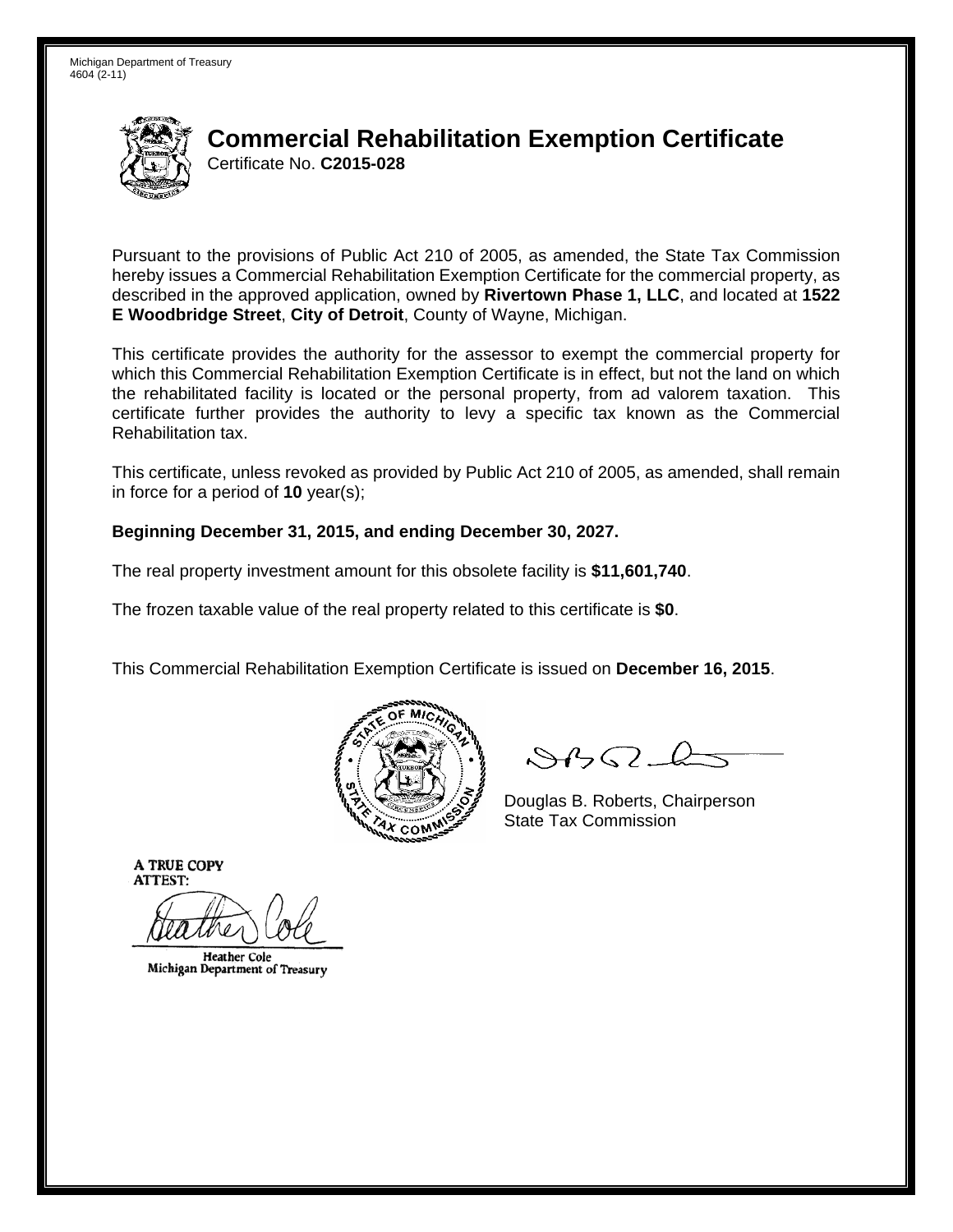Michigan Department of Treasury
4604 (2-11)

# Commercial Rehabilitation Exemption Certificate

Certificate No. **C2015-028**

Pursuant to the provisions of Public Act 210 of 2005, as amended, the State Tax Commission hereby issues a Commercial Rehabilitation Exemption Certificate for the commercial property, as described in the approved application, owned by **Rivertown Phase 1, LLC**, and located at **1522 E Woodbridge Street**, **City of Detroit**, County of Wayne, Michigan.

This certificate provides the authority for the assessor to exempt the commercial property for which this Commercial Rehabilitation Exemption Certificate is in effect, but not the land on which the rehabilitated facility is located or the personal property, from ad valorem taxation. This certificate further provides the authority to levy a specific tax known as the Commercial Rehabilitation tax.

This certificate, unless revoked as provided by Public Act 210 of 2005, as amended, shall remain in force for a period of **10** year(s);

**Beginning December 31, 2015, and ending December 30, 2027.**

The real property investment amount for this obsolete facility is **$11,601,740**.

The frozen taxable value of the real property related to this certificate is **$0**.

This Commercial Rehabilitation Exemption Certificate is issued on **December 16, 2015**.

Douglas B. Roberts, Chairperson
State Tax Commission

A TRUE COPY
ATTEST:

Heather Cole
Michigan Department of Treasury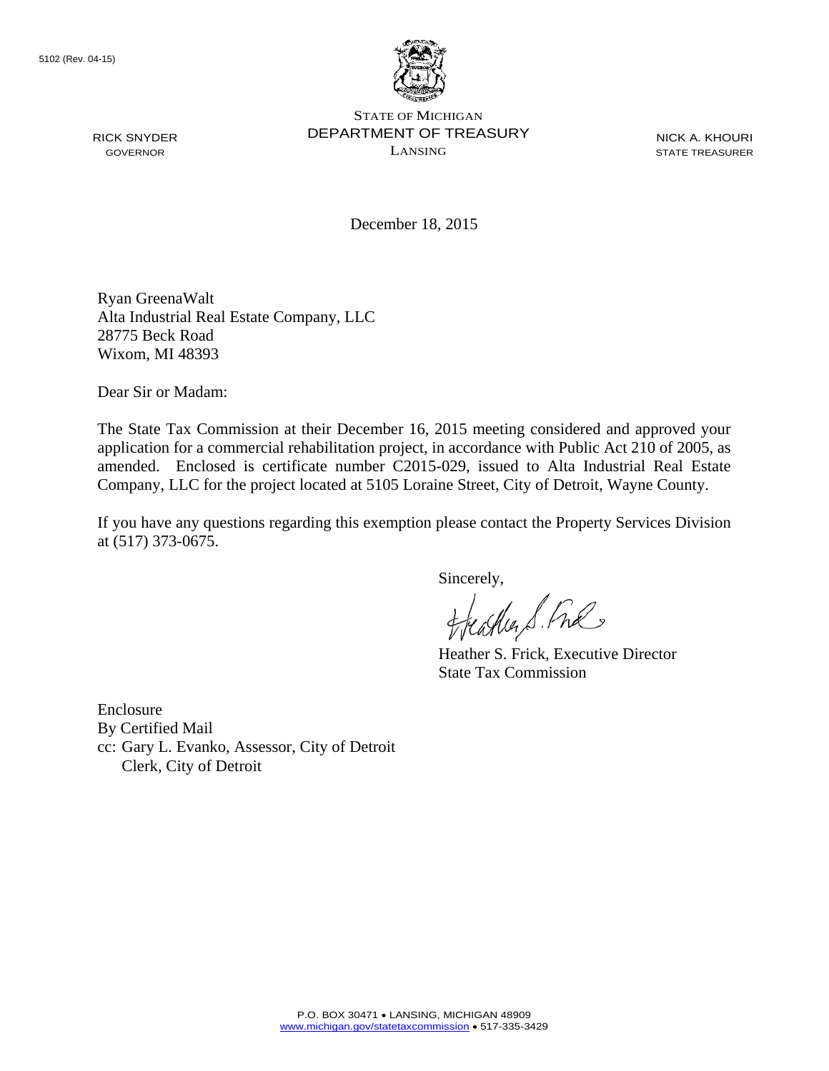5102 (Rev. 04-15)

STATE OF MICHIGAN
DEPARTMENT OF TREASURY
LANSING

RICK SNYDER
GOVERNOR

NICK A. KHOURI
STATE TREASURER

December 18, 2015

Ryan GreenaWalt
Alta Industrial Real Estate Company, LLC
28775 Beck Road
Wixom, MI 48393

Dear Sir or Madam:

The State Tax Commission at their December 16, 2015 meeting considered and approved your application for a commercial rehabilitation project, in accordance with Public Act 210 of 2005, as amended. Enclosed is certificate number C2015-029, issued to Alta Industrial Real Estate Company, LLC for the project located at 5105 Loraine Street, City of Detroit, Wayne County.

If you have any questions regarding this exemption please contact the Property Services Division at (517) 373-0675.

Sincerely,

Heather S. Frick, Executive Director
State Tax Commission

Enclosure
By Certified Mail
cc: Gary L. Evanko, Assessor, City of Detroit
Clerk, City of Detroit

P.O. BOX 30471 • LANSING, MICHIGAN 48909
www.michigan.gov/statetaxcommission • 517-335-3429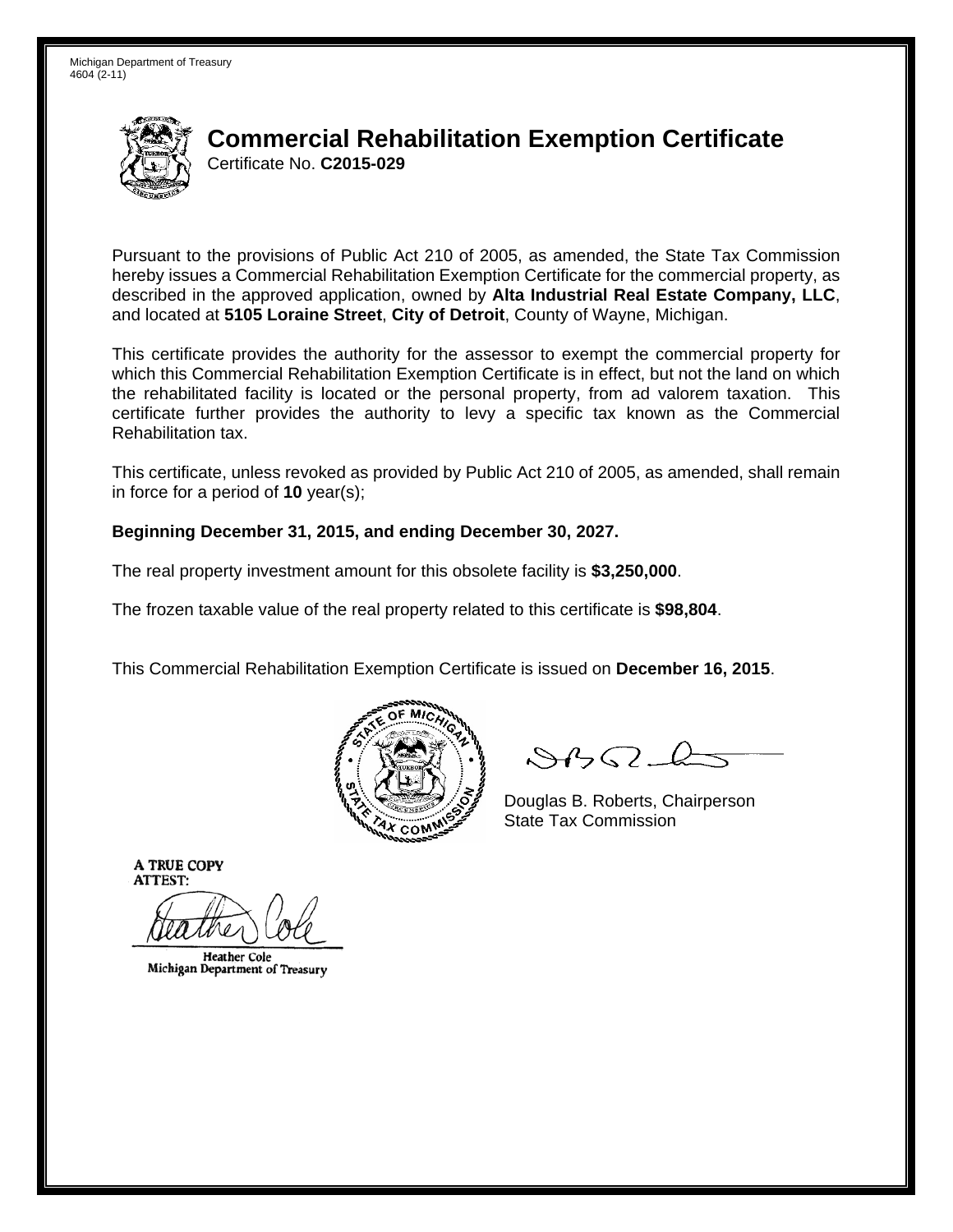Michigan Department of Treasury
4604 (2-11)

# Commercial Rehabilitation Exemption Certificate

Certificate No. **C2015-029**

Pursuant to the provisions of Public Act 210 of 2005, as amended, the State Tax Commission hereby issues a Commercial Rehabilitation Exemption Certificate for the commercial property, as described in the approved application, owned by **Alta Industrial Real Estate Company, LLC**, and located at **5105 Loraine Street**, **City of Detroit**, County of Wayne, Michigan.

This certificate provides the authority for the assessor to exempt the commercial property for which this Commercial Rehabilitation Exemption Certificate is in effect, but not the land on which the rehabilitated facility is located or the personal property, from ad valorem taxation. This certificate further provides the authority to levy a specific tax known as the Commercial Rehabilitation tax.

This certificate, unless revoked as provided by Public Act 210 of 2005, as amended, shall remain in force for a period of **10** year(s);

**Beginning December 31, 2015, and ending December 30, 2027.**

The real property investment amount for this obsolete facility is **$3,250,000**.

The frozen taxable value of the real property related to this certificate is **$98,804**.

This Commercial Rehabilitation Exemption Certificate is issued on **December 16, 2015**.

Douglas B. Roberts, Chairperson
State Tax Commission

A TRUE COPY
ATTEST:

Heather Cole
Michigan Department of Treasury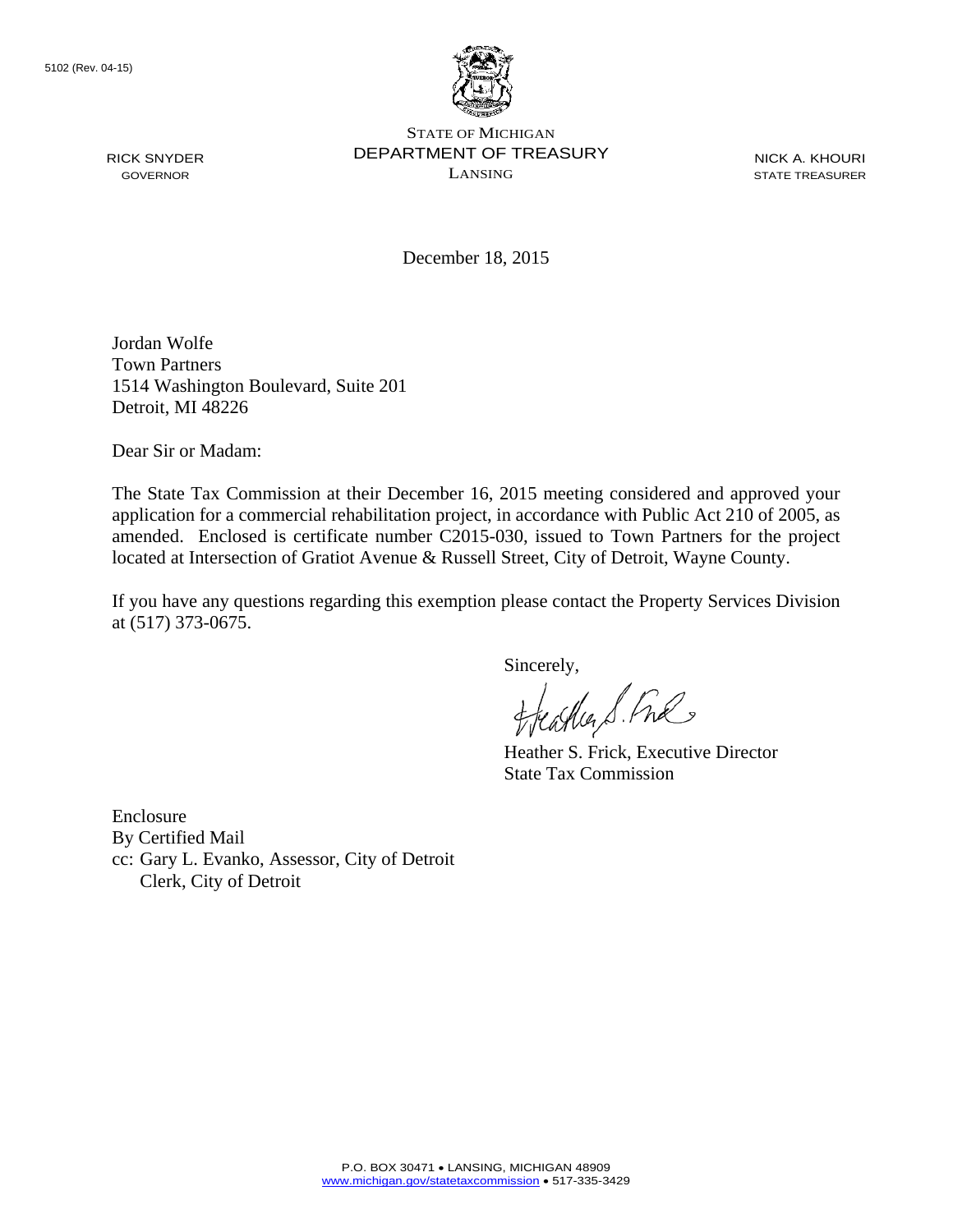5102 (Rev. 04-15)

STATE OF MICHIGAN
DEPARTMENT OF TREASURY
LANSING

RICK SNYDER
GOVERNOR

NICK A. KHOURI
STATE TREASURER

December 18, 2015

Jordan Wolfe
Town Partners
1514 Washington Boulevard, Suite 201
Detroit, MI 48226

Dear Sir or Madam:

The State Tax Commission at their December 16, 2015 meeting considered and approved your application for a commercial rehabilitation project, in accordance with Public Act 210 of 2005, as amended. Enclosed is certificate number C2015-030, issued to Town Partners for the project located at Intersection of Gratiot Avenue & Russell Street, City of Detroit, Wayne County.

If you have any questions regarding this exemption please contact the Property Services Division at (517) 373-0675.

Sincerely,

Heather S. Frick, Executive Director
State Tax Commission

Enclosure
By Certified Mail
cc: Gary L. Evanko, Assessor, City of Detroit
Clerk, City of Detroit

P.O. BOX 30471 • LANSING, MICHIGAN 48909
www.michigan.gov/statetaxcommission • 517-335-3429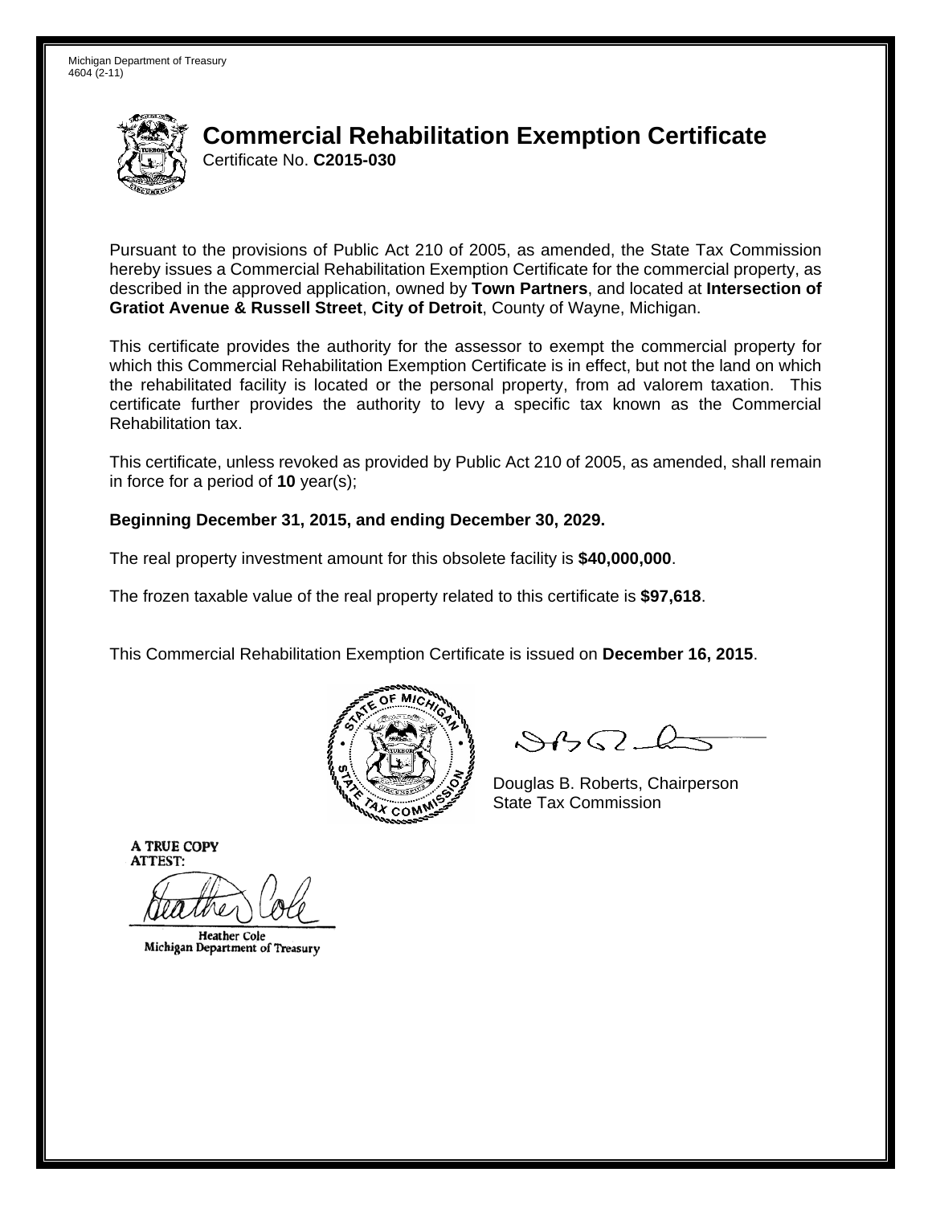Michigan Department of Treasury
4604 (2-11)

# Commercial Rehabilitation Exemption Certificate

Certificate No. **C2015-030**

Pursuant to the provisions of Public Act 210 of 2005, as amended, the State Tax Commission hereby issues a Commercial Rehabilitation Exemption Certificate for the commercial property, as described in the approved application, owned by **Town Partners**, and located at **Intersection of Gratiot Avenue & Russell Street**, **City of Detroit**, County of Wayne, Michigan.

This certificate provides the authority for the assessor to exempt the commercial property for which this Commercial Rehabilitation Exemption Certificate is in effect, but not the land on which the rehabilitated facility is located or the personal property, from ad valorem taxation. This certificate further provides the authority to levy a specific tax known as the Commercial Rehabilitation tax.

This certificate, unless revoked as provided by Public Act 210 of 2005, as amended, shall remain in force for a period of **10** year(s);

**Beginning December 31, 2015, and ending December 30, 2029.**

The real property investment amount for this obsolete facility is **$40,000,000**.

The frozen taxable value of the real property related to this certificate is **$97,618**.

This Commercial Rehabilitation Exemption Certificate is issued on **December 16, 2015**.

Douglas B. Roberts, Chairperson
State Tax Commission

A TRUE COPY
ATTEST:

Heather Cole
Michigan Department of Treasury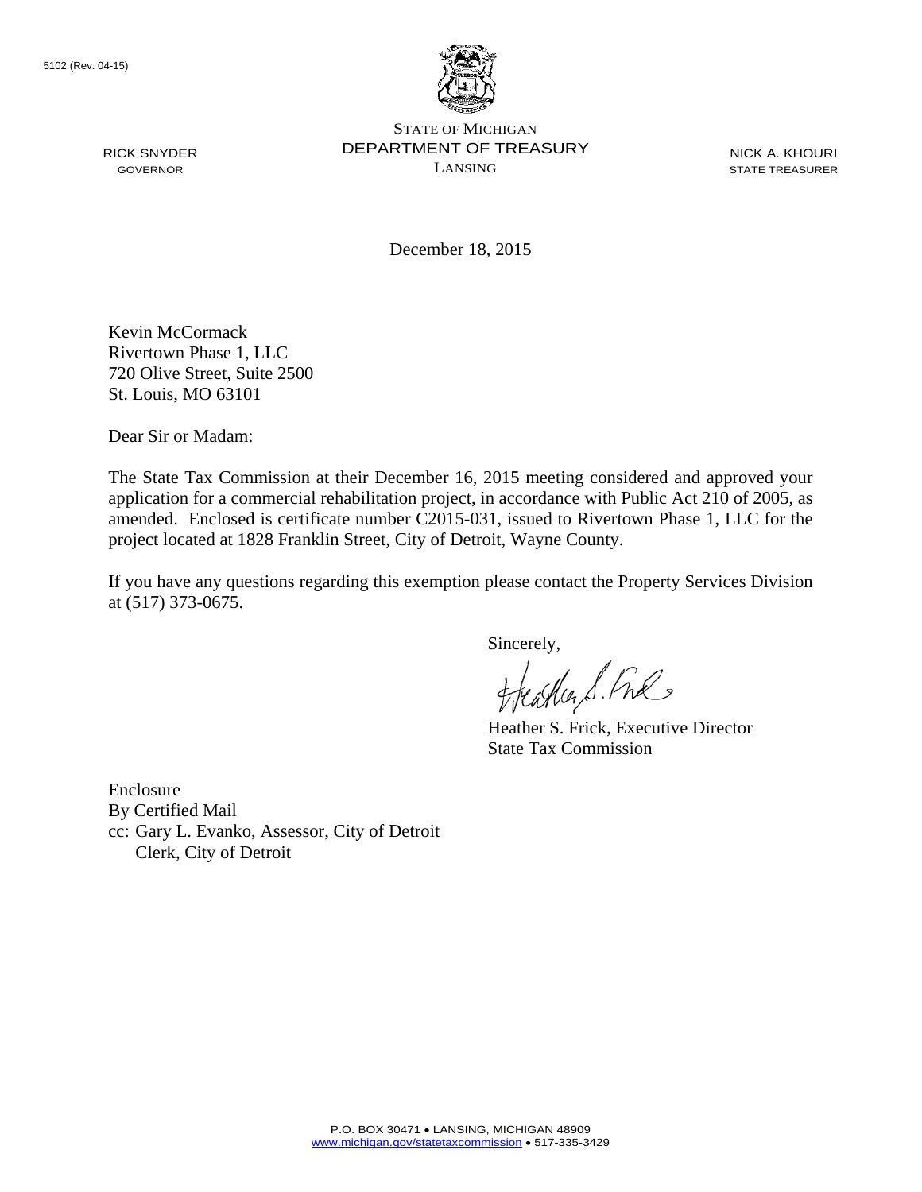5102 (Rev. 04-15)

RICK SNYDER
GOVERNOR

STATE OF MICHIGAN
DEPARTMENT OF TREASURY
LANSING

NICK A. KHOURI
STATE TREASURER

December 18, 2015

Kevin McCormack
Rivertown Phase 1, LLC
720 Olive Street, Suite 2500
St. Louis, MO 63101

Dear Sir or Madam:

The State Tax Commission at their December 16, 2015 meeting considered and approved your application for a commercial rehabilitation project, in accordance with Public Act 210 of 2005, as amended. Enclosed is certificate number C2015-031, issued to Rivertown Phase 1, LLC for the project located at 1828 Franklin Street, City of Detroit, Wayne County.

If you have any questions regarding this exemption please contact the Property Services Division at (517) 373-0675.

Sincerely,

Heather S. Frick, Executive Director
State Tax Commission

Enclosure
By Certified Mail
cc: Gary L. Evanko, Assessor, City of Detroit
Clerk, City of Detroit

P.O. BOX 30471 • LANSING, MICHIGAN 48909
www.michigan.gov/statetaxcommission • 517-335-3429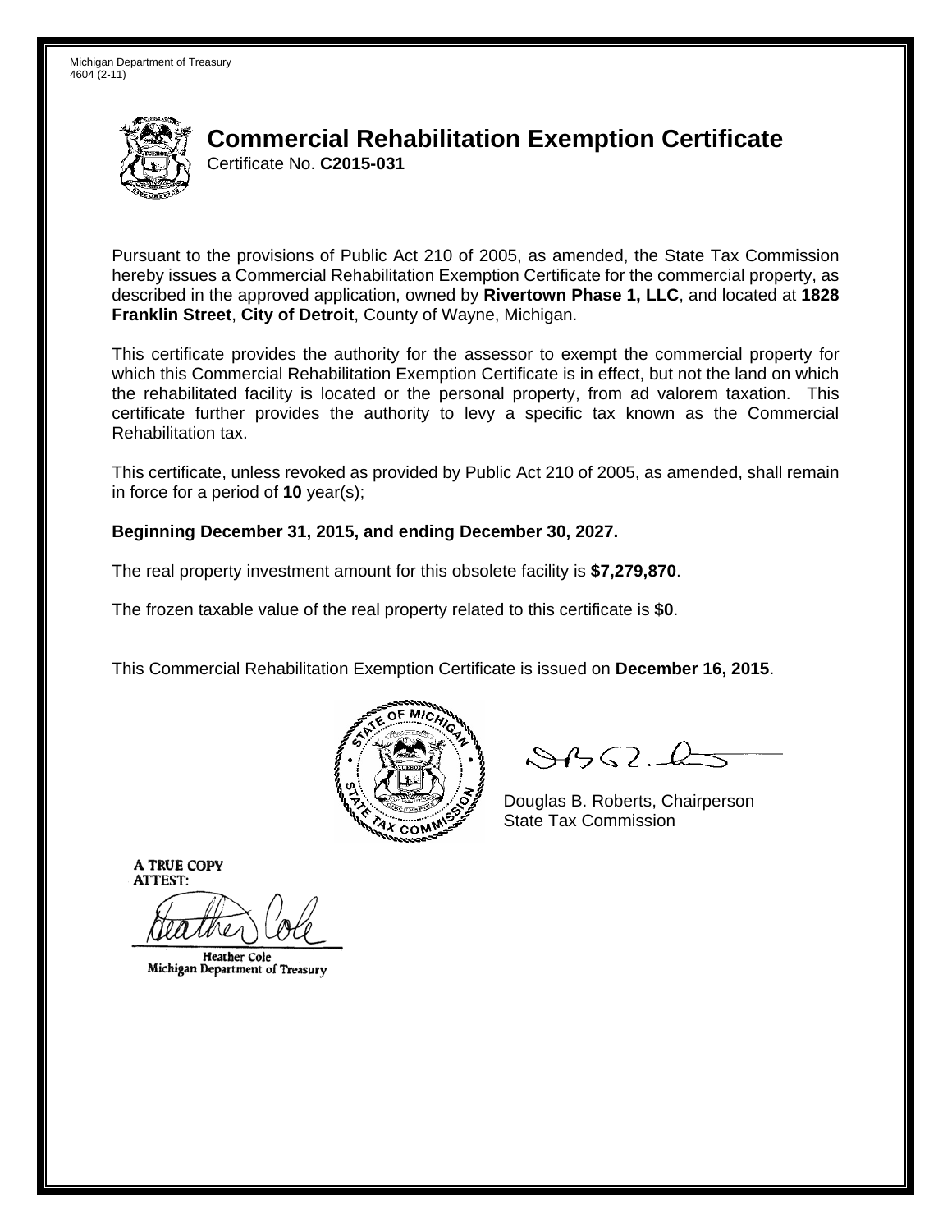Michigan Department of Treasury
4604 (2-11)

# Commercial Rehabilitation Exemption Certificate

Certificate No. **C2015-031**

Pursuant to the provisions of Public Act 210 of 2005, as amended, the State Tax Commission hereby issues a Commercial Rehabilitation Exemption Certificate for the commercial property, as described in the approved application, owned by **Rivertown Phase 1, LLC**, and located at **1828 Franklin Street**, **City of Detroit**, County of Wayne, Michigan.

This certificate provides the authority for the assessor to exempt the commercial property for which this Commercial Rehabilitation Exemption Certificate is in effect, but not the land on which the rehabilitated facility is located or the personal property, from ad valorem taxation. This certificate further provides the authority to levy a specific tax known as the Commercial Rehabilitation tax.

This certificate, unless revoked as provided by Public Act 210 of 2005, as amended, shall remain in force for a period of **10** year(s);

**Beginning December 31, 2015, and ending December 30, 2027.**

The real property investment amount for this obsolete facility is **$7,279,870**.

The frozen taxable value of the real property related to this certificate is **$0**.

This Commercial Rehabilitation Exemption Certificate is issued on **December 16, 2015**.

Douglas B. Roberts, Chairperson
State Tax Commission

A TRUE COPY
ATTEST:

Heather Cole
Michigan Department of Treasury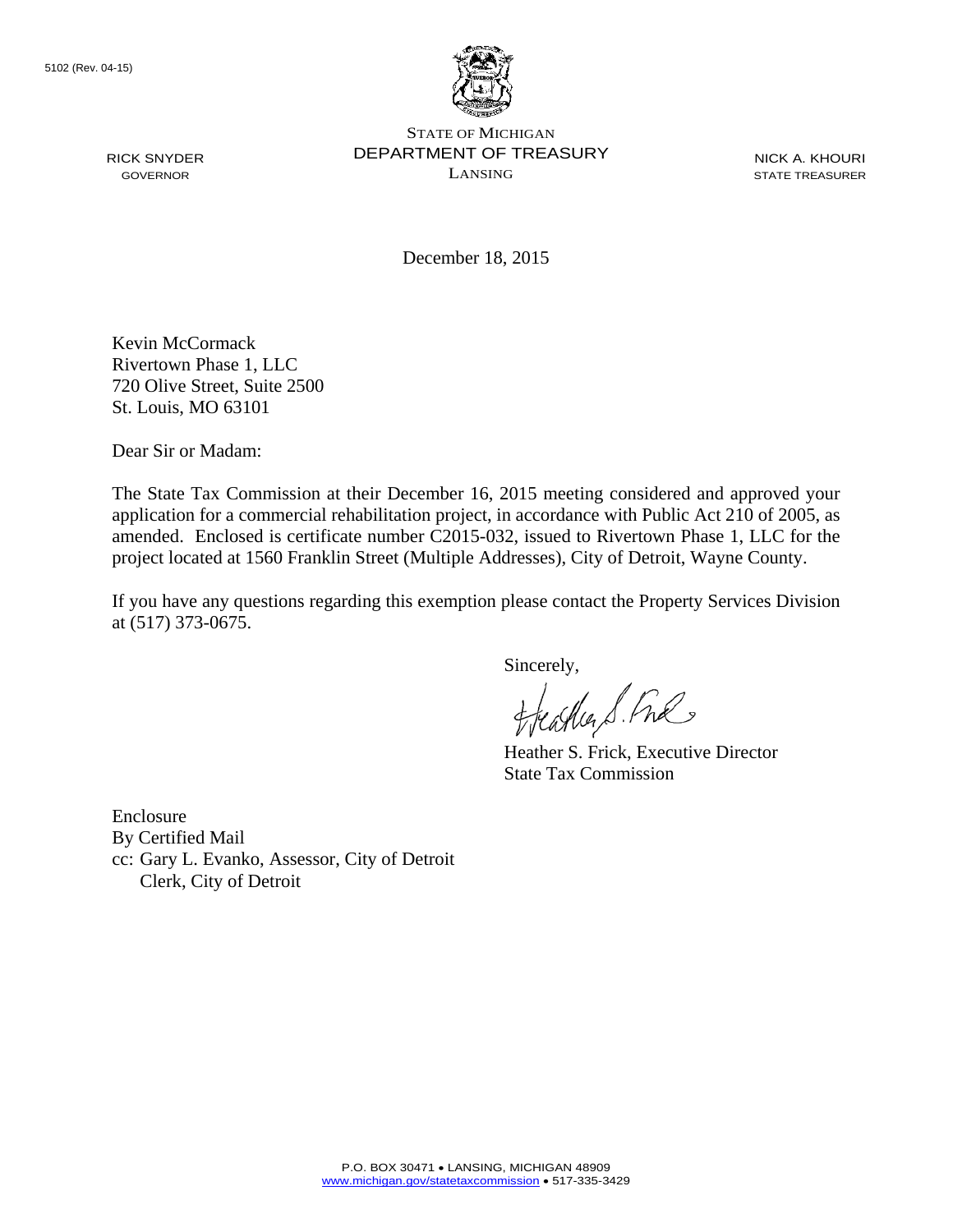5102 (Rev. 04-15)

STATE OF MICHIGAN
DEPARTMENT OF TREASURY
LANSING

RICK SNYDER
GOVERNOR

NICK A. KHOURI
STATE TREASURER

December 18, 2015

Kevin McCormack
Rivertown Phase 1, LLC
720 Olive Street, Suite 2500
St. Louis, MO 63101

Dear Sir or Madam:

The State Tax Commission at their December 16, 2015 meeting considered and approved your application for a commercial rehabilitation project, in accordance with Public Act 210 of 2005, as amended. Enclosed is certificate number C2015-032, issued to Rivertown Phase 1, LLC for the project located at 1560 Franklin Street (Multiple Addresses), City of Detroit, Wayne County.

If you have any questions regarding this exemption please contact the Property Services Division at (517) 373-0675.

Sincerely,

Heather S. Frick, Executive Director
State Tax Commission

Enclosure
By Certified Mail
cc: Gary L. Evanko, Assessor, City of Detroit
Clerk, City of Detroit

P.O. BOX 30471 • LANSING, MICHIGAN 48909
www.michigan.gov/statetaxcommission • 517-335-3429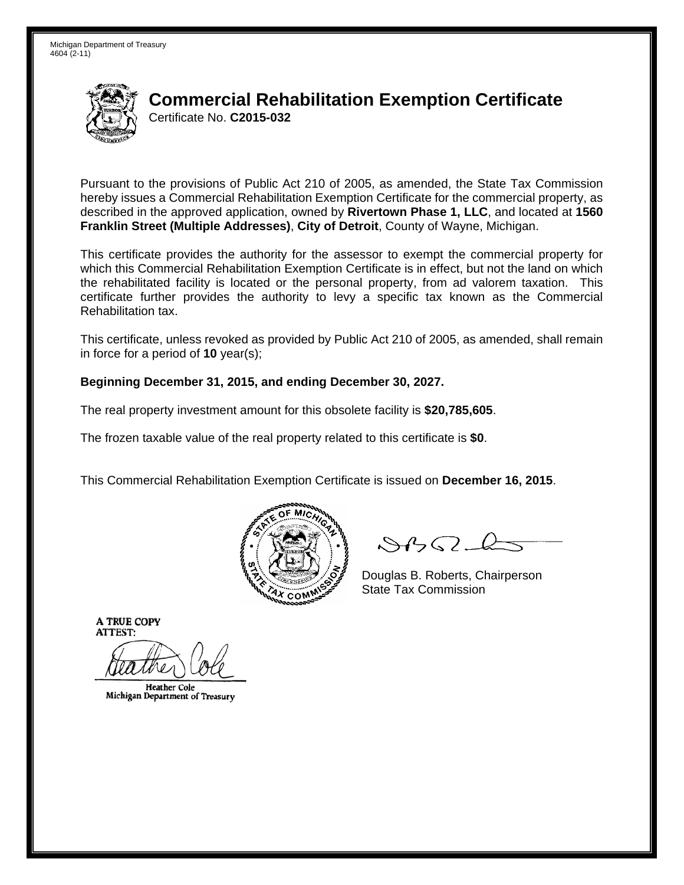Michigan Department of Treasury
4604 (2-11)

# Commercial Rehabilitation Exemption Certificate

Certificate No. **C2015-032**

Pursuant to the provisions of Public Act 210 of 2005, as amended, the State Tax Commission hereby issues a Commercial Rehabilitation Exemption Certificate for the commercial property, as described in the approved application, owned by **Rivertown Phase 1, LLC**, and located at **1560 Franklin Street (Multiple Addresses)**, **City of Detroit**, County of Wayne, Michigan.

This certificate provides the authority for the assessor to exempt the commercial property for which this Commercial Rehabilitation Exemption Certificate is in effect, but not the land on which the rehabilitated facility is located or the personal property, from ad valorem taxation. This certificate further provides the authority to levy a specific tax known as the Commercial Rehabilitation tax.

This certificate, unless revoked as provided by Public Act 210 of 2005, as amended, shall remain in force for a period of **10** year(s);

**Beginning December 31, 2015, and ending December 30, 2027.**

The real property investment amount for this obsolete facility is **$20,785,605**.

The frozen taxable value of the real property related to this certificate is **$0**.

This Commercial Rehabilitation Exemption Certificate is issued on **December 16, 2015**.

Douglas B. Roberts, Chairperson
State Tax Commission

A TRUE COPY
ATTEST:

Heather Cole
Michigan Department of Treasury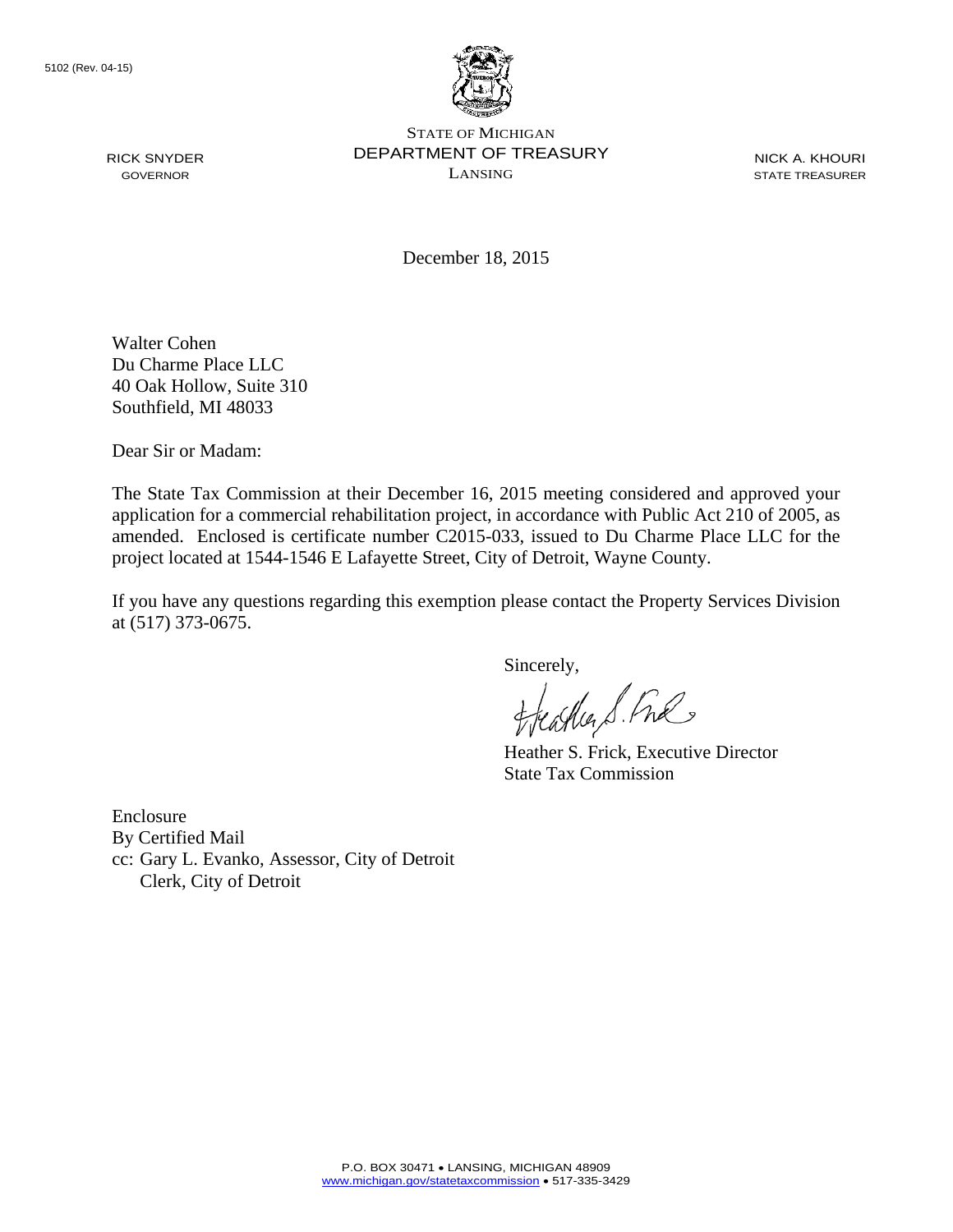5102 (Rev. 04-15)

STATE OF MICHIGAN
DEPARTMENT OF TREASURY
LANSING

RICK SNYDER
GOVERNOR

NICK A. KHOURI
STATE TREASURER

December 18, 2015

Walter Cohen
Du Charme Place LLC
40 Oak Hollow, Suite 310
Southfield, MI 48033

Dear Sir or Madam:

The State Tax Commission at their December 16, 2015 meeting considered and approved your application for a commercial rehabilitation project, in accordance with Public Act 210 of 2005, as amended. Enclosed is certificate number C2015-033, issued to Du Charme Place LLC for the project located at 1544-1546 E Lafayette Street, City of Detroit, Wayne County.

If you have any questions regarding this exemption please contact the Property Services Division at (517) 373-0675.

Sincerely,

Heather S. Frick, Executive Director
State Tax Commission

Enclosure
By Certified Mail
cc: Gary L. Evanko, Assessor, City of Detroit
Clerk, City of Detroit

P.O. BOX 30471 • LANSING, MICHIGAN 48909
www.michigan.gov/statetaxcommission • 517-335-3429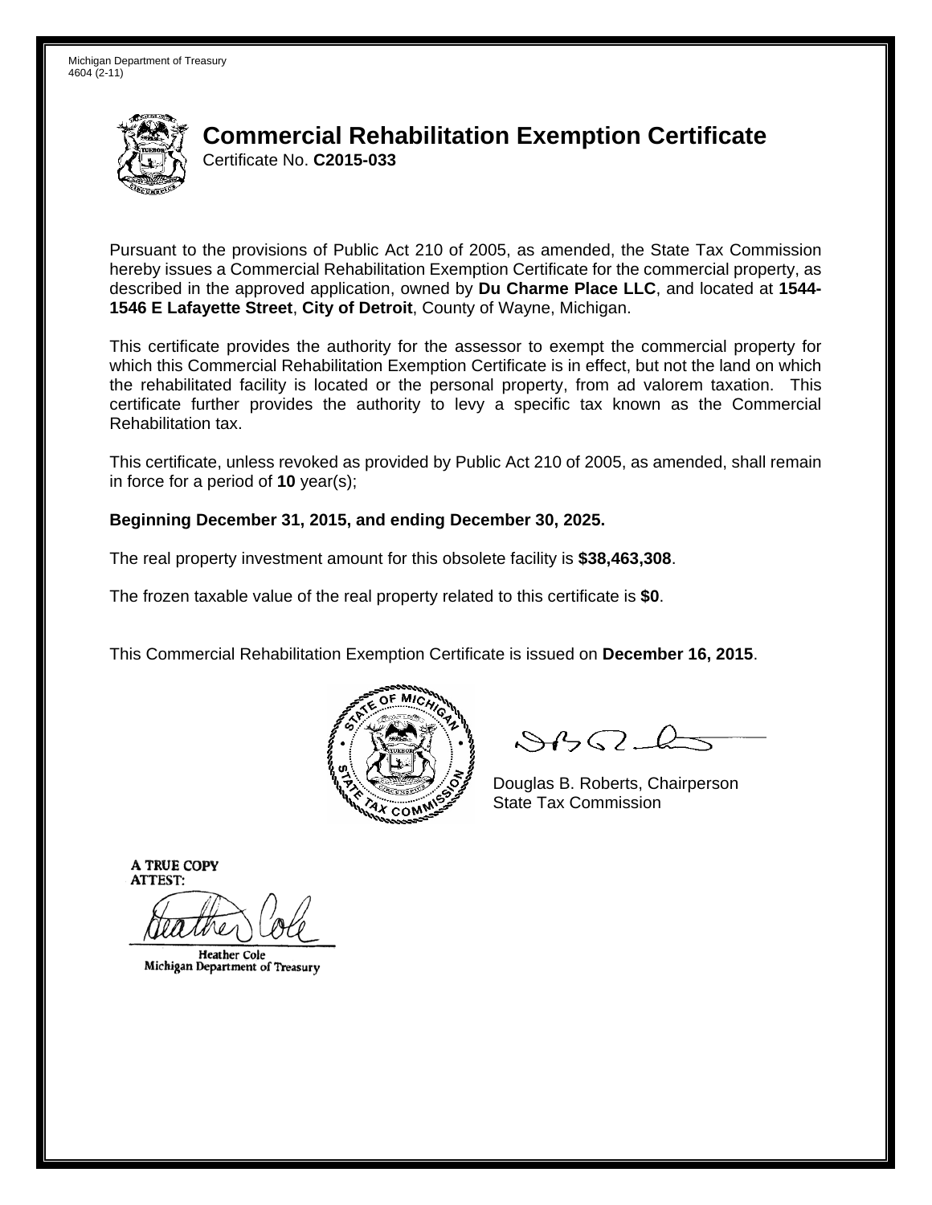Michigan Department of Treasury
4604 (2-11)

# Commercial Rehabilitation Exemption Certificate

Certificate No. **C2015-033**

Pursuant to the provisions of Public Act 210 of 2005, as amended, the State Tax Commission hereby issues a Commercial Rehabilitation Exemption Certificate for the commercial property, as described in the approved application, owned by **Du Charme Place LLC**, and located at **1544-1546 E Lafayette Street**, **City of Detroit**, County of Wayne, Michigan.

This certificate provides the authority for the assessor to exempt the commercial property for which this Commercial Rehabilitation Exemption Certificate is in effect, but not the land on which the rehabilitated facility is located or the personal property, from ad valorem taxation. This certificate further provides the authority to levy a specific tax known as the Commercial Rehabilitation tax.

This certificate, unless revoked as provided by Public Act 210 of 2005, as amended, shall remain in force for a period of **10** year(s);

**Beginning December 31, 2015, and ending December 30, 2025.**

The real property investment amount for this obsolete facility is **$38,463,308**.

The frozen taxable value of the real property related to this certificate is **$0**.

This Commercial Rehabilitation Exemption Certificate is issued on **December 16, 2015**.

Douglas B. Roberts, Chairperson
State Tax Commission

A TRUE COPY
ATTEST:

Heather Cole
Michigan Department of Treasury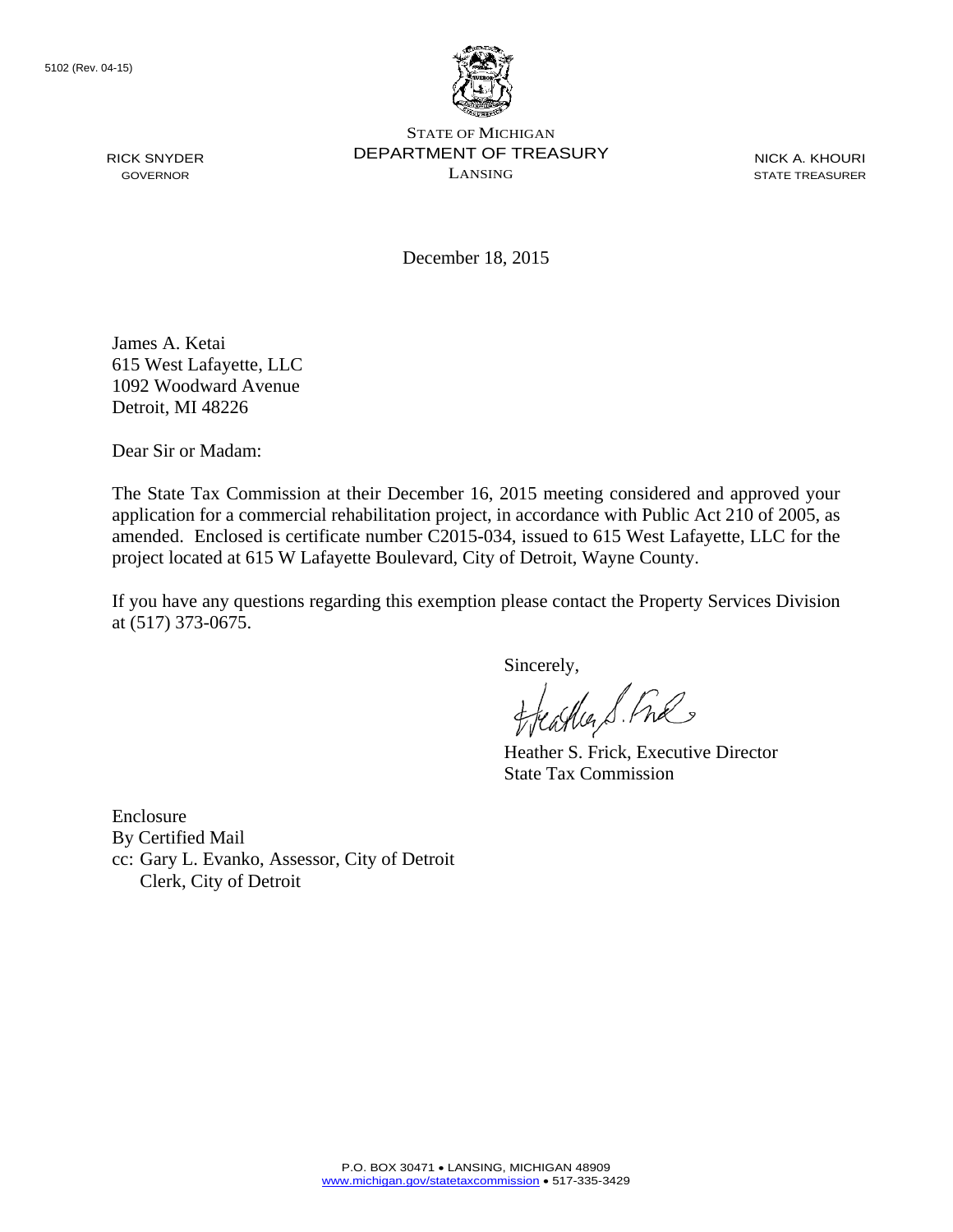5102 (Rev. 04-15)

STATE OF MICHIGAN
DEPARTMENT OF TREASURY
LANSING

RICK SNYDER
GOVERNOR

NICK A. KHOURI
STATE TREASURER

December 18, 2015

James A. Ketai
615 West Lafayette, LLC
1092 Woodward Avenue
Detroit, MI 48226

Dear Sir or Madam:

The State Tax Commission at their December 16, 2015 meeting considered and approved your application for a commercial rehabilitation project, in accordance with Public Act 210 of 2005, as amended. Enclosed is certificate number C2015-034, issued to 615 West Lafayette, LLC for the project located at 615 W Lafayette Boulevard, City of Detroit, Wayne County.

If you have any questions regarding this exemption please contact the Property Services Division at (517) 373-0675.

Sincerely,

Heather S. Frick, Executive Director
State Tax Commission

Enclosure
By Certified Mail
cc: Gary L. Evanko, Assessor, City of Detroit
    Clerk, City of Detroit

P.O. BOX 30471 • LANSING, MICHIGAN 48909
www.michigan.gov/statetaxcommission • 517-335-3429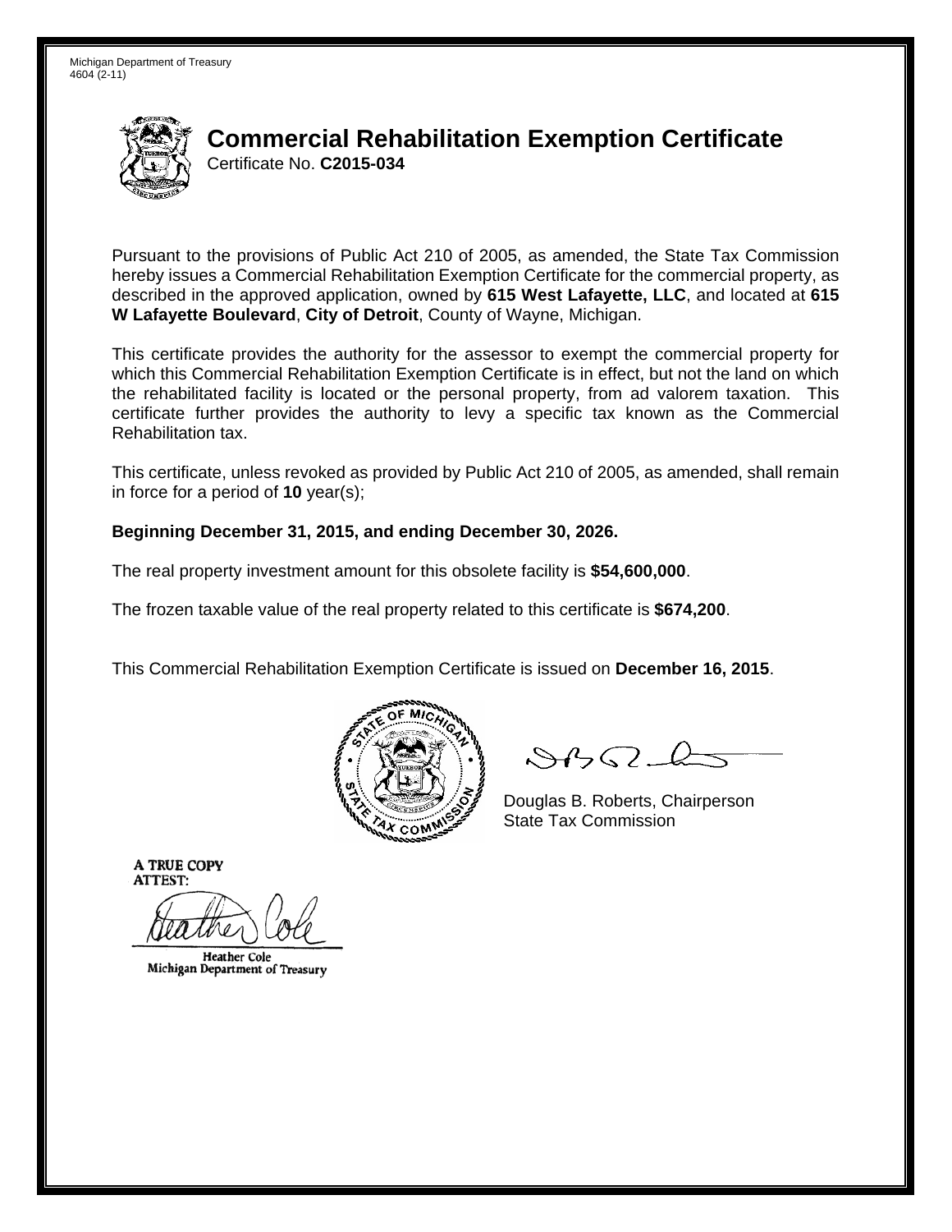Michigan Department of Treasury
4604 (2-11)

# Commercial Rehabilitation Exemption Certificate

Certificate No. **C2015-034**

Pursuant to the provisions of Public Act 210 of 2005, as amended, the State Tax Commission hereby issues a Commercial Rehabilitation Exemption Certificate for the commercial property, as described in the approved application, owned by **615 West Lafayette, LLC**, and located at **615 W Lafayette Boulevard**, **City of Detroit**, County of Wayne, Michigan.

This certificate provides the authority for the assessor to exempt the commercial property for which this Commercial Rehabilitation Exemption Certificate is in effect, but not the land on which the rehabilitated facility is located or the personal property, from ad valorem taxation. This certificate further provides the authority to levy a specific tax known as the Commercial Rehabilitation tax.

This certificate, unless revoked as provided by Public Act 210 of 2005, as amended, shall remain in force for a period of **10** year(s);

**Beginning December 31, 2015, and ending December 30, 2026.**

The real property investment amount for this obsolete facility is **$54,600,000**.

The frozen taxable value of the real property related to this certificate is **$674,200**.

This Commercial Rehabilitation Exemption Certificate is issued on **December 16, 2015**.

Douglas B. Roberts, Chairperson
State Tax Commission

A TRUE COPY
ATTEST:

Heather Cole
Michigan Department of Treasury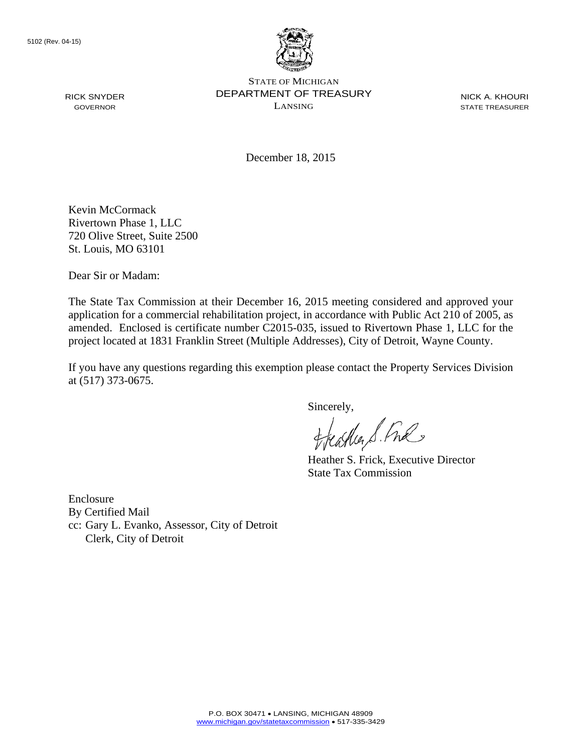5102 (Rev. 04-15)

STATE OF MICHIGAN
DEPARTMENT OF TREASURY
LANSING

RICK SNYDER
GOVERNOR

NICK A. KHOURI
STATE TREASURER

December 18, 2015

Kevin McCormack
Rivertown Phase 1, LLC
720 Olive Street, Suite 2500
St. Louis, MO 63101

Dear Sir or Madam:

The State Tax Commission at their December 16, 2015 meeting considered and approved your application for a commercial rehabilitation project, in accordance with Public Act 210 of 2005, as amended. Enclosed is certificate number C2015-035, issued to Rivertown Phase 1, LLC for the project located at 1831 Franklin Street (Multiple Addresses), City of Detroit, Wayne County.

If you have any questions regarding this exemption please contact the Property Services Division at (517) 373-0675.

Sincerely,

Heather S. Frick, Executive Director
State Tax Commission

Enclosure
By Certified Mail
cc: Gary L. Evanko, Assessor, City of Detroit
Clerk, City of Detroit

P.O. BOX 30471 • LANSING, MICHIGAN 48909
www.michigan.gov/statetaxcommission • 517-335-3429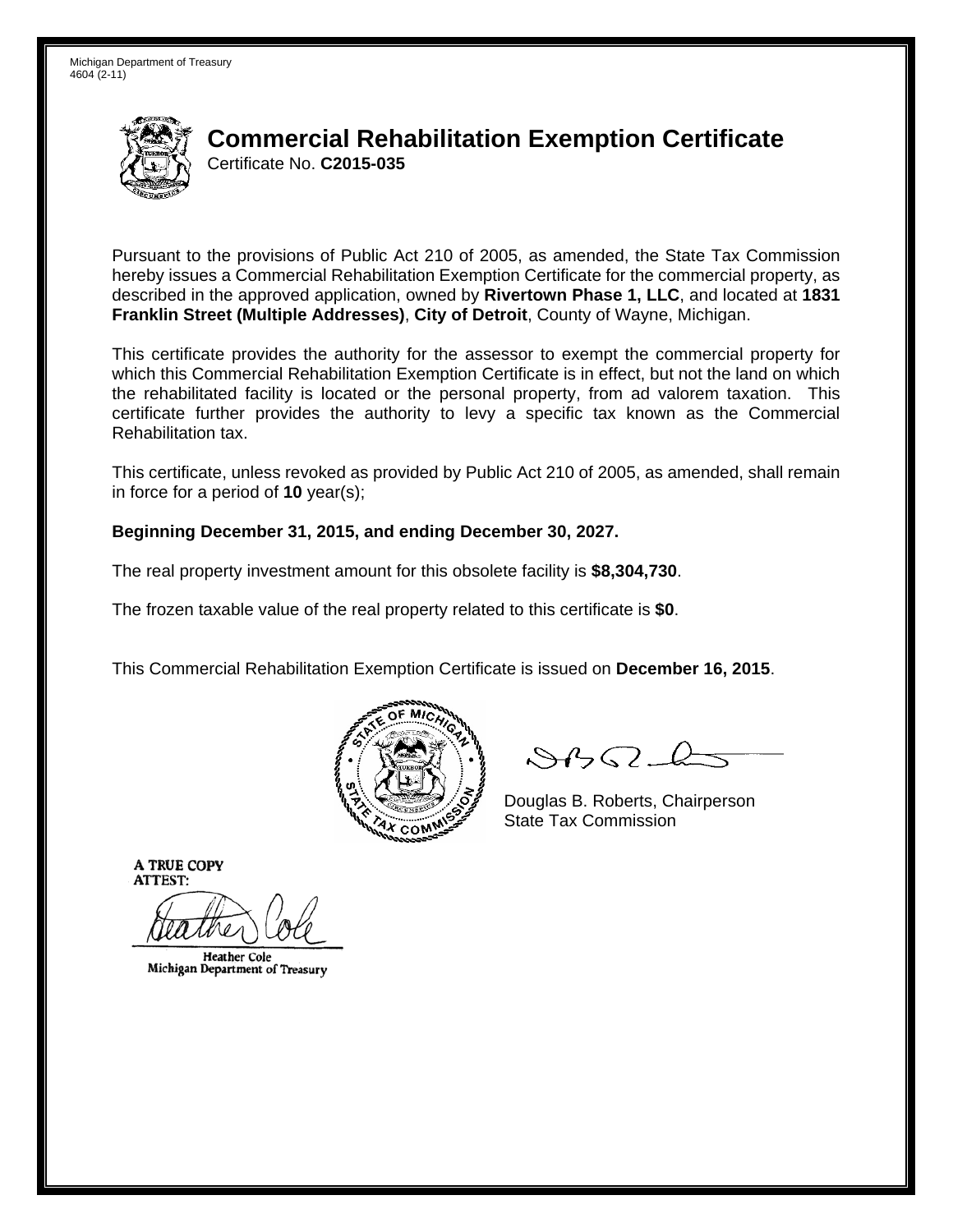Michigan Department of Treasury
4604 (2-11)

# Commercial Rehabilitation Exemption Certificate

Certificate No. **C2015-035**

Pursuant to the provisions of Public Act 210 of 2005, as amended, the State Tax Commission hereby issues a Commercial Rehabilitation Exemption Certificate for the commercial property, as described in the approved application, owned by **Rivertown Phase 1, LLC**, and located at **1831 Franklin Street (Multiple Addresses)**, **City of Detroit**, County of Wayne, Michigan.

This certificate provides the authority for the assessor to exempt the commercial property for which this Commercial Rehabilitation Exemption Certificate is in effect, but not the land on which the rehabilitated facility is located or the personal property, from ad valorem taxation. This certificate further provides the authority to levy a specific tax known as the Commercial Rehabilitation tax.

This certificate, unless revoked as provided by Public Act 210 of 2005, as amended, shall remain in force for a period of **10** year(s);

**Beginning December 31, 2015, and ending December 30, 2027.**

The real property investment amount for this obsolete facility is **$8,304,730**.

The frozen taxable value of the real property related to this certificate is **$0**.

This Commercial Rehabilitation Exemption Certificate is issued on **December 16, 2015**.

Douglas B. Roberts, Chairperson
State Tax Commission

A TRUE COPY
ATTEST:

Heather Cole
Michigan Department of Treasury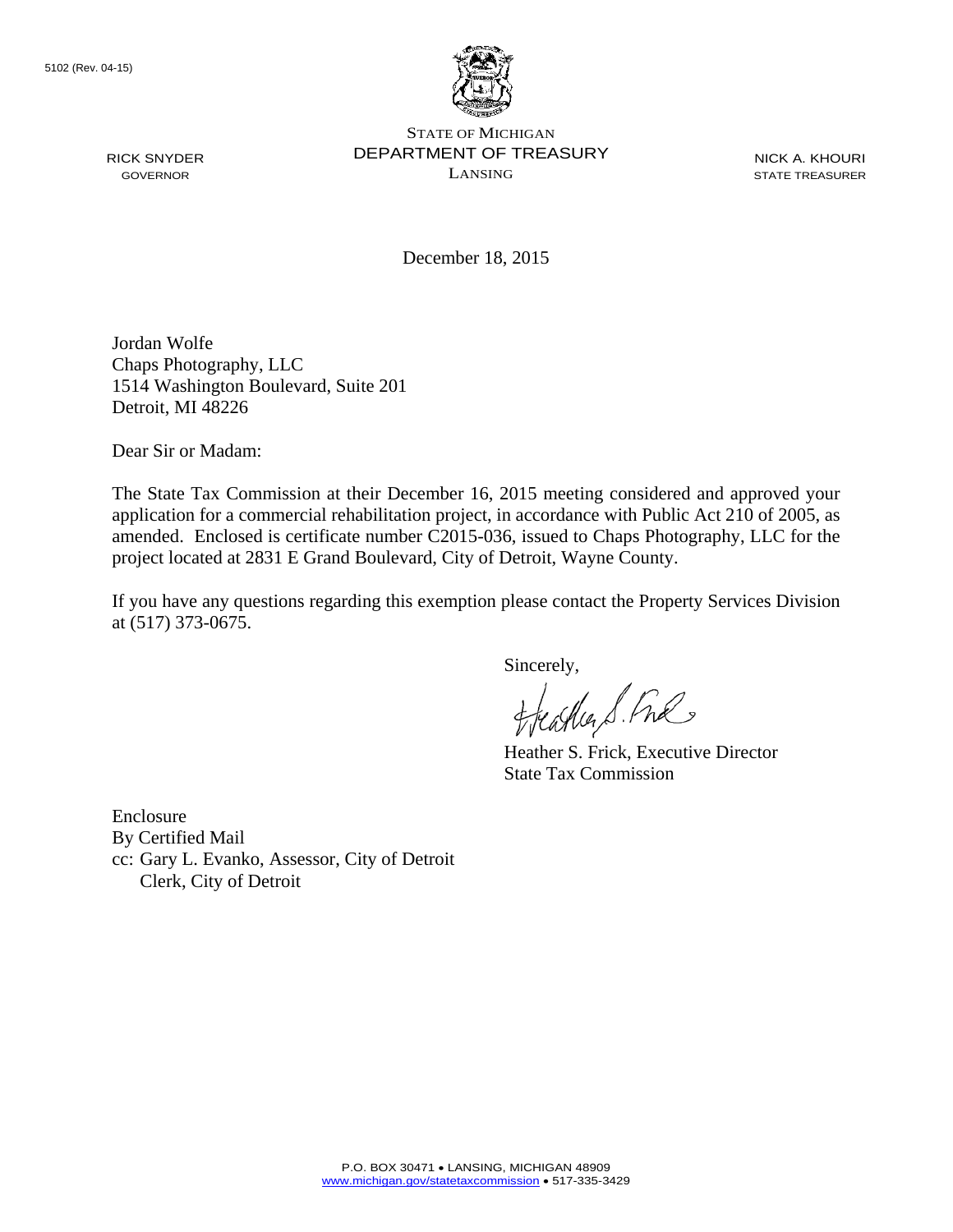5102 (Rev. 04-15)

STATE OF MICHIGAN
DEPARTMENT OF TREASURY
LANSING

RICK SNYDER
GOVERNOR

NICK A. KHOURI
STATE TREASURER

December 18, 2015

Jordan Wolfe
Chaps Photography, LLC
1514 Washington Boulevard, Suite 201
Detroit, MI 48226

Dear Sir or Madam:

The State Tax Commission at their December 16, 2015 meeting considered and approved your application for a commercial rehabilitation project, in accordance with Public Act 210 of 2005, as amended. Enclosed is certificate number C2015-036, issued to Chaps Photography, LLC for the project located at 2831 E Grand Boulevard, City of Detroit, Wayne County.

If you have any questions regarding this exemption please contact the Property Services Division at (517) 373-0675.

Sincerely,

Heather S. Frick, Executive Director
State Tax Commission

Enclosure
By Certified Mail
cc: Gary L. Evanko, Assessor, City of Detroit
Clerk, City of Detroit

P.O. BOX 30471 • LANSING, MICHIGAN 48909
www.michigan.gov/statetaxcommission • 517-335-3429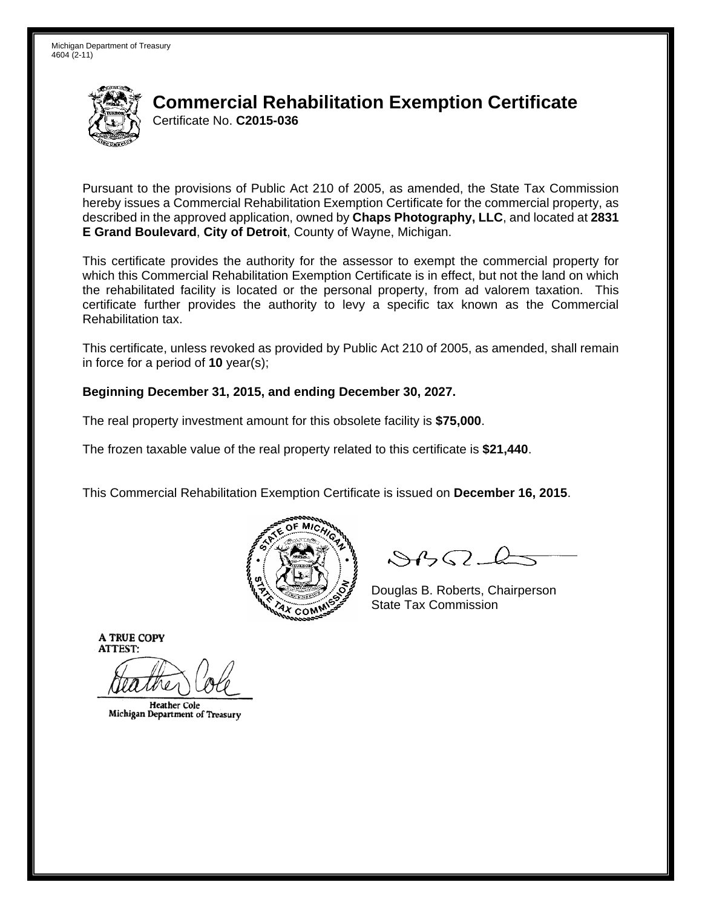Michigan Department of Treasury
4604 (2-11)

# Commercial Rehabilitation Exemption Certificate

Certificate No. **C2015-036**

Pursuant to the provisions of Public Act 210 of 2005, as amended, the State Tax Commission hereby issues a Commercial Rehabilitation Exemption Certificate for the commercial property, as described in the approved application, owned by **Chaps Photography, LLC**, and located at **2831 E Grand Boulevard**, **City of Detroit**, County of Wayne, Michigan.

This certificate provides the authority for the assessor to exempt the commercial property for which this Commercial Rehabilitation Exemption Certificate is in effect, but not the land on which the rehabilitated facility is located or the personal property, from ad valorem taxation. This certificate further provides the authority to levy a specific tax known as the Commercial Rehabilitation tax.

This certificate, unless revoked as provided by Public Act 210 of 2005, as amended, shall remain in force for a period of **10** year(s);

**Beginning December 31, 2015, and ending December 30, 2027.**

The real property investment amount for this obsolete facility is **$75,000**.

The frozen taxable value of the real property related to this certificate is **$21,440**.

This Commercial Rehabilitation Exemption Certificate is issued on **December 16, 2015**.

Douglas B. Roberts, Chairperson
State Tax Commission

A TRUE COPY
ATTEST:

Heather Cole
Michigan Department of Treasury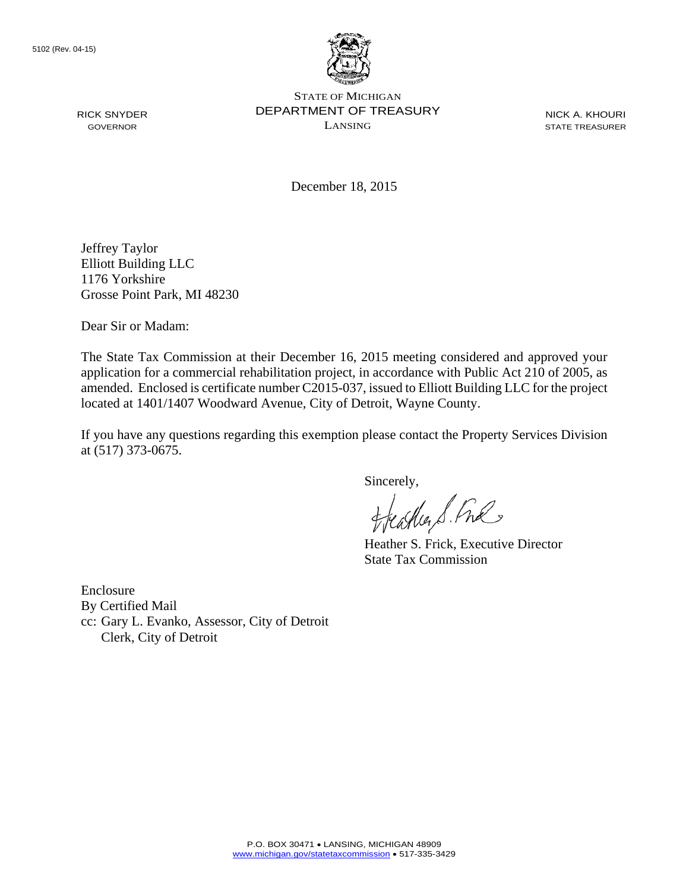5102 (Rev. 04-15)

RICK SNYDER
GOVERNOR

STATE OF MICHIGAN
DEPARTMENT OF TREASURY
LANSING

NICK A. KHOURI
STATE TREASURER

December 18, 2015

Jeffrey Taylor
Elliott Building LLC
1176 Yorkshire
Grosse Point Park, MI 48230

Dear Sir or Madam:

The State Tax Commission at their December 16, 2015 meeting considered and approved your application for a commercial rehabilitation project, in accordance with Public Act 210 of 2005, as amended. Enclosed is certificate number C2015-037, issued to Elliott Building LLC for the project located at 1401/1407 Woodward Avenue, City of Detroit, Wayne County.

If you have any questions regarding this exemption please contact the Property Services Division at (517) 373-0675.

Sincerely,

Heather S. Frick, Executive Director
State Tax Commission

Enclosure
By Certified Mail
cc: Gary L. Evanko, Assessor, City of Detroit
Clerk, City of Detroit

P.O. BOX 30471 • LANSING, MICHIGAN 48909
www.michigan.gov/statetaxcommission • 517-335-3429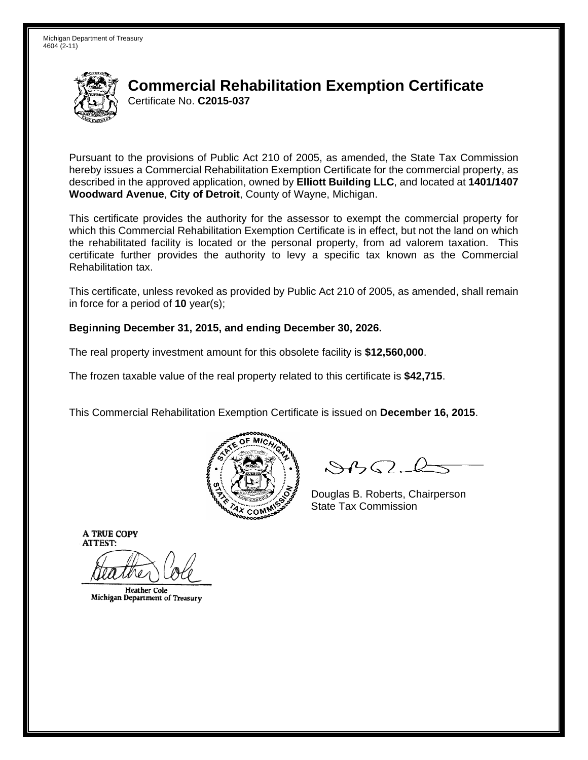Michigan Department of Treasury
4604 (2-11)

# Commercial Rehabilitation Exemption Certificate

Certificate No. **C2015-037**

Pursuant to the provisions of Public Act 210 of 2005, as amended, the State Tax Commission hereby issues a Commercial Rehabilitation Exemption Certificate for the commercial property, as described in the approved application, owned by **Elliott Building LLC**, and located at **1401/1407 Woodward Avenue**, **City of Detroit**, County of Wayne, Michigan.

This certificate provides the authority for the assessor to exempt the commercial property for which this Commercial Rehabilitation Exemption Certificate is in effect, but not the land on which the rehabilitated facility is located or the personal property, from ad valorem taxation. This certificate further provides the authority to levy a specific tax known as the Commercial Rehabilitation tax.

This certificate, unless revoked as provided by Public Act 210 of 2005, as amended, shall remain in force for a period of **10** year(s);

**Beginning December 31, 2015, and ending December 30, 2026.**

The real property investment amount for this obsolete facility is **$12,560,000**.

The frozen taxable value of the real property related to this certificate is **$42,715**.

This Commercial Rehabilitation Exemption Certificate is issued on **December 16, 2015**.

Douglas B. Roberts, Chairperson
State Tax Commission

A TRUE COPY
ATTEST:

Heather Cole
Michigan Department of Treasury